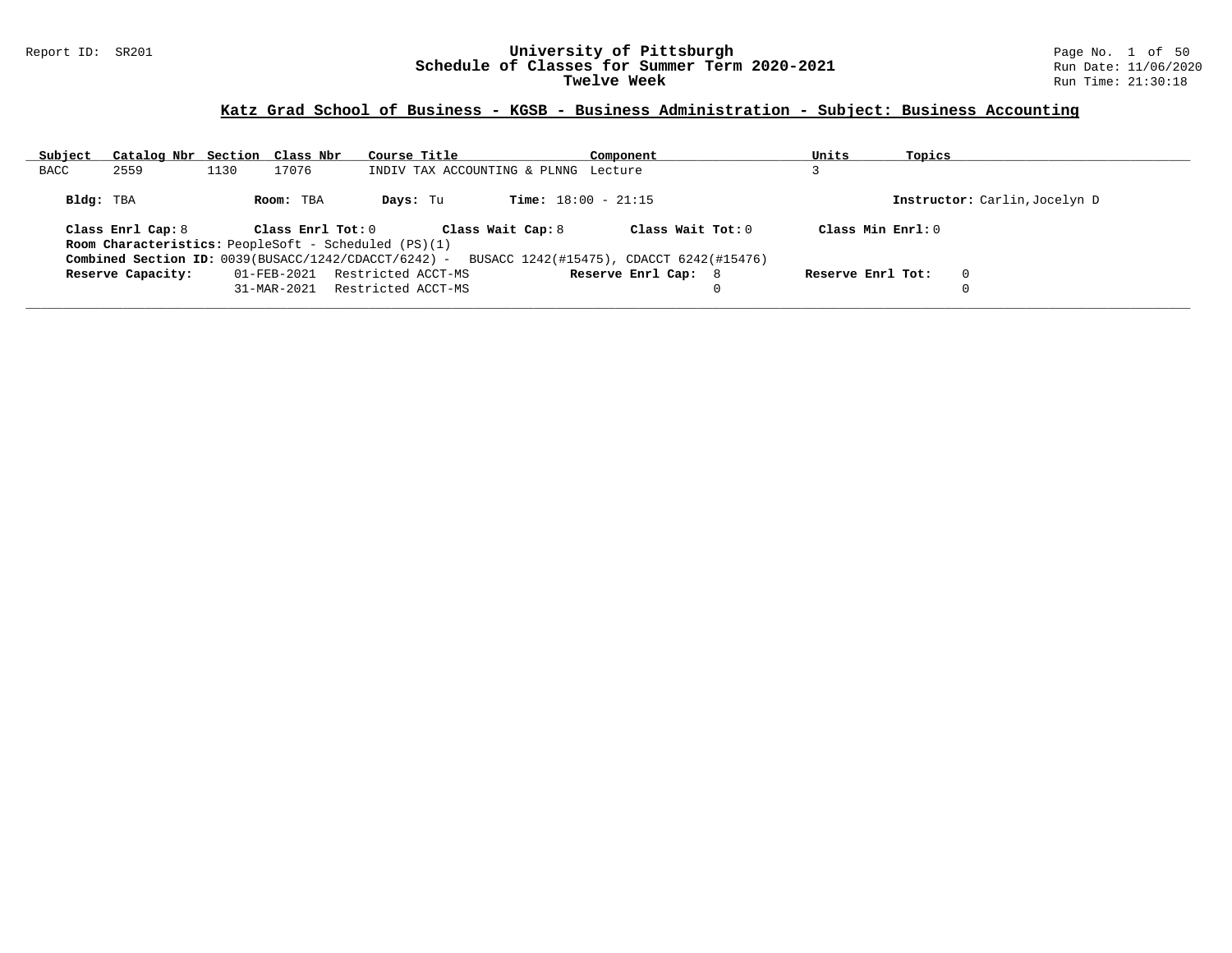# University of Pittsburgh
## Schedule of Classes for Summer Term 2020-2021
### Twelve Week

Report ID: SR201

Run Date: 11/06/2020

Run Time: 21:30:18

## Katz Grad School of Business - KGSB - Business Administration - Subject: Business Accounting

| Subject | Catalog Nbr | Section | Class Nbr | Course Title | Component | Units | Topics |
|---|---|---|---|---|---|---|---|
| BACC | 2559 | 1130 | 17076 | INDIV TAX ACCOUNTING & PLNNG | Lecture | 3 | |

**Bldg:** TBA **Room:** TBA **Days:** Tu **Time:** 18:00 - 21:15 **Instructor:** Carlin,Jocelyn D

**Class Enrl Cap:** 8 **Class Enrl Tot:** 0 **Class Wait Cap:** 8 **Class Wait Tot:** 0 **Class Min Enrl:** 0

**Room Characteristics:** PeopleSoft - Scheduled (PS)(1)

**Combined Section ID:** 0039(BUSACC/1242/CDACCT/6242) - BUSACC 1242(#15475), CDACCT 6242(#15476)

| Reserve Capacity: | Date | Restriction | Reserve Enrl Cap: | Reserve Enrl Tot: |
|---|---|---|---|---|
| | 01-FEB-2021 | Restricted ACCT-MS | 8 | 0 |
| | 31-MAR-2021 | Restricted ACCT-MS | 0 | 0 |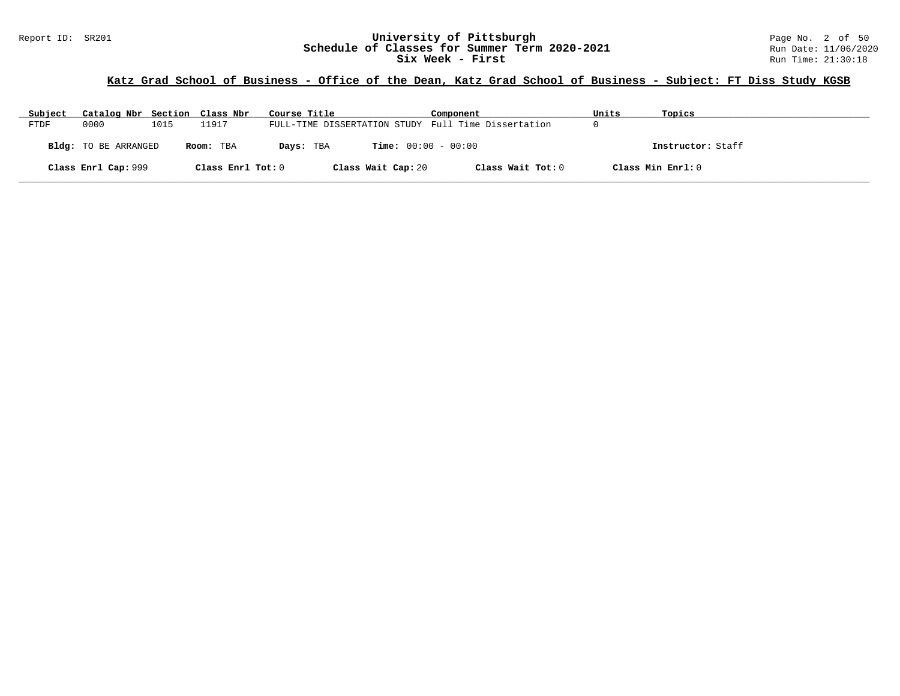## University of Pittsburgh
## Schedule of Classes for Summer Term 2020-2021
## Six Week - First

Report ID: SR201

### Katz Grad School of Business - Office of the Dean, Katz Grad School of Business - Subject: FT Diss Study KGSB

| Subject | Catalog Nbr | Section | Class Nbr | Course Title | Component | Units | Topics |
|---|---|---|---|---|---|---|---|
| FTDF | 0000 | 1015 | 11917 | FULL-TIME DISSERTATION STUDY | Full Time Dissertation | 0 | |

**Bldg:** TO BE ARRANGED **Room:** TBA **Days:** TBA **Time:** 00:00 - 00:00 **Instructor:** Staff

**Class Enrl Cap:** 999 **Class Enrl Tot:** 0 **Class Wait Cap:** 20 **Class Wait Tot:** 0 **Class Min Enrl:** 0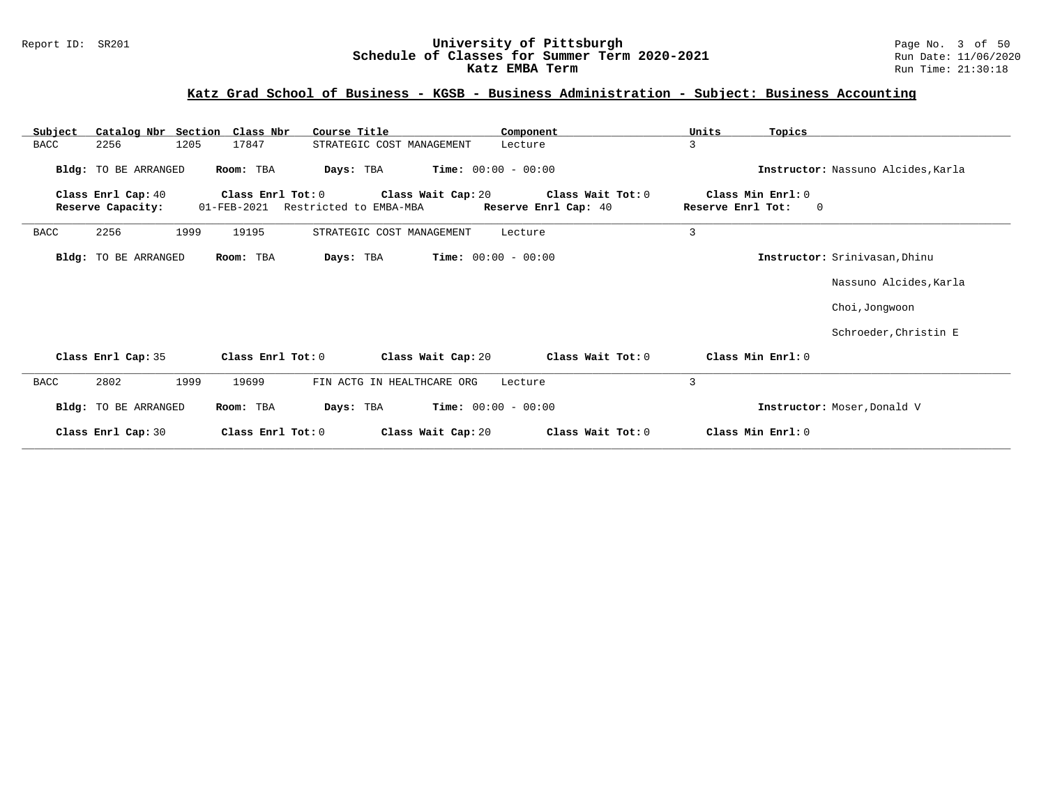# University of Pittsburgh
## Schedule of Classes for Summer Term 2020-2021
## Katz EMBA Term

Report ID: SR201 | Run Date: 11/06/2020 | Run Time: 21:30:18

### Katz Grad School of Business - KGSB - Business Administration - Subject: Business Accounting

| Subject | Catalog Nbr | Section | Class Nbr | Course Title | Component | Units | Topics |
|---|---|---|---|---|---|---|---|
| BACC | 2256 | 1205 | 17847 | STRATEGIC COST MANAGEMENT | Lecture | 3 | |

**Bldg:** TO BE ARRANGED **Room:** TBA **Days:** TBA **Time:** 00:00 - 00:00 **Instructor:** Nassuno Alcides,Karla

**Class Enrl Cap:** 40 **Class Enrl Tot:** 0 **Class Wait Cap:** 20 **Class Wait Tot:** 0 **Class Min Enrl:** 0
**Reserve Capacity:** 01-FEB-2021 Restricted to EMBA-MBA **Reserve Enrl Cap:** 40 **Reserve Enrl Tot:** 0

---

| Subject | Catalog Nbr | Section | Class Nbr | Course Title | Component | Units | Topics |
|---|---|---|---|---|---|---|---|
| BACC | 2256 | 1999 | 19195 | STRATEGIC COST MANAGEMENT | Lecture | 3 | |

**Bldg:** TO BE ARRANGED **Room:** TBA **Days:** TBA **Time:** 00:00 - 00:00 **Instructor:** Srinivasan,Dhinu
Nassuno Alcides,Karla
Choi,Jongwoon
Schroeder,Christin E

**Class Enrl Cap:** 35 **Class Enrl Tot:** 0 **Class Wait Cap:** 20 **Class Wait Tot:** 0 **Class Min Enrl:** 0

---

| Subject | Catalog Nbr | Section | Class Nbr | Course Title | Component | Units | Topics |
|---|---|---|---|---|---|---|---|
| BACC | 2802 | 1999 | 19699 | FIN ACTG IN HEALTHCARE ORG | Lecture | 3 | |

**Bldg:** TO BE ARRANGED **Room:** TBA **Days:** TBA **Time:** 00:00 - 00:00 **Instructor:** Moser,Donald V

**Class Enrl Cap:** 30 **Class Enrl Tot:** 0 **Class Wait Cap:** 20 **Class Wait Tot:** 0 **Class Min Enrl:** 0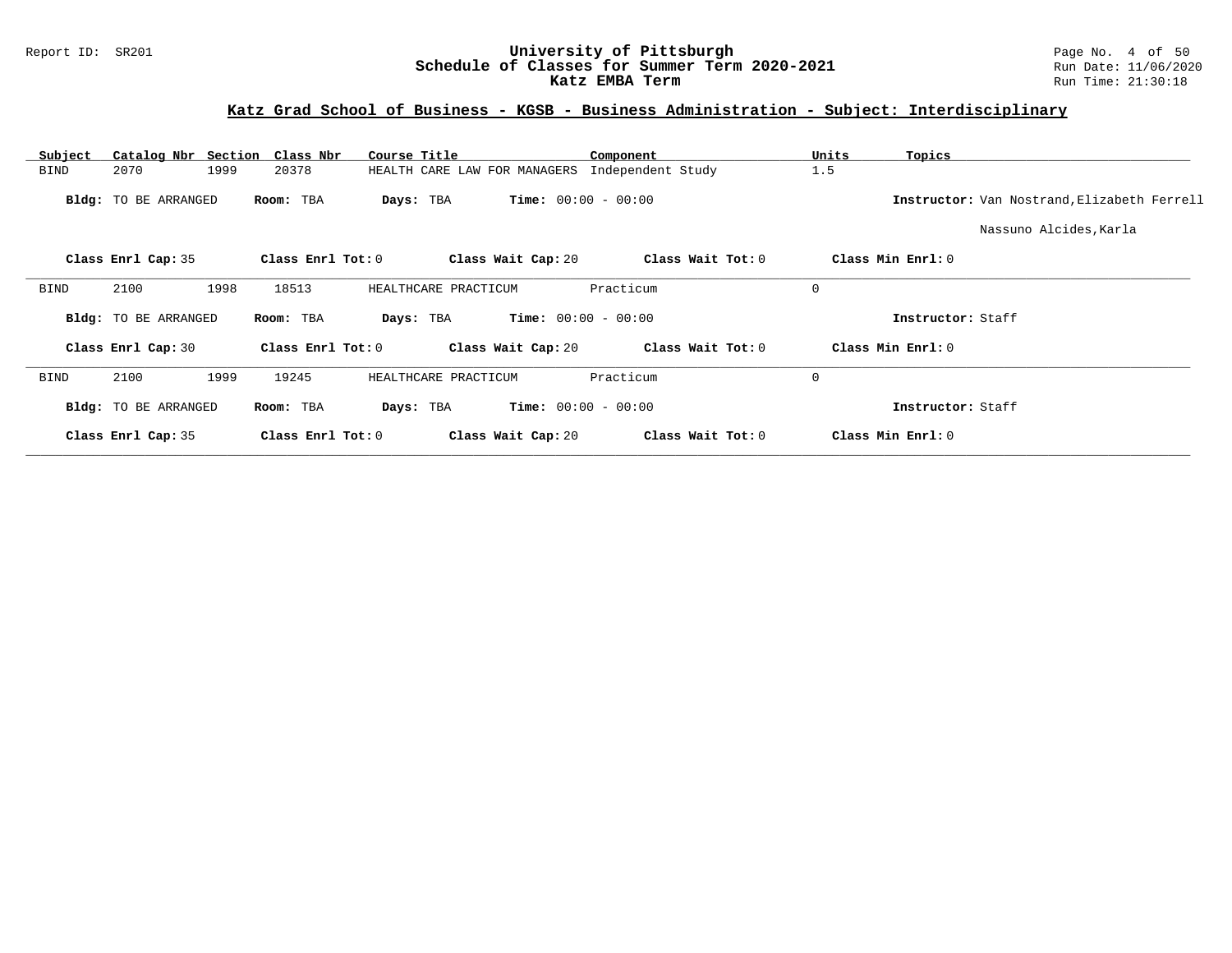## Katz Grad School of Business - KGSB - Business Administration - Subject: Interdisciplinary

| Subject | Catalog Nbr | Section | Class Nbr | Course Title | Component | Units | Topics |
|---|---|---|---|---|---|---|---|
| BIND | 2070 | 1999 | 20378 | HEALTH CARE LAW FOR MANAGERS | Independent Study | 1.5 | |

**Bldg:** TO BE ARRANGED **Room:** TBA **Days:** TBA **Time:** 00:00 - 00:00 **Instructor:** Van Nostrand,Elizabeth Ferrell

Nassuno Alcides,Karla

**Class Enrl Cap:** 35 **Class Enrl Tot:** 0 **Class Wait Cap:** 20 **Class Wait Tot:** 0 **Class Min Enrl:** 0

---

| Subject | Catalog Nbr | Section | Class Nbr | Course Title | Component | Units | Topics |
|---|---|---|---|---|---|---|---|
| BIND | 2100 | 1998 | 18513 | HEALTHCARE PRACTICUM | Practicum | 0 | |

**Bldg:** TO BE ARRANGED **Room:** TBA **Days:** TBA **Time:** 00:00 - 00:00 **Instructor:** Staff

**Class Enrl Cap:** 30 **Class Enrl Tot:** 0 **Class Wait Cap:** 20 **Class Wait Tot:** 0 **Class Min Enrl:** 0

---

| Subject | Catalog Nbr | Section | Class Nbr | Course Title | Component | Units | Topics |
|---|---|---|---|---|---|---|---|
| BIND | 2100 | 1999 | 19245 | HEALTHCARE PRACTICUM | Practicum | 0 | |

**Bldg:** TO BE ARRANGED **Room:** TBA **Days:** TBA **Time:** 00:00 - 00:00 **Instructor:** Staff

**Class Enrl Cap:** 35 **Class Enrl Tot:** 0 **Class Wait Cap:** 20 **Class Wait Tot:** 0 **Class Min Enrl:** 0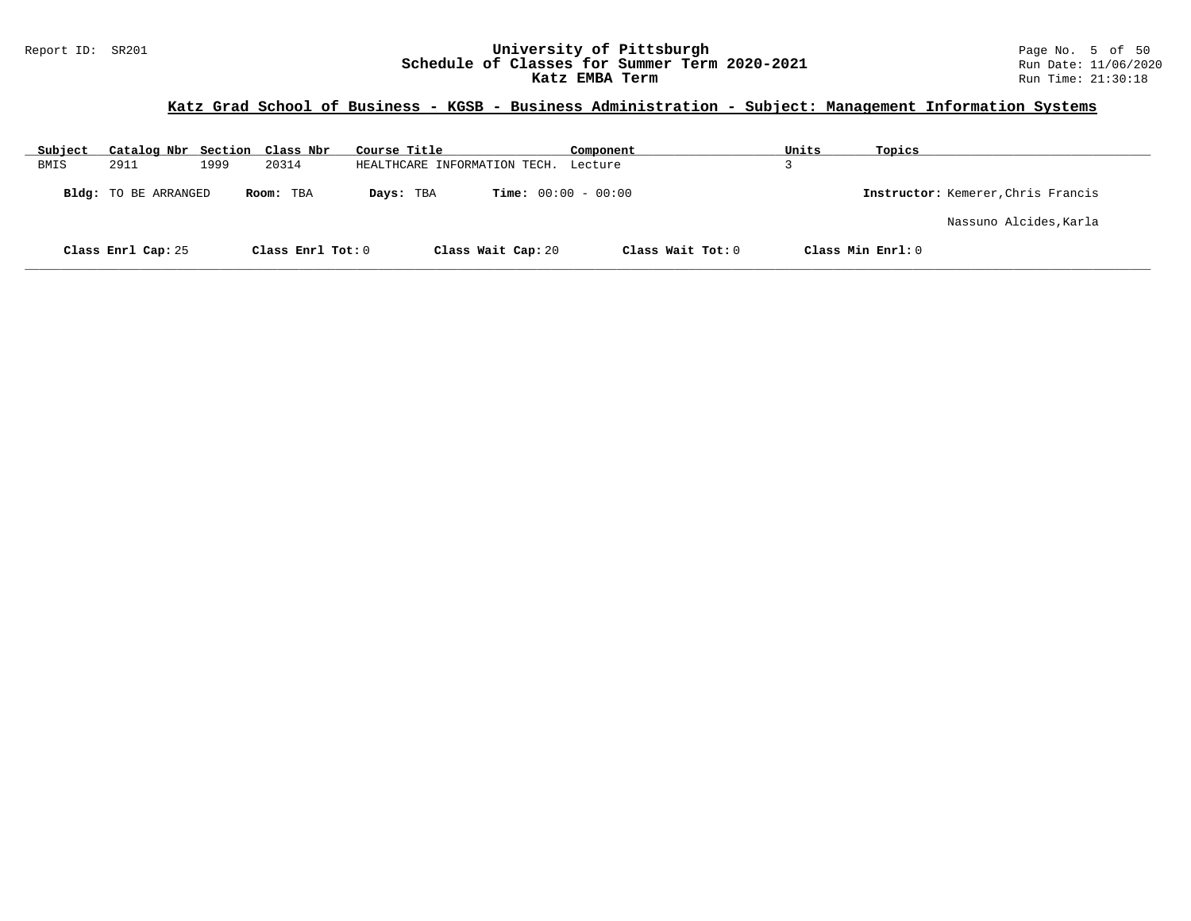# University of Pittsburgh
## Schedule of Classes for Summer Term 2020-2021
### Katz EMBA Term

Report ID: SR201

Run Date: 11/06/2020
Run Time: 21:30:18

## Katz Grad School of Business - KGSB - Business Administration - Subject: Management Information Systems

| Subject | Catalog Nbr | Section | Class Nbr | Course Title | Component | Units | Topics |
|---|---|---|---|---|---|---|---|
| BMIS | 2911 | 1999 | 20314 | HEALTHCARE INFORMATION TECH. | Lecture | 3 | |

**Bldg:** TO BE ARRANGED **Room:** TBA **Days:** TBA **Time:** 00:00 - 00:00 **Instructor:** Kemerer,Chris Francis

Nassuno Alcides,Karla

**Class Enrl Cap:** 25 **Class Enrl Tot:** 0 **Class Wait Cap:** 20 **Class Wait Tot:** 0 **Class Min Enrl:** 0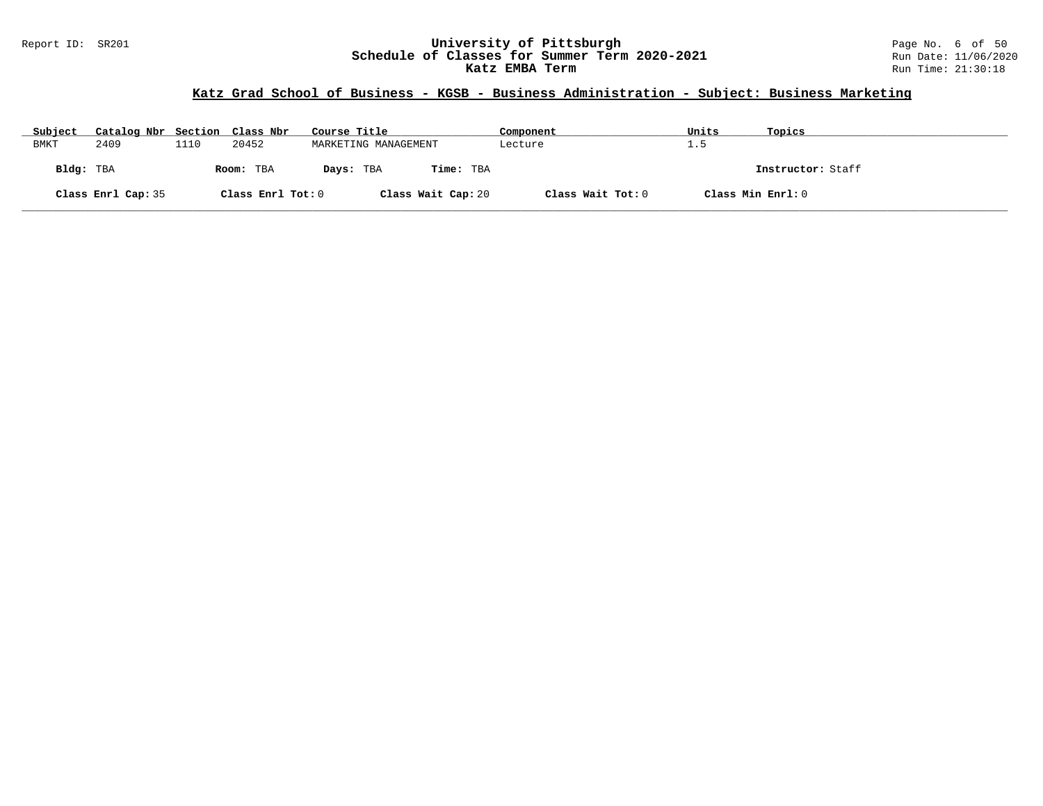## Katz Grad School of Business - KGSB - Business Administration - Subject: Business Marketing

| Subject | Catalog Nbr | Section | Class Nbr | Course Title | Component | Units | Topics |
|---|---|---|---|---|---|---|---|
| BMKT | 2409 | 1110 | 20452 | MARKETING MANAGEMENT | Lecture | 1.5 | |

**Bldg:** TBA **Room:** TBA **Days:** TBA **Time:** TBA **Instructor:** Staff

**Class Enrl Cap:** 35 **Class Enrl Tot:** 0 **Class Wait Cap:** 20 **Class Wait Tot:** 0 **Class Min Enrl:** 0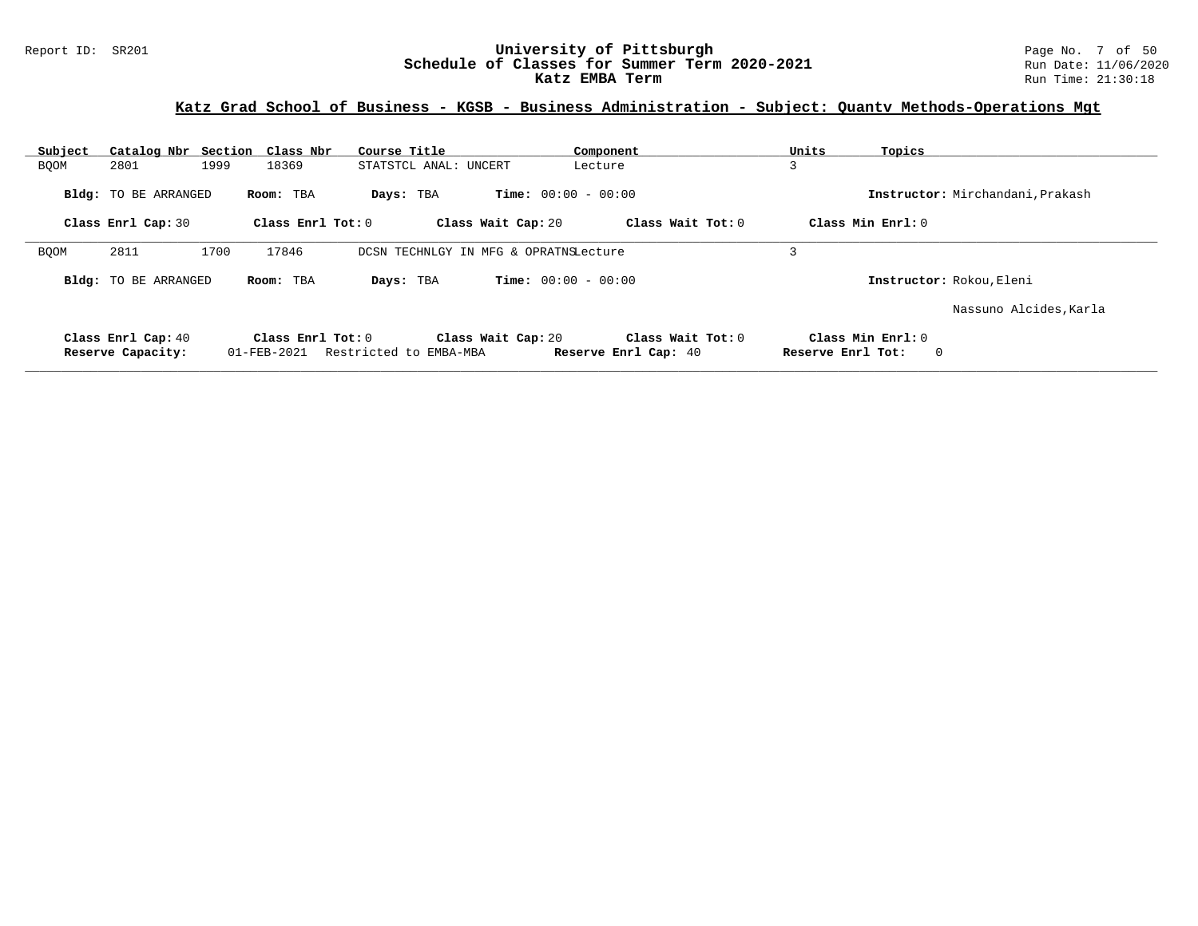# University of Pittsburgh
## Schedule of Classes for Summer Term 2020-2021
## Katz EMBA Term

Report ID: SR201

Run Date: 11/06/2020
Run Time: 21:30:18

### Katz Grad School of Business - KGSB - Business Administration - Subject: Quantv Methods-Operations Mgt

| Subject | Catalog Nbr | Section | Class Nbr | Course Title | Component | Units | Topics |
|---|---|---|---|---|---|---|---|
| BQOM | 2801 | 1999 | 18369 | STATSTCL ANAL: UNCERT | Lecture | 3 | |

**Bldg:** TO BE ARRANGED **Room:** TBA **Days:** TBA **Time:** 00:00 - 00:00 **Instructor:** Mirchandani,Prakash

**Class Enrl Cap:** 30 **Class Enrl Tot:** 0 **Class Wait Cap:** 20 **Class Wait Tot:** 0 **Class Min Enrl:** 0

---

| Subject | Catalog Nbr | Section | Class Nbr | Course Title | Component | Units | Topics |
|---|---|---|---|---|---|---|---|
| BQOM | 2811 | 1700 | 17846 | DCSN TECHNLGY IN MFG & OPRATNS | Lecture | 3 | |

**Bldg:** TO BE ARRANGED **Room:** TBA **Days:** TBA **Time:** 00:00 - 00:00 **Instructor:** Rokou,Eleni

Nassuno Alcides,Karla

**Class Enrl Cap:** 40 **Class Enrl Tot:** 0 **Class Wait Cap:** 20 **Class Wait Tot:** 0 **Class Min Enrl:** 0
**Reserve Capacity:** 01-FEB-2021 Restricted to EMBA-MBA **Reserve Enrl Cap:** 40 **Reserve Enrl Tot:** 0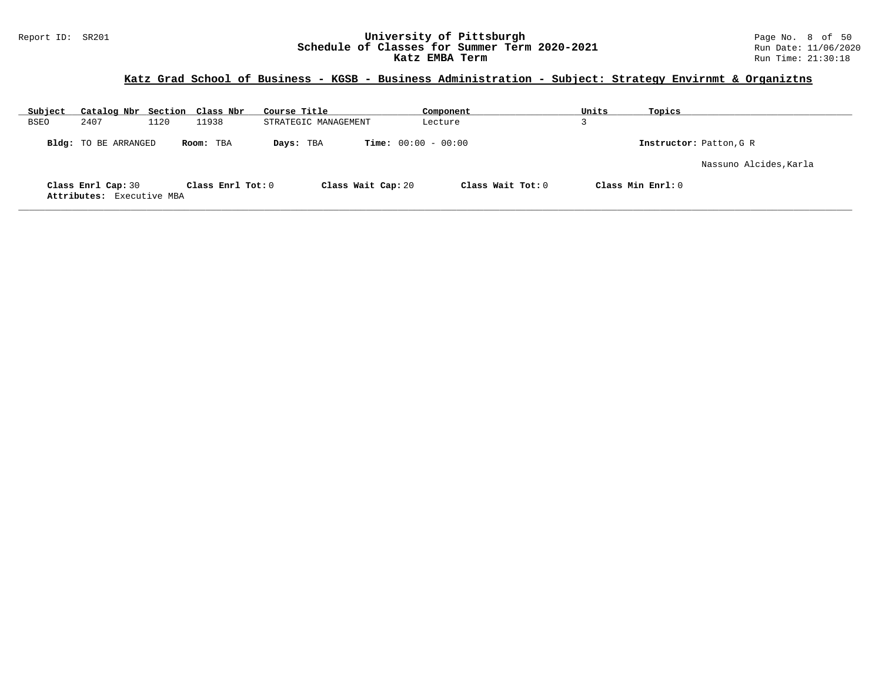## Katz Grad School of Business - KGSB - Business Administration - Subject: Strategy Envirnmt & Organiztns

| Subject | Catalog Nbr | Section | Class Nbr | Course Title | Component | Units | Topics |
|---|---|---|---|---|---|---|---|
| BSEO | 2407 | 1120 | 11938 | STRATEGIC MANAGEMENT | Lecture | 3 | |

**Bldg:** TO BE ARRANGED **Room:** TBA **Days:** TBA **Time:** 00:00 - 00:00 **Instructor:** Patton,G R

Nassuno Alcides,Karla

**Class Enrl Cap:** 30 **Class Enrl Tot:** 0 **Class Wait Cap:** 20 **Class Wait Tot:** 0 **Class Min Enrl:** 0

**Attributes:** Executive MBA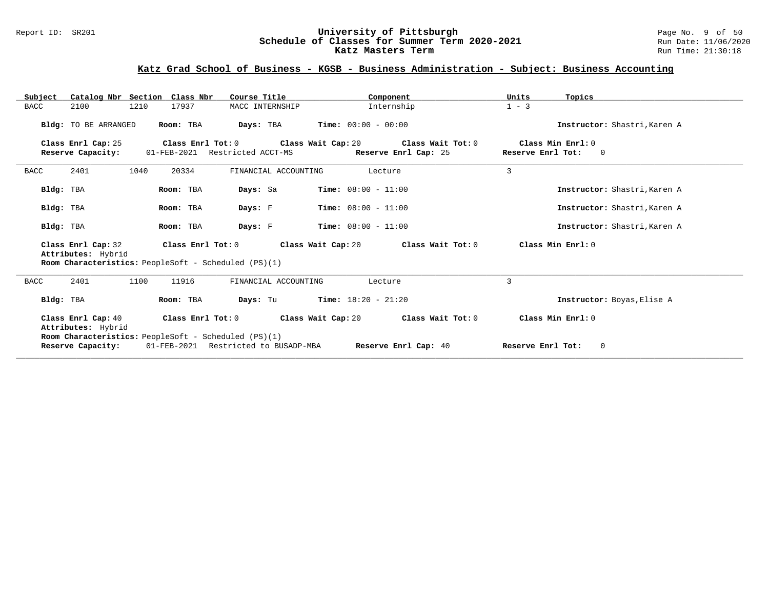# University of Pittsburgh
## Schedule of Classes for Summer Term 2020-2021
## Katz Masters Term

Report ID: SR201

Run Date: 11/06/2020

Run Time: 21:30:18

### Katz Grad School of Business - KGSB - Business Administration - Subject: Business Accounting

| Subject | Catalog Nbr | Section | Class Nbr | Course Title | Component | Units | Topics |
|---|---|---|---|---|---|---|---|
| BACC | 2100 | 1210 | 17937 | MACC INTERNSHIP | Internship | 1 - 3 | |

**Bldg:** TO BE ARRANGED **Room:** TBA **Days:** TBA **Time:** 00:00 - 00:00 **Instructor:** Shastri,Karen A

**Class Enrl Cap:** 25 **Class Enrl Tot:** 0 **Class Wait Cap:** 20 **Class Wait Tot:** 0 **Class Min Enrl:** 0
**Reserve Capacity:** 01-FEB-2021 Restricted ACCT-MS **Reserve Enrl Cap:** 25 **Reserve Enrl Tot:** 0

---

| Subject | Catalog Nbr | Section | Class Nbr | Course Title | Component | Units | Topics |
|---|---|---|---|---|---|---|---|
| BACC | 2401 | 1040 | 20334 | FINANCIAL ACCOUNTING | Lecture | 3 | |

**Bldg:** TBA **Room:** TBA **Days:** Sa **Time:** 08:00 - 11:00 **Instructor:** Shastri,Karen A

**Bldg:** TBA **Room:** TBA **Days:** F **Time:** 08:00 - 11:00 **Instructor:** Shastri,Karen A

**Bldg:** TBA **Room:** TBA **Days:** F **Time:** 08:00 - 11:00 **Instructor:** Shastri,Karen A

**Class Enrl Cap:** 32 **Class Enrl Tot:** 0 **Class Wait Cap:** 20 **Class Wait Tot:** 0 **Class Min Enrl:** 0
**Attributes:** Hybrid
**Room Characteristics:** PeopleSoft - Scheduled (PS)(1)

---

| Subject | Catalog Nbr | Section | Class Nbr | Course Title | Component | Units | Topics |
|---|---|---|---|---|---|---|---|
| BACC | 2401 | 1100 | 11916 | FINANCIAL ACCOUNTING | Lecture | 3 | |

**Bldg:** TBA **Room:** TBA **Days:** Tu **Time:** 18:20 - 21:20 **Instructor:** Boyas,Elise A

**Class Enrl Cap:** 40 **Class Enrl Tot:** 0 **Class Wait Cap:** 20 **Class Wait Tot:** 0 **Class Min Enrl:** 0
**Attributes:** Hybrid
**Room Characteristics:** PeopleSoft - Scheduled (PS)(1)
**Reserve Capacity:** 01-FEB-2021 Restricted to BUSADP-MBA **Reserve Enrl Cap:** 40 **Reserve Enrl Tot:** 0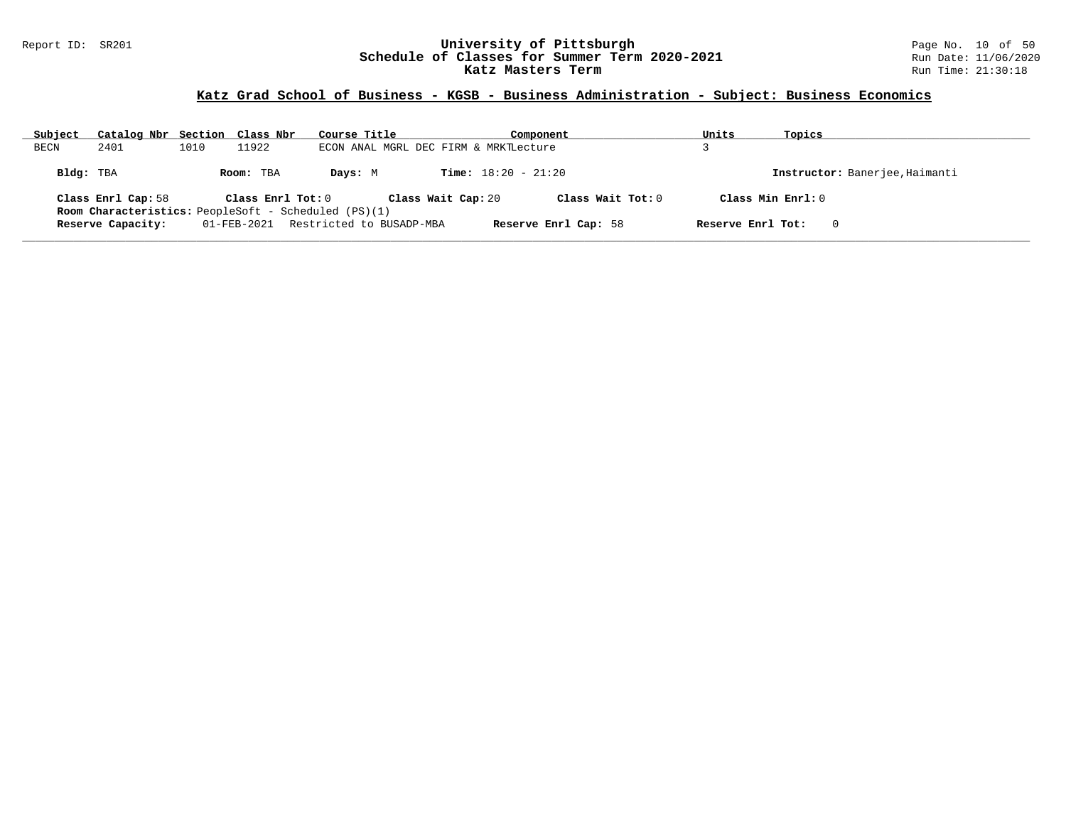# University of Pittsburgh
## Schedule of Classes for Summer Term 2020-2021
## Katz Masters Term

Report ID: SR201

Run Date: 11/06/2020
Run Time: 21:30:18

### Katz Grad School of Business - KGSB - Business Administration - Subject: Business Economics

| Subject | Catalog Nbr | Section | Class Nbr | Course Title | Component | Units | Topics |
|---|---|---|---|---|---|---|---|
| BECN | 2401 | 1010 | 11922 | ECON ANAL MGRL DEC FIRM & MRKT | Lecture | 3 | |

**Bldg:** TBA  **Room:** TBA  **Days:** M  **Time:** 18:20 - 21:20  **Instructor:** Banerjee,Haimanti

**Class Enrl Cap:** 58  **Class Enrl Tot:** 0  **Class Wait Cap:** 20  **Class Wait Tot:** 0  **Class Min Enrl:** 0

**Room Characteristics:** PeopleSoft - Scheduled (PS)(1)

**Reserve Capacity:** 01-FEB-2021 Restricted to BUSADP-MBA  **Reserve Enrl Cap:** 58  **Reserve Enrl Tot:** 0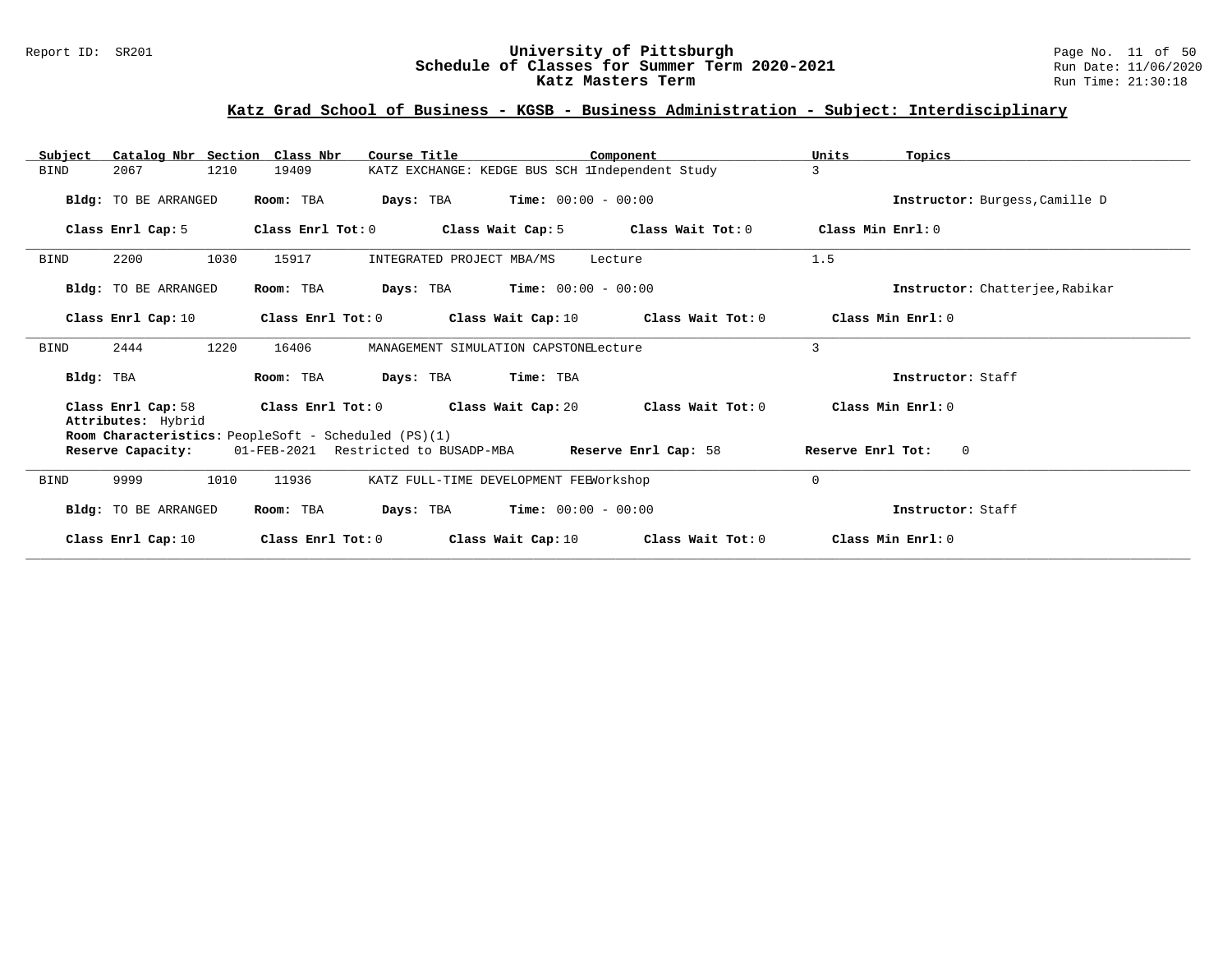## Katz Grad School of Business - KGSB - Business Administration - Subject: Interdisciplinary

| Subject | Catalog Nbr | Section | Class Nbr | Course Title | Component | Units | Topics |
|---|---|---|---|---|---|---|---|
| BIND | 2067 | 1210 | 19409 | KATZ EXCHANGE: KEDGE BUS SCH 1 | Independent Study | 3 | |

**Bldg:** TO BE ARRANGED **Room:** TBA **Days:** TBA **Time:** 00:00 - 00:00 **Instructor:** Burgess,Camille D

**Class Enrl Cap:** 5 **Class Enrl Tot:** 0 **Class Wait Cap:** 5 **Class Wait Tot:** 0 **Class Min Enrl:** 0

---

| Subject | Catalog Nbr | Section | Class Nbr | Course Title | Component | Units | Topics |
|---|---|---|---|---|---|---|---|
| BIND | 2200 | 1030 | 15917 | INTEGRATED PROJECT MBA/MS | Lecture | 1.5 | |

**Bldg:** TO BE ARRANGED **Room:** TBA **Days:** TBA **Time:** 00:00 - 00:00 **Instructor:** Chatterjee,Rabikar

**Class Enrl Cap:** 10 **Class Enrl Tot:** 0 **Class Wait Cap:** 10 **Class Wait Tot:** 0 **Class Min Enrl:** 0

---

| Subject | Catalog Nbr | Section | Class Nbr | Course Title | Component | Units | Topics |
|---|---|---|---|---|---|---|---|
| BIND | 2444 | 1220 | 16406 | MANAGEMENT SIMULATION CAPSTONE | Lecture | 3 | |

**Bldg:** TBA **Room:** TBA **Days:** TBA **Time:** TBA **Instructor:** Staff

**Class Enrl Cap:** 58 **Class Enrl Tot:** 0 **Class Wait Cap:** 20 **Class Wait Tot:** 0 **Class Min Enrl:** 0

**Attributes:** Hybrid

**Room Characteristics:** PeopleSoft - Scheduled (PS)(1)

**Reserve Capacity:** 01-FEB-2021 Restricted to BUSADP-MBA **Reserve Enrl Cap:** 58 **Reserve Enrl Tot:** 0

---

| Subject | Catalog Nbr | Section | Class Nbr | Course Title | Component | Units | Topics |
|---|---|---|---|---|---|---|---|
| BIND | 9999 | 1010 | 11936 | KATZ FULL-TIME DEVELOPMENT FEE | Workshop | 0 | |

**Bldg:** TO BE ARRANGED **Room:** TBA **Days:** TBA **Time:** 00:00 - 00:00 **Instructor:** Staff

**Class Enrl Cap:** 10 **Class Enrl Tot:** 0 **Class Wait Cap:** 10 **Class Wait Tot:** 0 **Class Min Enrl:** 0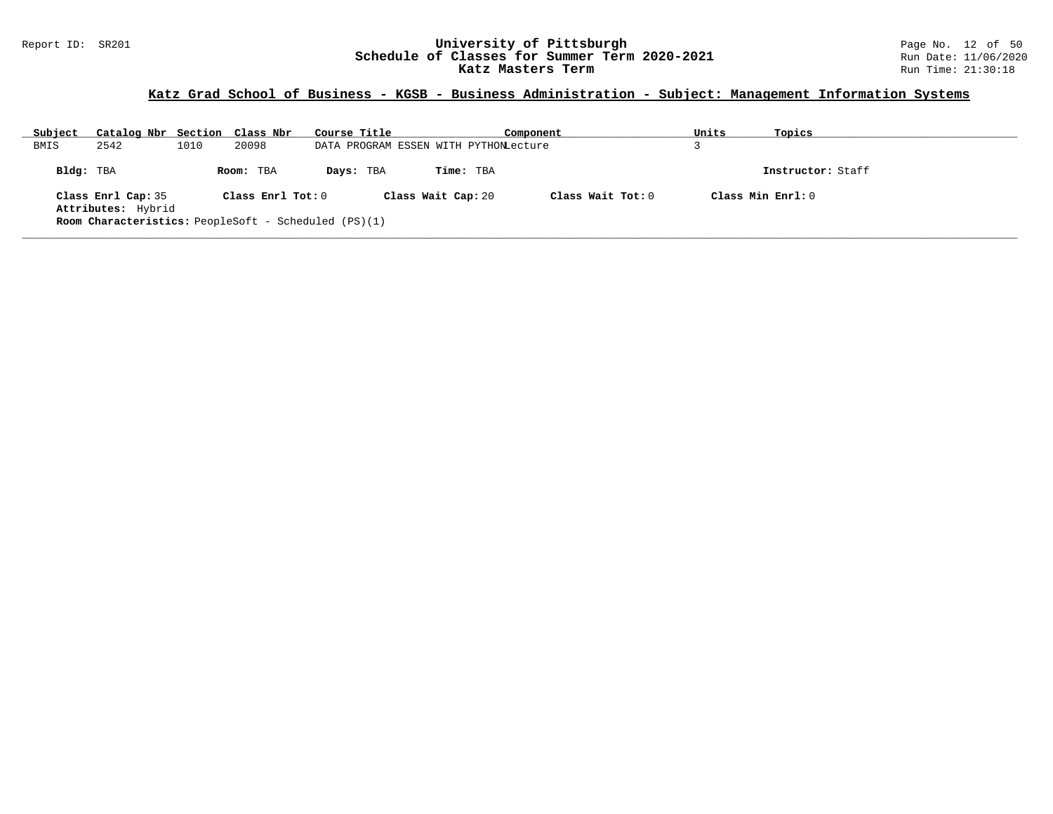## Katz Grad School of Business - KGSB - Business Administration - Subject: Management Information Systems

| Subject | Catalog Nbr | Section | Class Nbr | Course Title | Component | Units | Topics |
|---|---|---|---|---|---|---|---|
| BMIS | 2542 | 1010 | 20098 | DATA PROGRAM ESSEN WITH PYTHON | Lecture | 3 | |

**Bldg:** TBA **Room:** TBA **Days:** TBA **Time:** TBA **Instructor:** Staff

**Class Enrl Cap:** 35 **Class Enrl Tot:** 0 **Class Wait Cap:** 20 **Class Wait Tot:** 0 **Class Min Enrl:** 0

**Attributes:** Hybrid

**Room Characteristics:** PeopleSoft - Scheduled (PS)(1)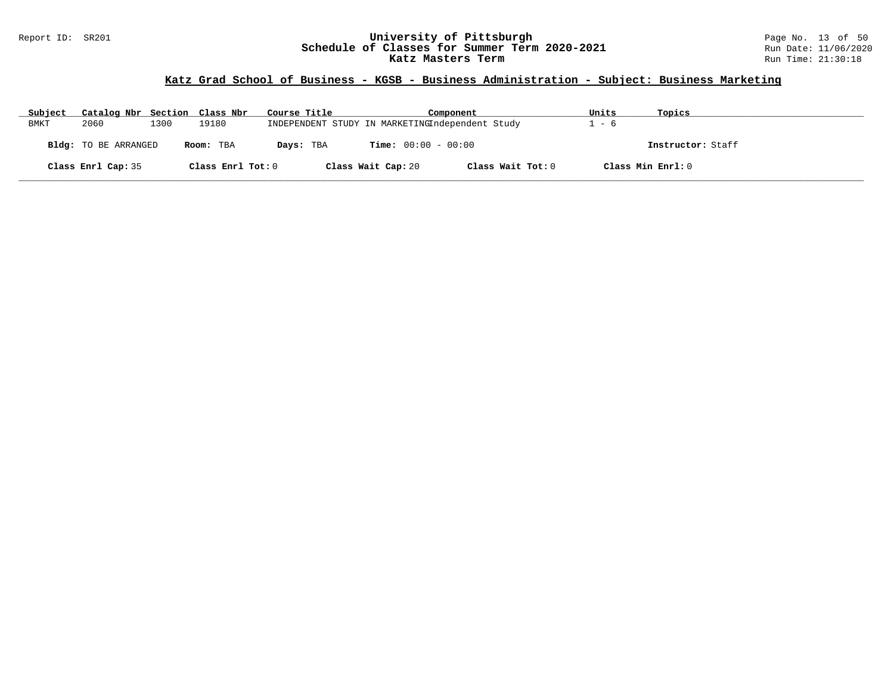University of Pittsburgh
Schedule of Classes for Summer Term 2020-2021
Katz Masters Term

Report ID: SR201

Run Date: 11/06/2020
Run Time: 21:30:18

## Katz Grad School of Business - KGSB - Business Administration - Subject: Business Marketing

| Subject | Catalog Nbr | Section | Class Nbr | Course Title | Component | Units | Topics |
|---|---|---|---|---|---|---|---|
| BMKT | 2060 | 1300 | 19180 | INDEPENDENT STUDY IN MARKETING | Independent Study | 1 - 6 | |

**Bldg:** TO BE ARRANGED **Room:** TBA **Days:** TBA **Time:** 00:00 - 00:00 **Instructor:** Staff

**Class Enrl Cap:** 35 **Class Enrl Tot:** 0 **Class Wait Cap:** 20 **Class Wait Tot:** 0 **Class Min Enrl:** 0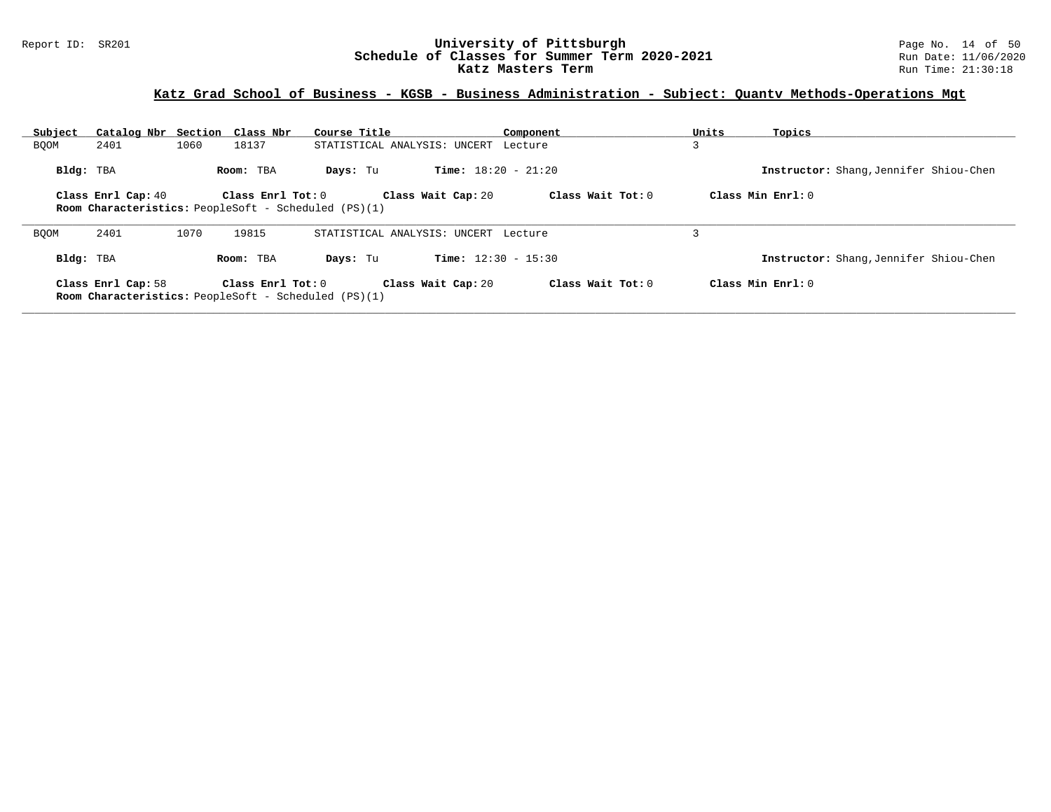## Katz Grad School of Business - KGSB - Business Administration - Subject: Quantv Methods-Operations Mgt

| Subject | Catalog Nbr | Section | Class Nbr | Course Title | Component | Units | Topics |
|---|---|---|---|---|---|---|---|
| BQOM | 2401 | 1060 | 18137 | STATISTICAL ANALYSIS: UNCERT | Lecture | 3 | |

**Bldg:** TBA **Room:** TBA **Days:** Tu **Time:** 18:20 - 21:20 **Instructor:** Shang,Jennifer Shiou-Chen

**Class Enrl Cap:** 40 **Class Enrl Tot:** 0 **Class Wait Cap:** 20 **Class Wait Tot:** 0 **Class Min Enrl:** 0

**Room Characteristics:** PeopleSoft - Scheduled (PS)(1)

---

| Subject | Catalog Nbr | Section | Class Nbr | Course Title | Component | Units | Topics |
|---|---|---|---|---|---|---|---|
| BQOM | 2401 | 1070 | 19815 | STATISTICAL ANALYSIS: UNCERT | Lecture | 3 | |

**Bldg:** TBA **Room:** TBA **Days:** Tu **Time:** 12:30 - 15:30 **Instructor:** Shang,Jennifer Shiou-Chen

**Class Enrl Cap:** 58 **Class Enrl Tot:** 0 **Class Wait Cap:** 20 **Class Wait Tot:** 0 **Class Min Enrl:** 0

**Room Characteristics:** PeopleSoft - Scheduled (PS)(1)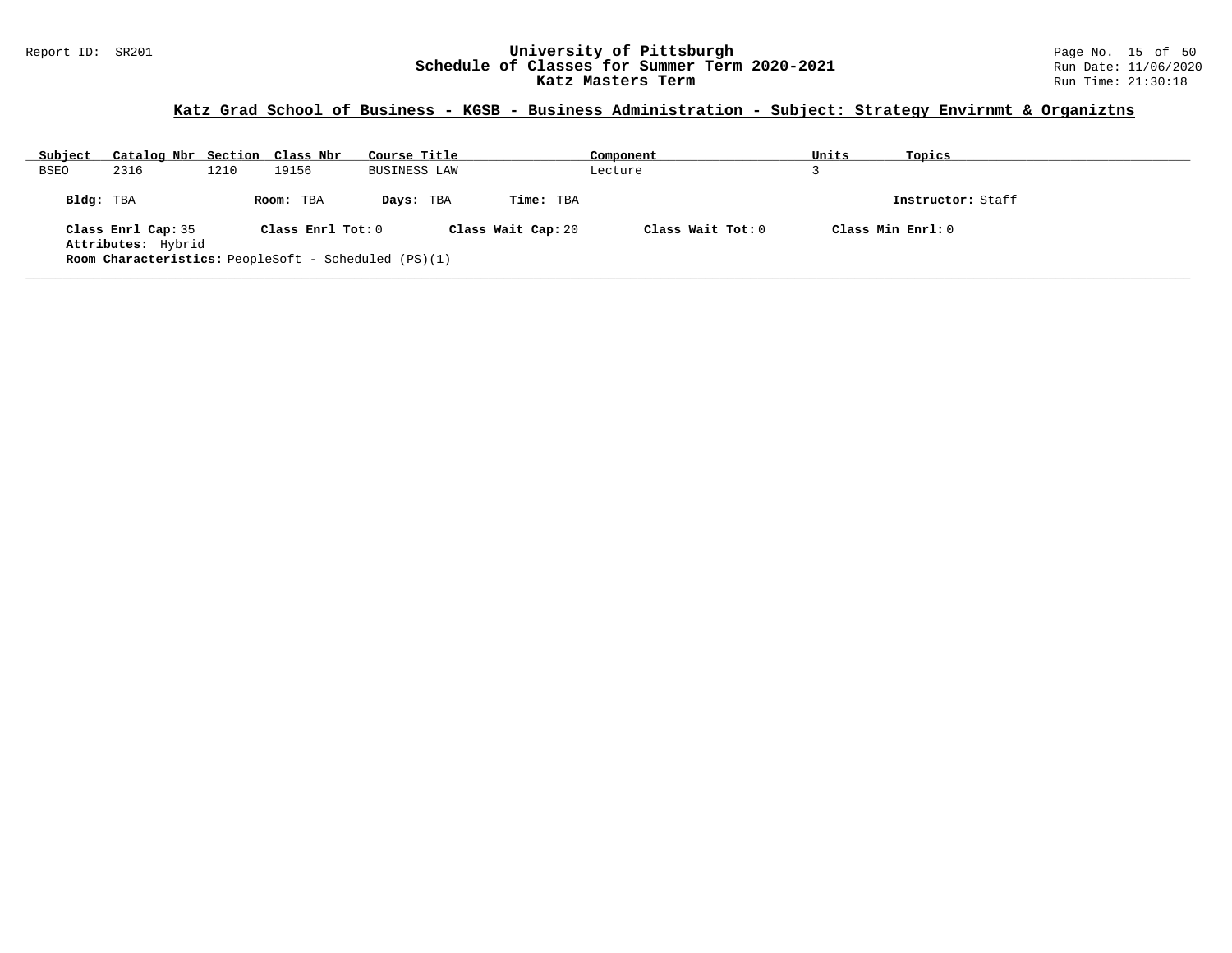## Katz Grad School of Business - KGSB - Business Administration - Subject: Strategy Envirnmt & Organiztns

| Subject | Catalog Nbr | Section | Class Nbr | Course Title | Component | Units | Topics |
|---|---|---|---|---|---|---|---|
| BSEO | 2316 | 1210 | 19156 | BUSINESS LAW | Lecture | 3 | |

**Bldg:** TBA **Room:** TBA **Days:** TBA **Time:** TBA **Instructor:** Staff

**Class Enrl Cap:** 35 **Class Enrl Tot:** 0 **Class Wait Cap:** 20 **Class Wait Tot:** 0 **Class Min Enrl:** 0

**Attributes:** Hybrid

**Room Characteristics:** PeopleSoft - Scheduled (PS)(1)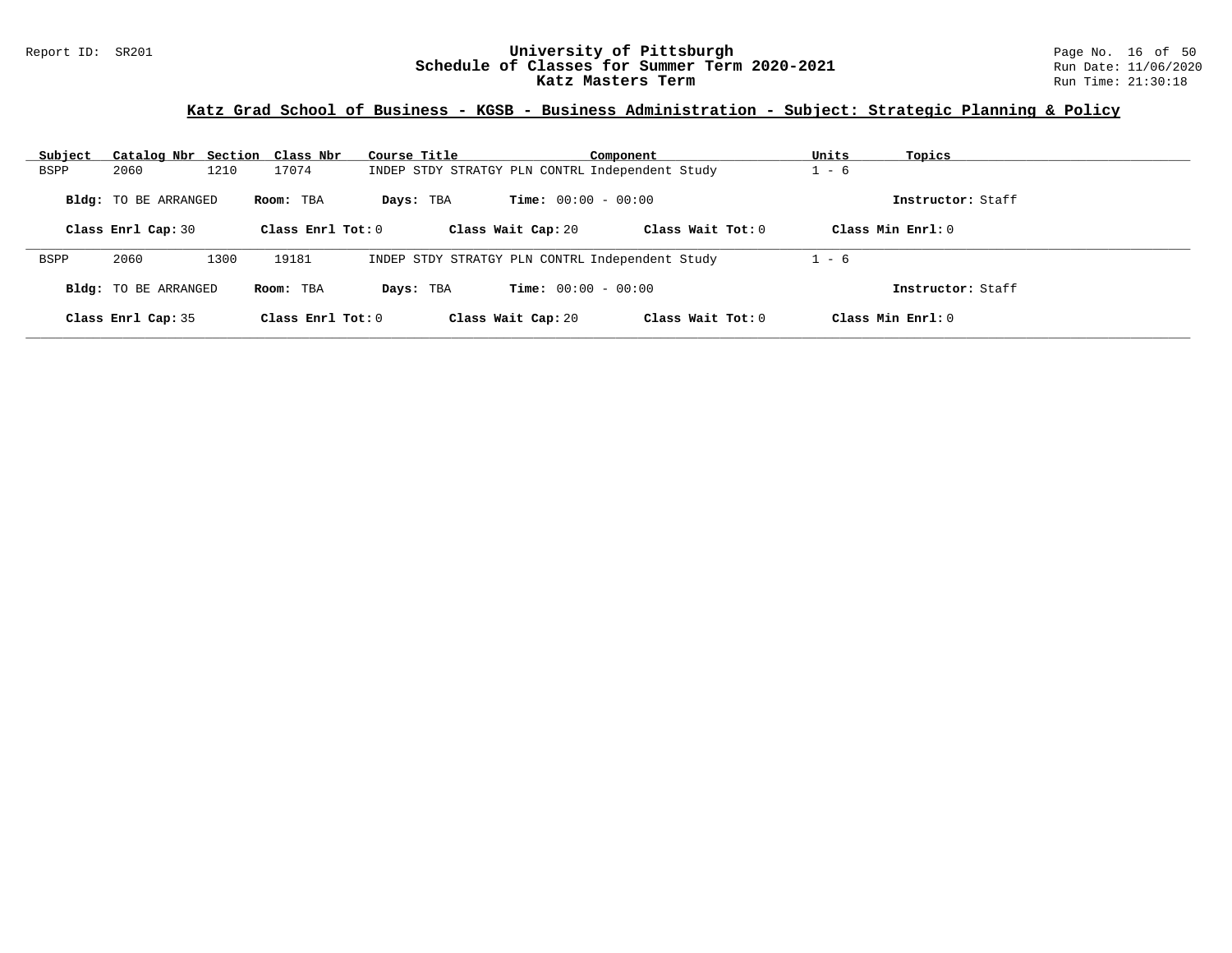## Katz Grad School of Business - KGSB - Business Administration - Subject: Strategic Planning & Policy

| Subject | Catalog Nbr | Section | Class Nbr | Course Title | Component | Units | Topics |
|---|---|---|---|---|---|---|---|
| BSPP | 2060 | 1210 | 17074 | INDEP STDY STRATGY PLN CONTRL | Independent Study | 1 - 6 | |

**Bldg:** TO BE ARRANGED **Room:** TBA **Days:** TBA **Time:** 00:00 - 00:00 **Instructor:** Staff

**Class Enrl Cap:** 30 **Class Enrl Tot:** 0 **Class Wait Cap:** 20 **Class Wait Tot:** 0 **Class Min Enrl:** 0

| Subject | Catalog Nbr | Section | Class Nbr | Course Title | Component | Units | Topics |
|---|---|---|---|---|---|---|---|
| BSPP | 2060 | 1300 | 19181 | INDEP STDY STRATGY PLN CONTRL | Independent Study | 1 - 6 | |

**Bldg:** TO BE ARRANGED **Room:** TBA **Days:** TBA **Time:** 00:00 - 00:00 **Instructor:** Staff

**Class Enrl Cap:** 35 **Class Enrl Tot:** 0 **Class Wait Cap:** 20 **Class Wait Tot:** 0 **Class Min Enrl:** 0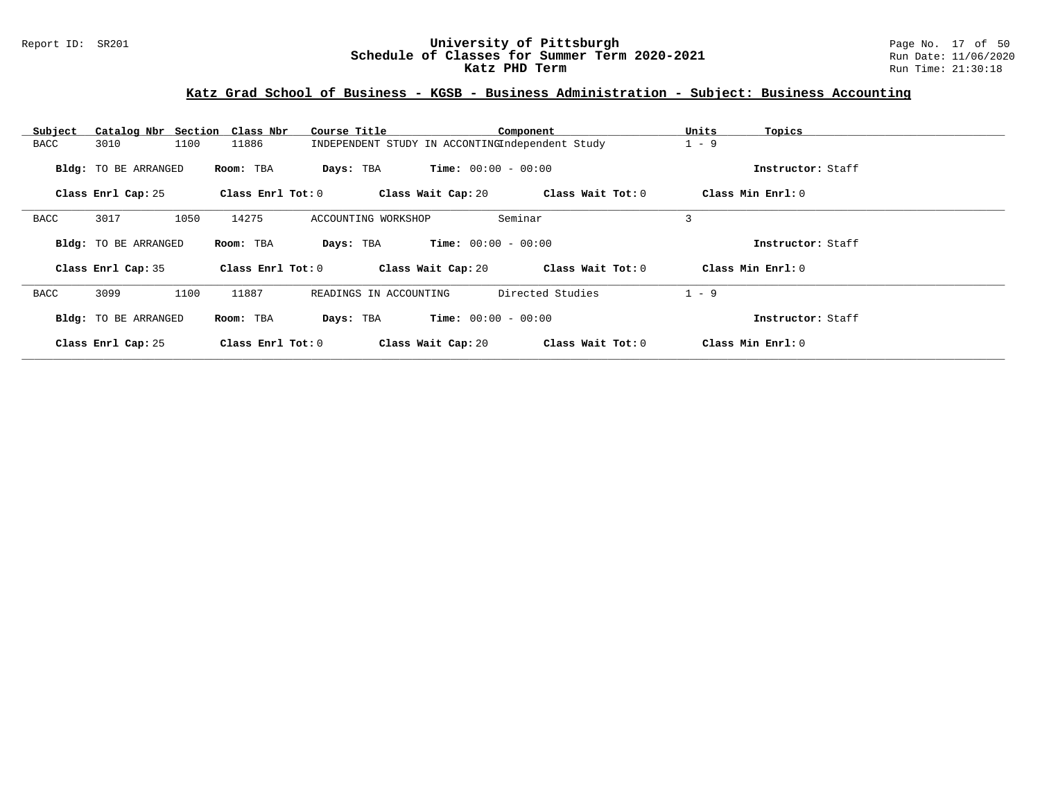Report ID: SR201

# University of Pittsburgh
## Schedule of Classes for Summer Term 2020-2021
### Katz PHD Term

Run Date: 11/06/2020
Run Time: 21:30:18

## Katz Grad School of Business - KGSB - Business Administration - Subject: Business Accounting

| Subject | Catalog Nbr | Section | Class Nbr | Course Title | Component | Units | Topics |
|---|---|---|---|---|---|---|---|
| BACC | 3010 | 1100 | 11886 | INDEPENDENT STUDY IN ACCONTING | Independent Study | 1 - 9 | |

**Bldg:** TO BE ARRANGED **Room:** TBA **Days:** TBA **Time:** 00:00 - 00:00 **Instructor:** Staff

**Class Enrl Cap:** 25 **Class Enrl Tot:** 0 **Class Wait Cap:** 20 **Class Wait Tot:** 0 **Class Min Enrl:** 0

| Subject | Catalog Nbr | Section | Class Nbr | Course Title | Component | Units | Topics |
|---|---|---|---|---|---|---|---|
| BACC | 3017 | 1050 | 14275 | ACCOUNTING WORKSHOP | Seminar | 3 | |

**Bldg:** TO BE ARRANGED **Room:** TBA **Days:** TBA **Time:** 00:00 - 00:00 **Instructor:** Staff

**Class Enrl Cap:** 35 **Class Enrl Tot:** 0 **Class Wait Cap:** 20 **Class Wait Tot:** 0 **Class Min Enrl:** 0

| Subject | Catalog Nbr | Section | Class Nbr | Course Title | Component | Units | Topics |
|---|---|---|---|---|---|---|---|
| BACC | 3099 | 1100 | 11887 | READINGS IN ACCOUNTING | Directed Studies | 1 - 9 | |

**Bldg:** TO BE ARRANGED **Room:** TBA **Days:** TBA **Time:** 00:00 - 00:00 **Instructor:** Staff

**Class Enrl Cap:** 25 **Class Enrl Tot:** 0 **Class Wait Cap:** 20 **Class Wait Tot:** 0 **Class Min Enrl:** 0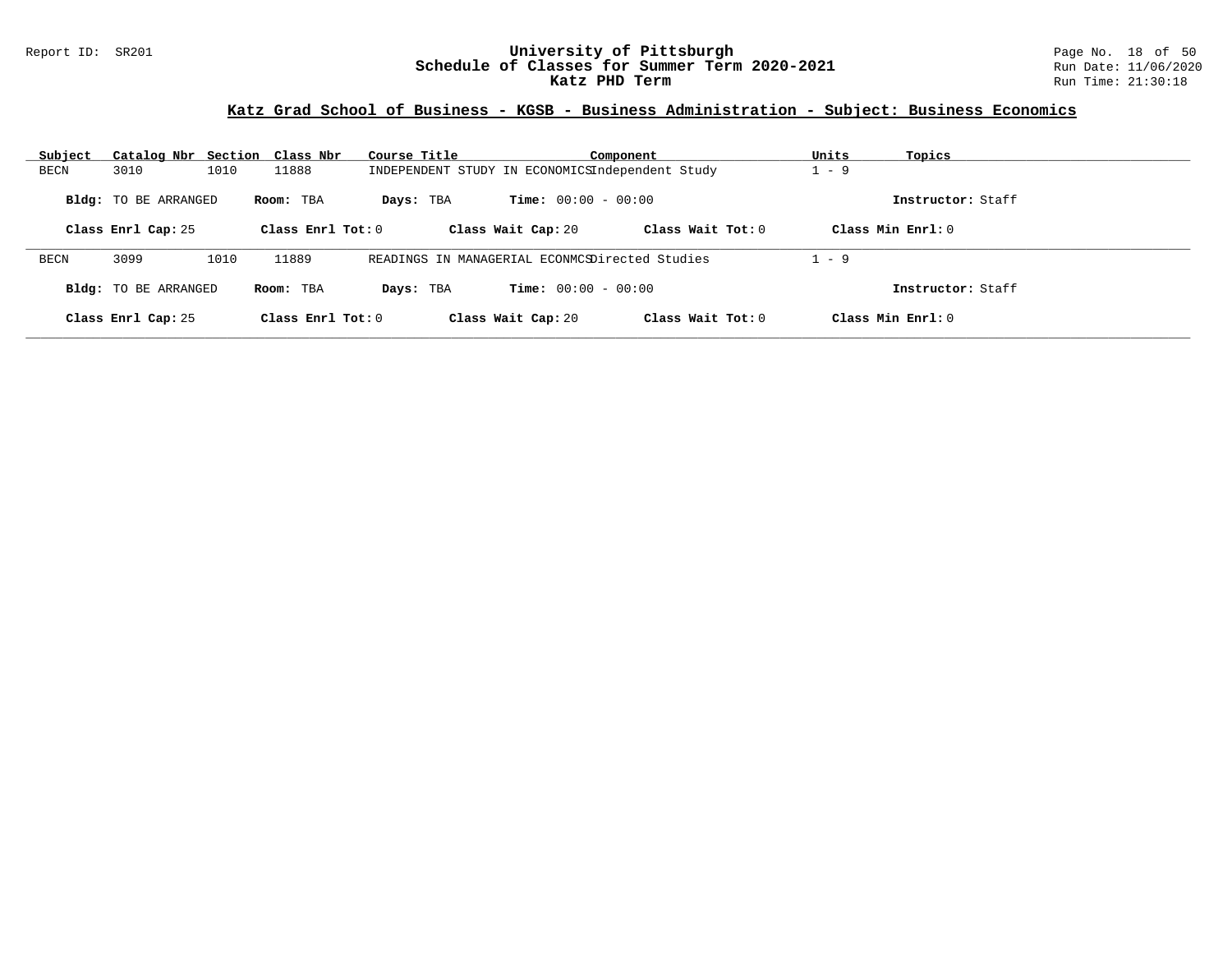# University of Pittsburgh
## Schedule of Classes for Summer Term 2020-2021
## Katz PHD Term

Report ID: SR201

Run Date: 11/06/2020
Run Time: 21:30:18

### Katz Grad School of Business - KGSB - Business Administration - Subject: Business Economics

| Subject | Catalog Nbr | Section | Class Nbr | Course Title | Component | Units | Topics |
|---|---|---|---|---|---|---|---|
| BECN | 3010 | 1010 | 11888 | INDEPENDENT STUDY IN ECONOMICS | Independent Study | 1 - 9 | |

**Bldg:** TO BE ARRANGED **Room:** TBA **Days:** TBA **Time:** 00:00 - 00:00 **Instructor:** Staff

**Class Enrl Cap:** 25 **Class Enrl Tot:** 0 **Class Wait Cap:** 20 **Class Wait Tot:** 0 **Class Min Enrl:** 0

| Subject | Catalog Nbr | Section | Class Nbr | Course Title | Component | Units | Topics |
|---|---|---|---|---|---|---|---|
| BECN | 3099 | 1010 | 11889 | READINGS IN MANAGERIAL ECONMCS | Directed Studies | 1 - 9 | |

**Bldg:** TO BE ARRANGED **Room:** TBA **Days:** TBA **Time:** 00:00 - 00:00 **Instructor:** Staff

**Class Enrl Cap:** 25 **Class Enrl Tot:** 0 **Class Wait Cap:** 20 **Class Wait Tot:** 0 **Class Min Enrl:** 0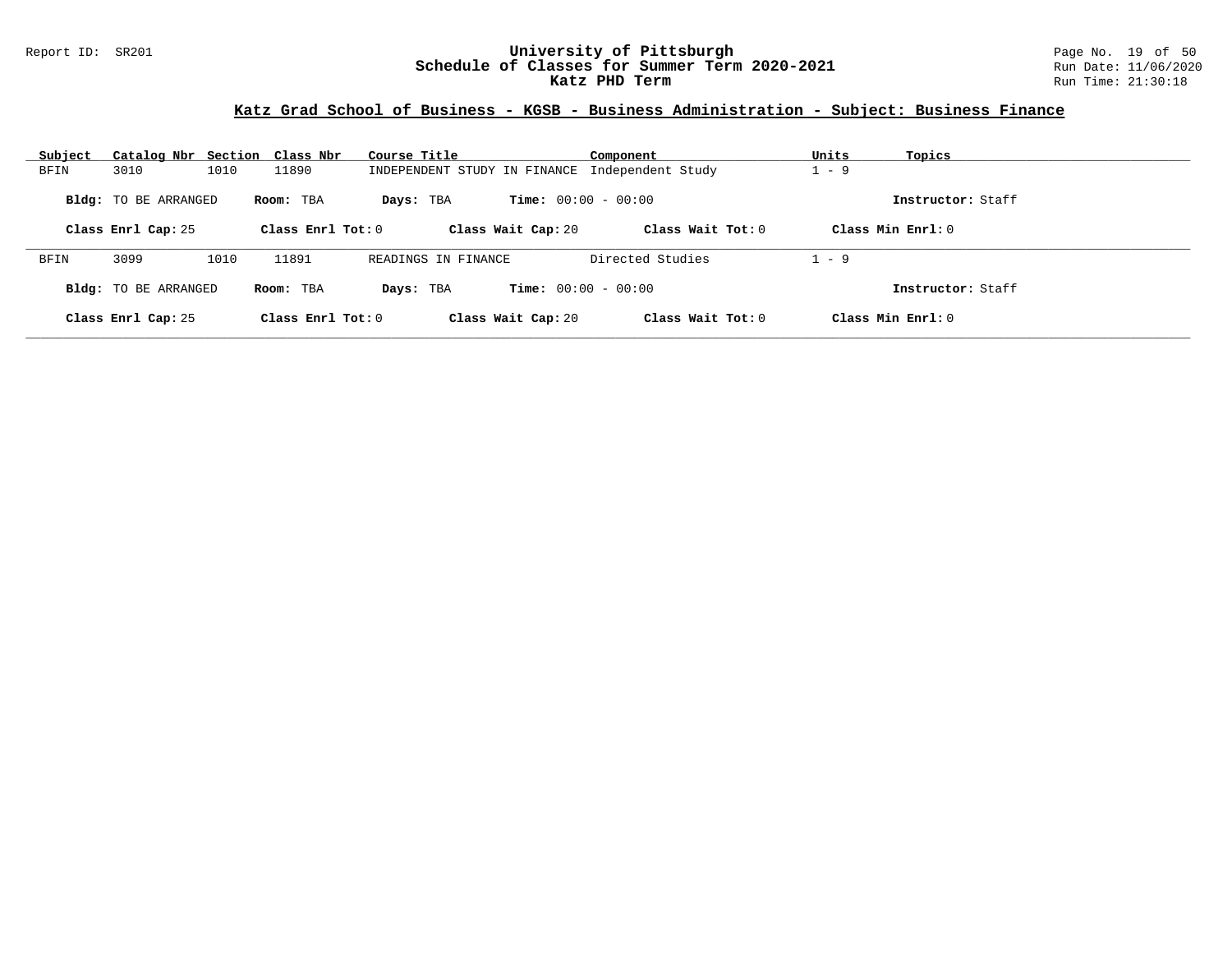## Katz Grad School of Business - KGSB - Business Administration - Subject: Business Finance

| Subject | Catalog Nbr | Section | Class Nbr | Course Title | Component | Units | Topics |
|---|---|---|---|---|---|---|---|
| BFIN | 3010 | 1010 | 11890 | INDEPENDENT STUDY IN FINANCE | Independent Study | 1 - 9 | |

**Bldg:** TO BE ARRANGED **Room:** TBA **Days:** TBA **Time:** 00:00 - 00:00 **Instructor:** Staff

**Class Enrl Cap:** 25 **Class Enrl Tot:** 0 **Class Wait Cap:** 20 **Class Wait Tot:** 0 **Class Min Enrl:** 0

---

| Subject | Catalog Nbr | Section | Class Nbr | Course Title | Component | Units | Topics |
|---|---|---|---|---|---|---|---|
| BFIN | 3099 | 1010 | 11891 | READINGS IN FINANCE | Directed Studies | 1 - 9 | |

**Bldg:** TO BE ARRANGED **Room:** TBA **Days:** TBA **Time:** 00:00 - 00:00 **Instructor:** Staff

**Class Enrl Cap:** 25 **Class Enrl Tot:** 0 **Class Wait Cap:** 20 **Class Wait Tot:** 0 **Class Min Enrl:** 0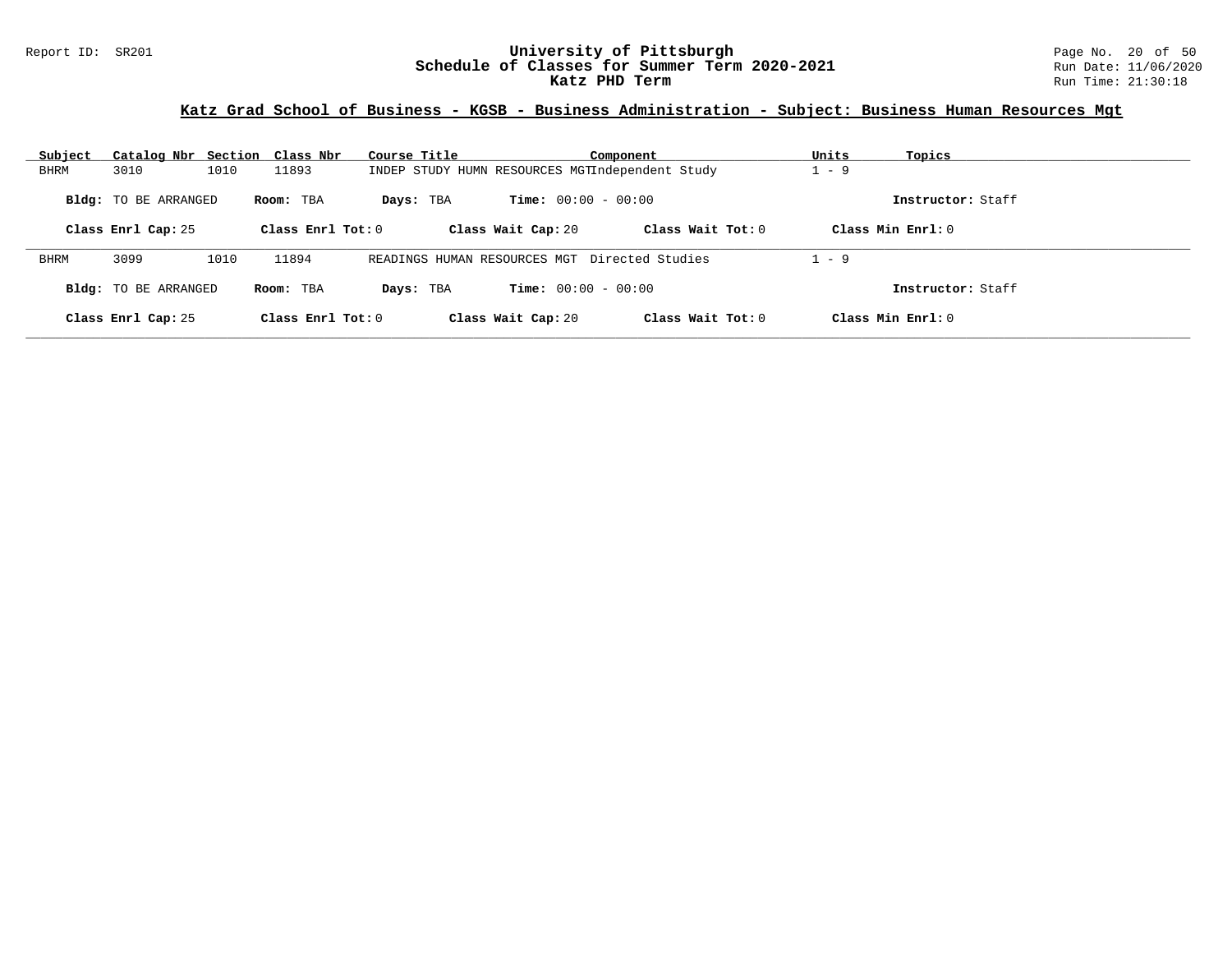# University of Pittsburgh
## Schedule of Classes for Summer Term 2020-2021
### Katz PHD Term

Report ID: SR201

Run Date: 11/06/2020
Run Time: 21:30:18

**Katz Grad School of Business - KGSB - Business Administration - Subject: Business Human Resources Mgt**

| Subject | Catalog Nbr | Section | Class Nbr | Course Title | Component | Units | Topics |
|---|---|---|---|---|---|---|---|
| BHRM | 3010 | 1010 | 11893 | INDEP STUDY HUMN RESOURCES MGT | Independent Study | 1 - 9 | |

**Bldg:** TO BE ARRANGED **Room:** TBA **Days:** TBA **Time:** 00:00 - 00:00 **Instructor:** Staff

**Class Enrl Cap:** 25 **Class Enrl Tot:** 0 **Class Wait Cap:** 20 **Class Wait Tot:** 0 **Class Min Enrl:** 0

| Subject | Catalog Nbr | Section | Class Nbr | Course Title | Component | Units | Topics |
|---|---|---|---|---|---|---|---|
| BHRM | 3099 | 1010 | 11894 | READINGS HUMAN RESOURCES MGT | Directed Studies | 1 - 9 | |

**Bldg:** TO BE ARRANGED **Room:** TBA **Days:** TBA **Time:** 00:00 - 00:00 **Instructor:** Staff

**Class Enrl Cap:** 25 **Class Enrl Tot:** 0 **Class Wait Cap:** 20 **Class Wait Tot:** 0 **Class Min Enrl:** 0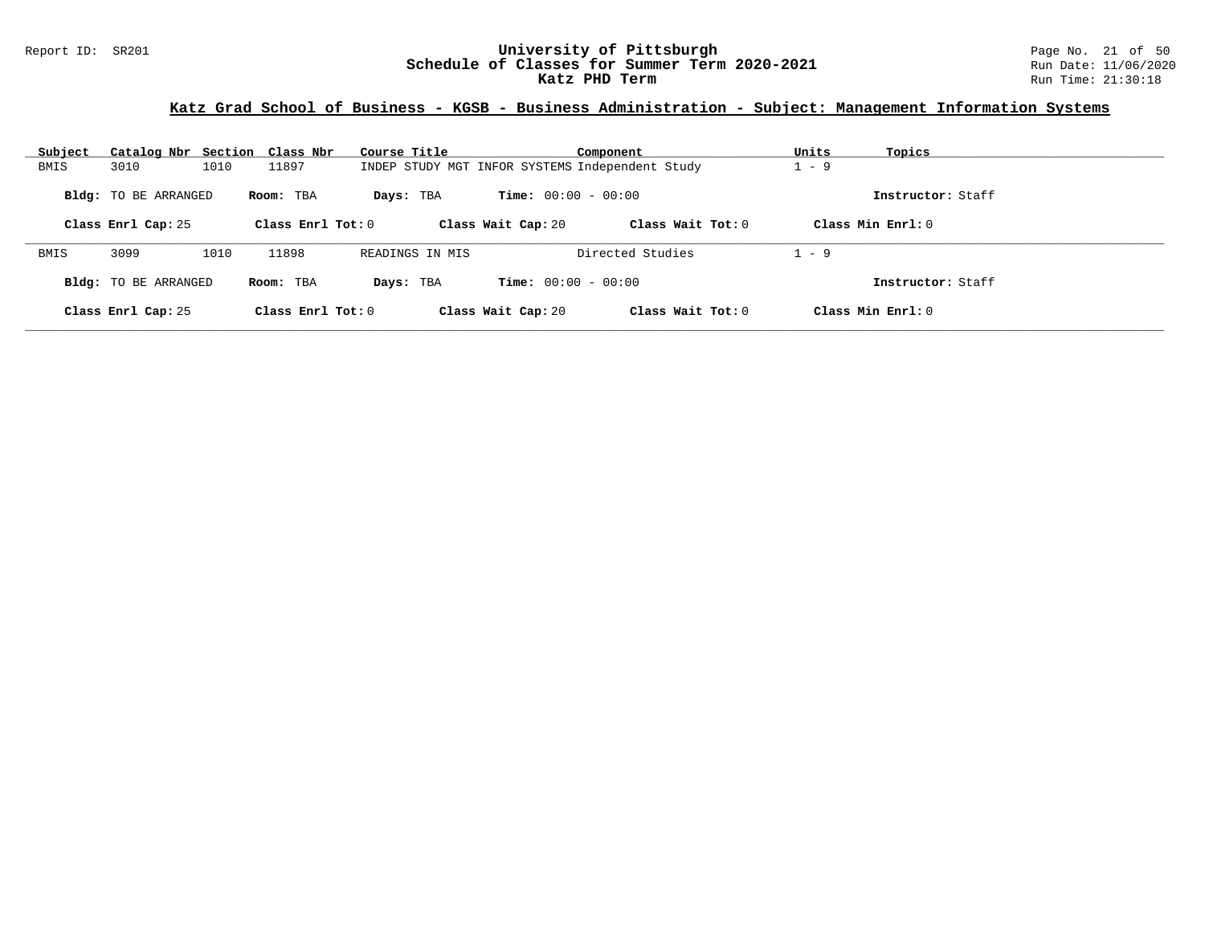## Katz Grad School of Business - KGSB - Business Administration - Subject: Management Information Systems

| Subject | Catalog Nbr | Section | Class Nbr | Course Title | Component | Units | Topics |
|---|---|---|---|---|---|---|---|
| BMIS | 3010 | 1010 | 11897 | INDEP STUDY MGT INFOR SYSTEMS | Independent Study | 1 - 9 | |

**Bldg:** TO BE ARRANGED **Room:** TBA **Days:** TBA **Time:** 00:00 - 00:00 **Instructor:** Staff

**Class Enrl Cap:** 25 **Class Enrl Tot:** 0 **Class Wait Cap:** 20 **Class Wait Tot:** 0 **Class Min Enrl:** 0

| Subject | Catalog Nbr | Section | Class Nbr | Course Title | Component | Units | Topics |
|---|---|---|---|---|---|---|---|
| BMIS | 3099 | 1010 | 11898 | READINGS IN MIS | Directed Studies | 1 - 9 | |

**Bldg:** TO BE ARRANGED **Room:** TBA **Days:** TBA **Time:** 00:00 - 00:00 **Instructor:** Staff

**Class Enrl Cap:** 25 **Class Enrl Tot:** 0 **Class Wait Cap:** 20 **Class Wait Tot:** 0 **Class Min Enrl:** 0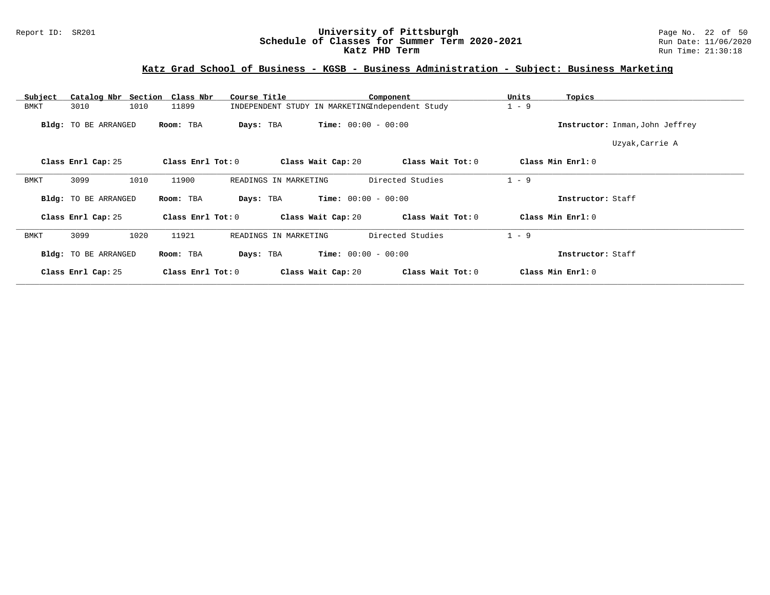# University of Pittsburgh
## Schedule of Classes for Summer Term 2020-2021
### Katz PHD Term

Report ID: SR201

Run Date: 11/06/2020
Run Time: 21:30:18

## Katz Grad School of Business - KGSB - Business Administration - Subject: Business Marketing

| Subject | Catalog Nbr | Section | Class Nbr | Course Title | Component | Units | Topics |
|---|---|---|---|---|---|---|---|
| BMKT | 3010 | 1010 | 11899 | INDEPENDENT STUDY IN MARKETING | Independent Study | 1 - 9 | |

**Bldg:** TO BE ARRANGED **Room:** TBA **Days:** TBA **Time:** 00:00 - 00:00 **Instructor:** Inman,John Jeffrey; Uzyak,Carrie A

**Class Enrl Cap:** 25 **Class Enrl Tot:** 0 **Class Wait Cap:** 20 **Class Wait Tot:** 0 **Class Min Enrl:** 0

---

| Subject | Catalog Nbr | Section | Class Nbr | Course Title | Component | Units | Topics |
|---|---|---|---|---|---|---|---|
| BMKT | 3099 | 1010 | 11900 | READINGS IN MARKETING | Directed Studies | 1 - 9 | |

**Bldg:** TO BE ARRANGED **Room:** TBA **Days:** TBA **Time:** 00:00 - 00:00 **Instructor:** Staff

**Class Enrl Cap:** 25 **Class Enrl Tot:** 0 **Class Wait Cap:** 20 **Class Wait Tot:** 0 **Class Min Enrl:** 0

---

| Subject | Catalog Nbr | Section | Class Nbr | Course Title | Component | Units | Topics |
|---|---|---|---|---|---|---|---|
| BMKT | 3099 | 1020 | 11921 | READINGS IN MARKETING | Directed Studies | 1 - 9 | |

**Bldg:** TO BE ARRANGED **Room:** TBA **Days:** TBA **Time:** 00:00 - 00:00 **Instructor:** Staff

**Class Enrl Cap:** 25 **Class Enrl Tot:** 0 **Class Wait Cap:** 20 **Class Wait Tot:** 0 **Class Min Enrl:** 0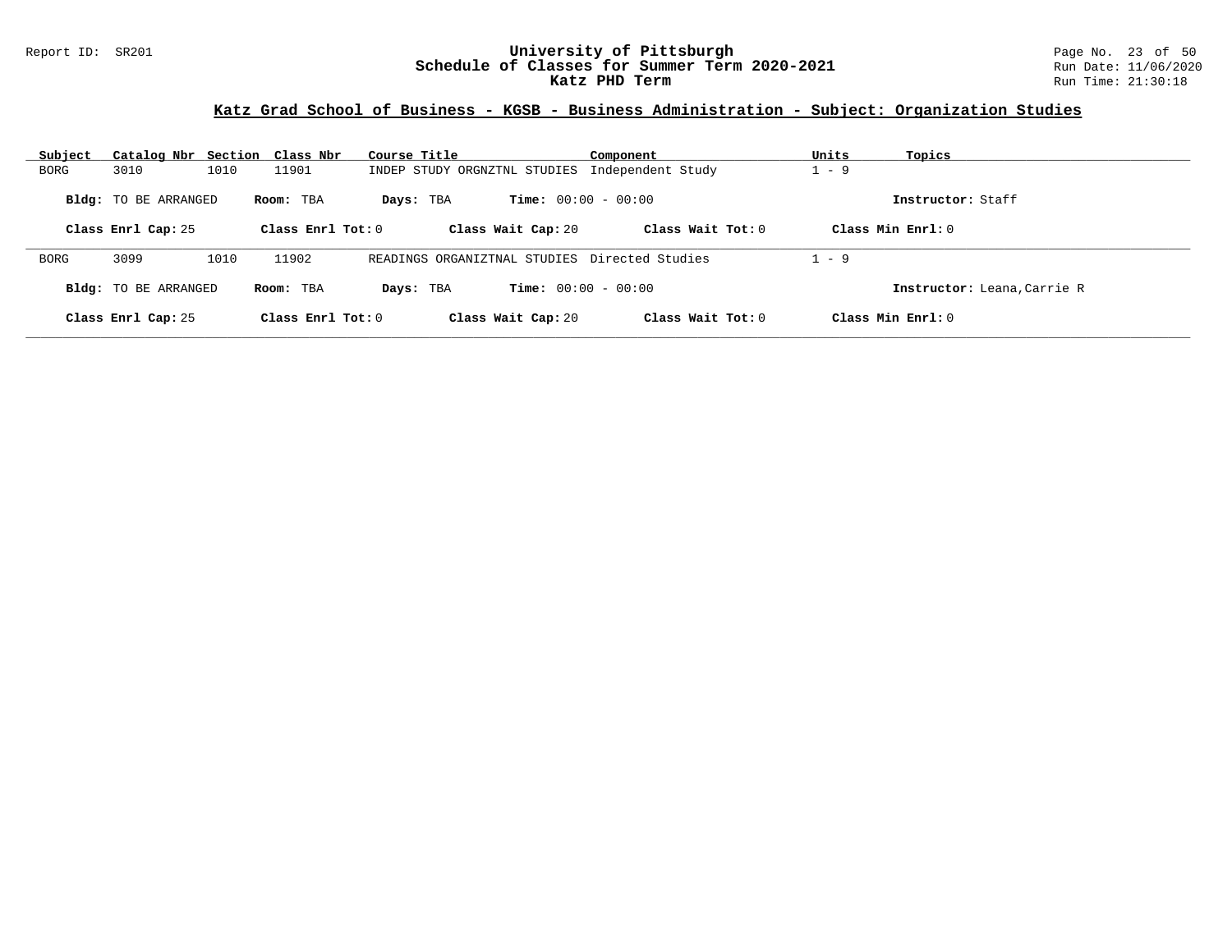## Katz Grad School of Business - KGSB - Business Administration - Subject: Organization Studies

| Subject | Catalog Nbr | Section | Class Nbr | Course Title | Component | Units | Topics |
|---|---|---|---|---|---|---|---|
| BORG | 3010 | 1010 | 11901 | INDEP STUDY ORGNZTNL STUDIES | Independent Study | 1 - 9 | |

**Bldg:** TO BE ARRANGED **Room:** TBA **Days:** TBA **Time:** 00:00 - 00:00 **Instructor:** Staff

**Class Enrl Cap:** 25 **Class Enrl Tot:** 0 **Class Wait Cap:** 20 **Class Wait Tot:** 0 **Class Min Enrl:** 0

---

| Subject | Catalog Nbr | Section | Class Nbr | Course Title | Component | Units | Topics |
|---|---|---|---|---|---|---|---|
| BORG | 3099 | 1010 | 11902 | READINGS ORGANIZTNAL STUDIES | Directed Studies | 1 - 9 | |

**Bldg:** TO BE ARRANGED **Room:** TBA **Days:** TBA **Time:** 00:00 - 00:00 **Instructor:** Leana,Carrie R

**Class Enrl Cap:** 25 **Class Enrl Tot:** 0 **Class Wait Cap:** 20 **Class Wait Tot:** 0 **Class Min Enrl:** 0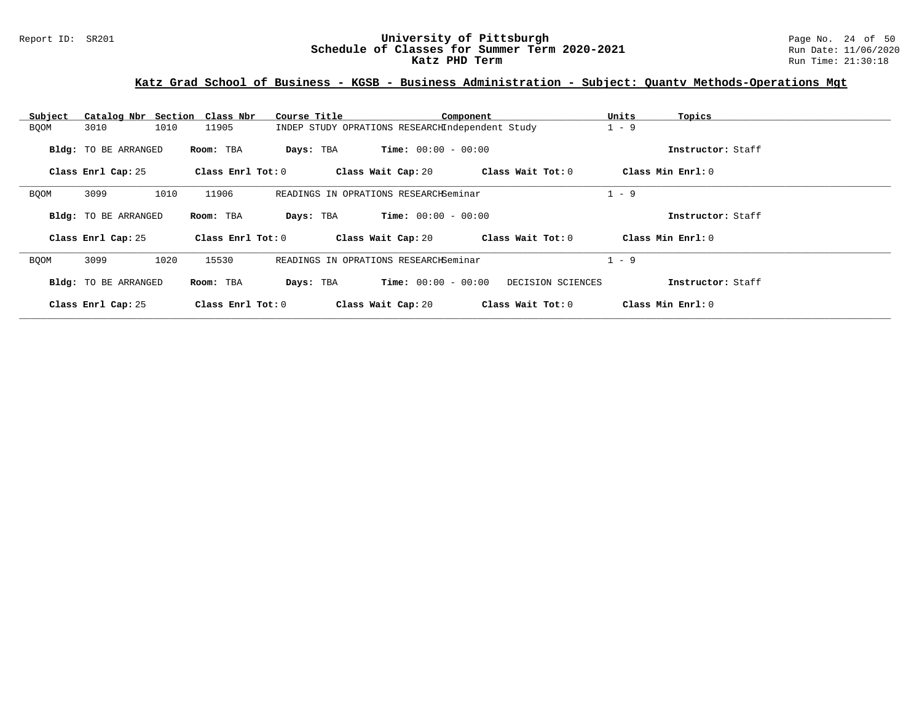# University of Pittsburgh
## Schedule of Classes for Summer Term 2020-2021
## Katz PHD Term

Report ID: SR201

Run Date: 11/06/2020
Run Time: 21:30:18

### Katz Grad School of Business - KGSB - Business Administration - Subject: Quantv Methods-Operations Mgt

| Subject | Catalog Nbr | Section | Class Nbr | Course Title | Component | Units | Topics |
|---|---|---|---|---|---|---|---|
| BQOM | 3010 | 1010 | 11905 | INDEP STUDY OPRATIONS RESEARCH | Independent Study | 1 - 9 | |

**Bldg:** TO BE ARRANGED **Room:** TBA **Days:** TBA **Time:** 00:00 - 00:00 **Instructor:** Staff

**Class Enrl Cap:** 25 **Class Enrl Tot:** 0 **Class Wait Cap:** 20 **Class Wait Tot:** 0 **Class Min Enrl:** 0

---

| Subject | Catalog Nbr | Section | Class Nbr | Course Title | Component | Units | Topics |
|---|---|---|---|---|---|---|---|
| BQOM | 3099 | 1010 | 11906 | READINGS IN OPRATIONS RESEARCH | Seminar | 1 - 9 | |

**Bldg:** TO BE ARRANGED **Room:** TBA **Days:** TBA **Time:** 00:00 - 00:00 **Instructor:** Staff

**Class Enrl Cap:** 25 **Class Enrl Tot:** 0 **Class Wait Cap:** 20 **Class Wait Tot:** 0 **Class Min Enrl:** 0

---

| Subject | Catalog Nbr | Section | Class Nbr | Course Title | Component | Units | Topics |
|---|---|---|---|---|---|---|---|
| BQOM | 3099 | 1020 | 15530 | READINGS IN OPRATIONS RESEARCH | Seminar | 1 - 9 | |

**Bldg:** TO BE ARRANGED **Room:** TBA **Days:** TBA **Time:** 00:00 - 00:00 DECISION SCIENCES **Instructor:** Staff

**Class Enrl Cap:** 25 **Class Enrl Tot:** 0 **Class Wait Cap:** 20 **Class Wait Tot:** 0 **Class Min Enrl:** 0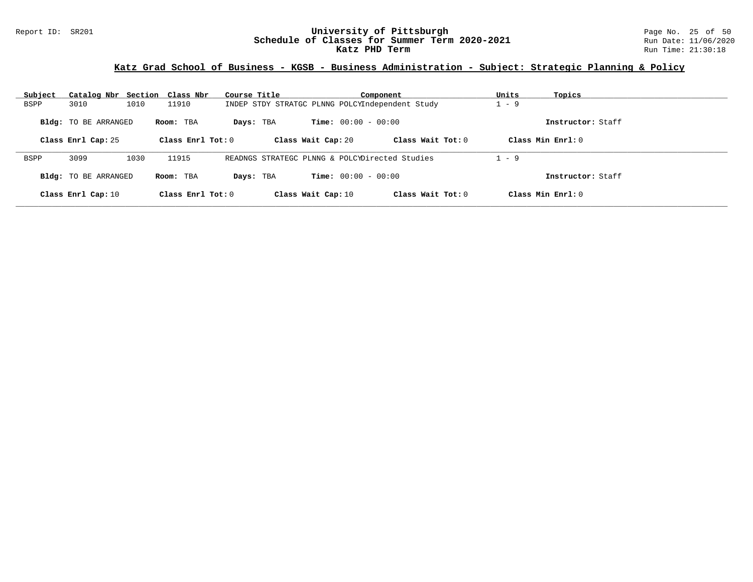## Katz Grad School of Business - KGSB - Business Administration - Subject: Strategic Planning & Policy

| Subject | Catalog Nbr | Section | Class Nbr | Course Title | Component | Units | Topics |
|---|---|---|---|---|---|---|---|
| BSPP | 3010 | 1010 | 11910 | INDEP STDY STRATGC PLNNG POLCY | Independent Study | 1 - 9 | |

**Bldg:** TO BE ARRANGED **Room:** TBA **Days:** TBA **Time:** 00:00 - 00:00 **Instructor:** Staff

**Class Enrl Cap:** 25 **Class Enrl Tot:** 0 **Class Wait Cap:** 20 **Class Wait Tot:** 0 **Class Min Enrl:** 0

| Subject | Catalog Nbr | Section | Class Nbr | Course Title | Component | Units | Topics |
|---|---|---|---|---|---|---|---|
| BSPP | 3099 | 1030 | 11915 | READNGS STRATEGC PLNNG & POLCY | Directed Studies | 1 - 9 | |

**Bldg:** TO BE ARRANGED **Room:** TBA **Days:** TBA **Time:** 00:00 - 00:00 **Instructor:** Staff

**Class Enrl Cap:** 10 **Class Enrl Tot:** 0 **Class Wait Cap:** 10 **Class Wait Tot:** 0 **Class Min Enrl:** 0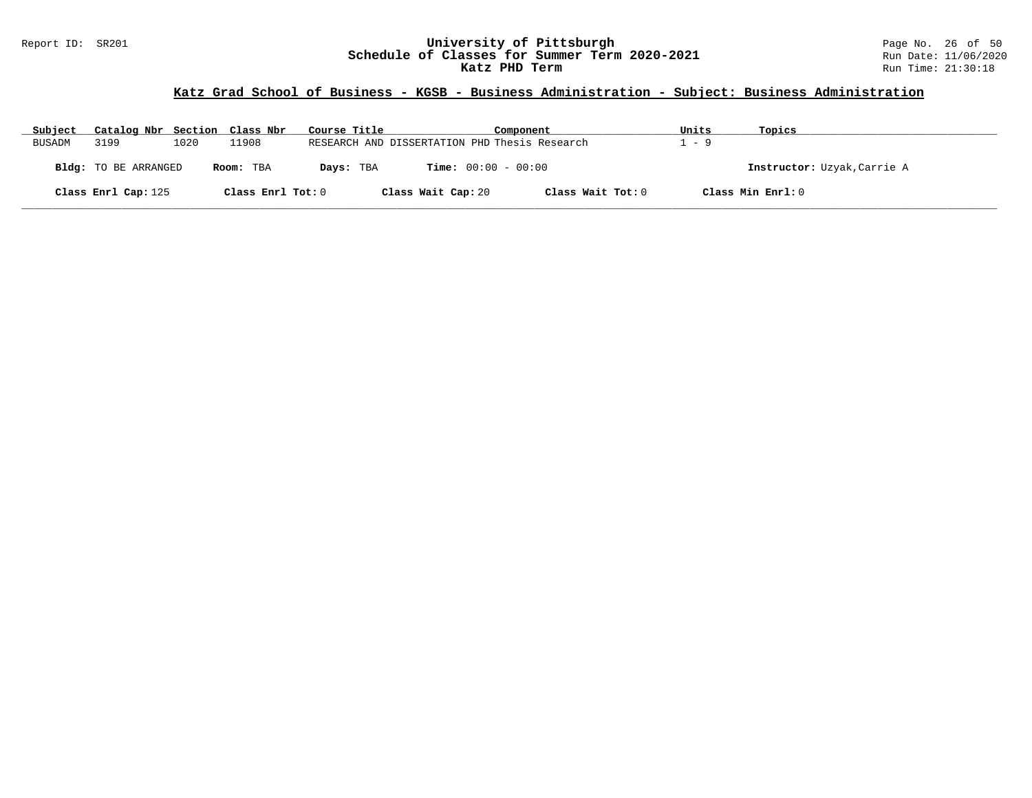# University of Pittsburgh
## Schedule of Classes for Summer Term 2020-2021
### Katz PHD Term

Report ID: SR201

Run Date: 11/06/2020
Run Time: 21:30:18

## Katz Grad School of Business - KGSB - Business Administration - Subject: Business Administration

| Subject | Catalog Nbr | Section | Class Nbr | Course Title | Component | Units | Topics |
|---|---|---|---|---|---|---|---|
| BUSADM | 3199 | 1020 | 11908 | RESEARCH AND DISSERTATION PHD | Thesis Research | 1 - 9 | |

**Bldg:** TO BE ARRANGED **Room:** TBA **Days:** TBA **Time:** 00:00 - 00:00 **Instructor:** Uzyak,Carrie A

**Class Enrl Cap:** 125 **Class Enrl Tot:** 0 **Class Wait Cap:** 20 **Class Wait Tot:** 0 **Class Min Enrl:** 0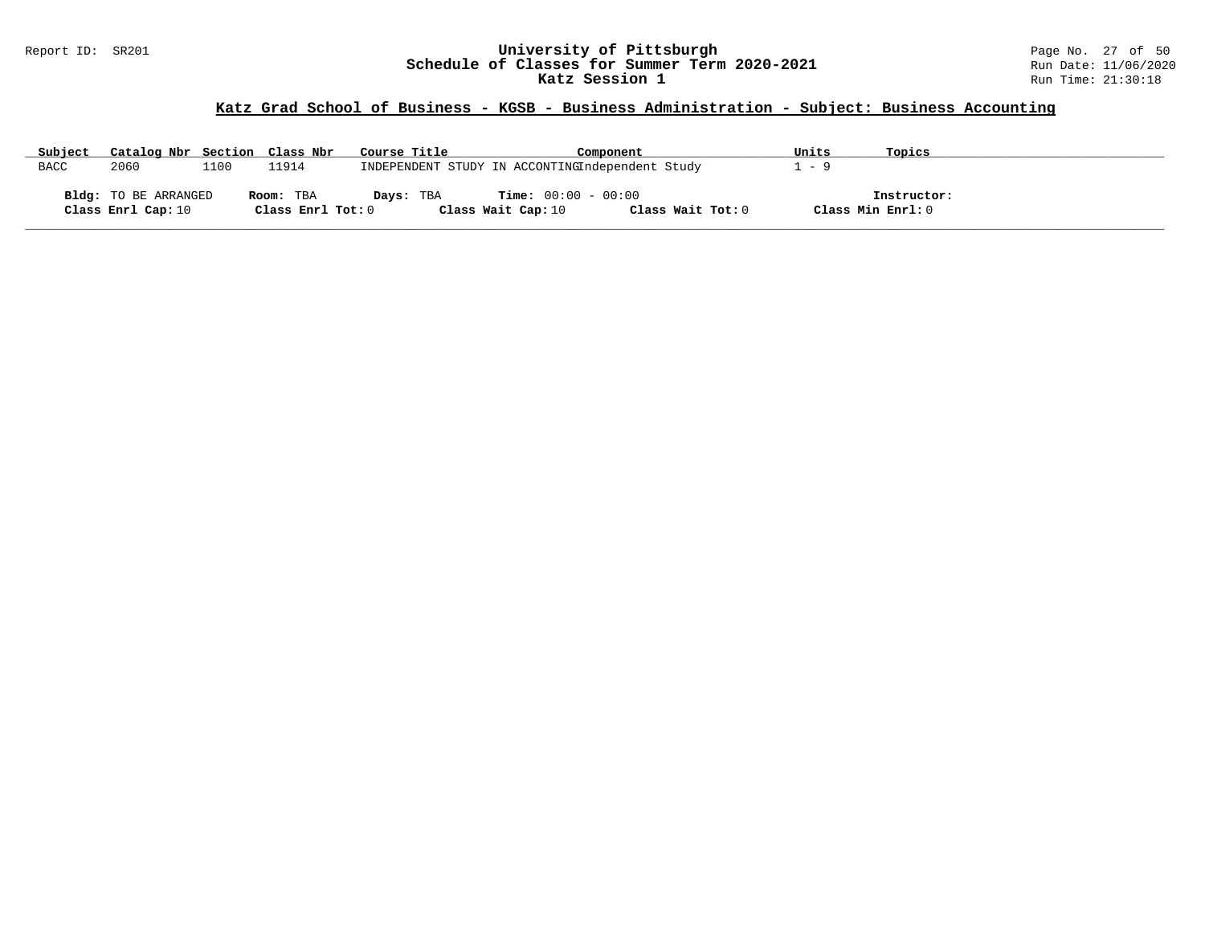## Katz Grad School of Business - KGSB - Business Administration - Subject: Business Accounting

| Subject | Catalog Nbr | Section | Class Nbr | Course Title | Component | Units | Topics |
|---|---|---|---|---|---|---|---|
| BACC | 2060 | 1100 | 11914 | INDEPENDENT STUDY IN ACCONTING | Independent Study | 1 - 9 | |

**Bldg:** TO BE ARRANGED **Room:** TBA **Days:** TBA **Time:** 00:00 - 00:00 **Instructor:**

**Class Enrl Cap:** 10 **Class Enrl Tot:** 0 **Class Wait Cap:** 10 **Class Wait Tot:** 0 **Class Min Enrl:** 0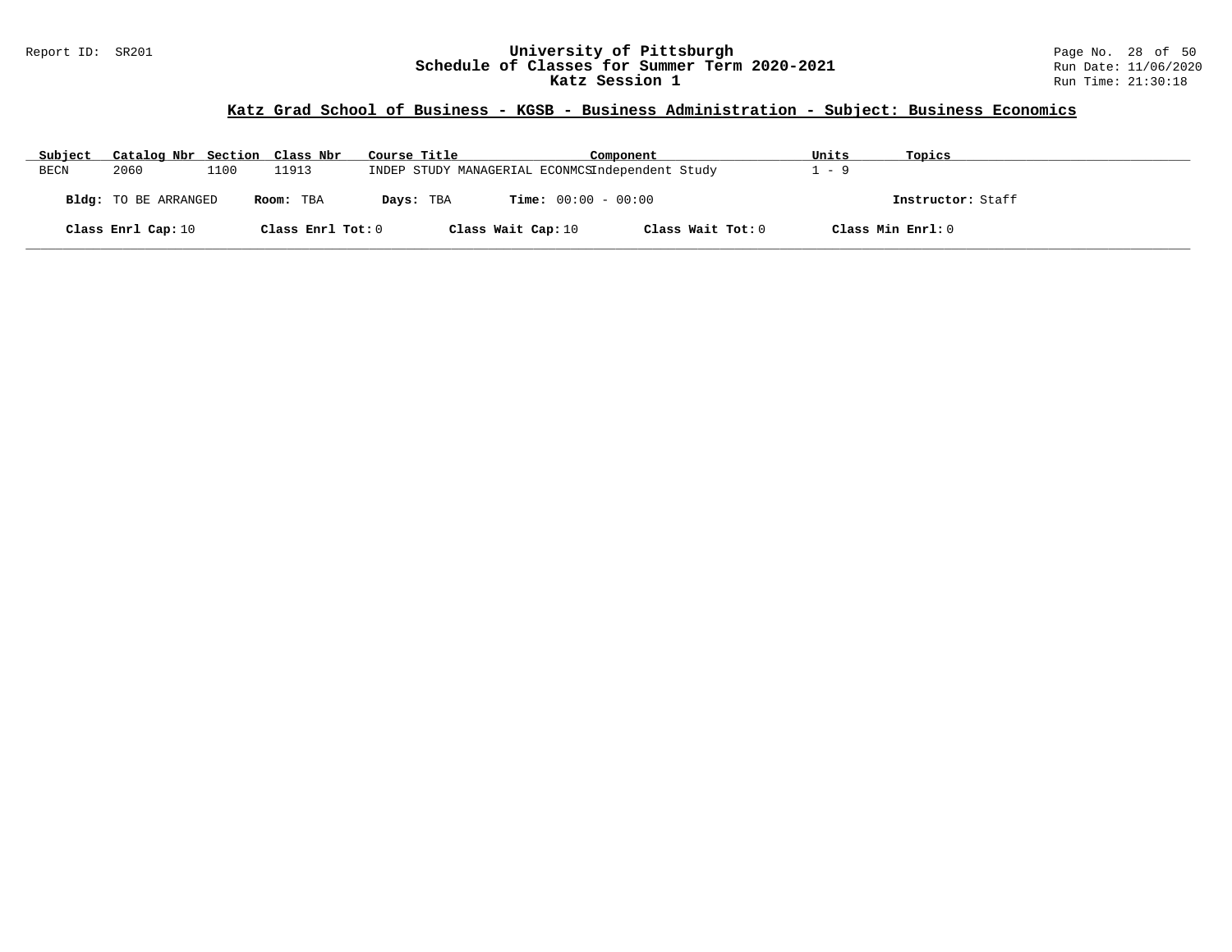# University of Pittsburgh
## Schedule of Classes for Summer Term 2020-2021
### Katz Session 1

Report ID: SR201

Run Date: 11/06/2020
Run Time: 21:30:18

**Katz Grad School of Business - KGSB - Business Administration - Subject: Business Economics**

| Subject | Catalog Nbr | Section | Class Nbr | Course Title | Component | Units | Topics |
|---|---|---|---|---|---|---|---|
| BECN | 2060 | 1100 | 11913 | INDEP STUDY MANAGERIAL ECONMCS | Independent Study | 1 - 9 | |

**Bldg:** TO BE ARRANGED **Room:** TBA **Days:** TBA **Time:** 00:00 - 00:00 **Instructor:** Staff

**Class Enrl Cap:** 10 **Class Enrl Tot:** 0 **Class Wait Cap:** 10 **Class Wait Tot:** 0 **Class Min Enrl:** 0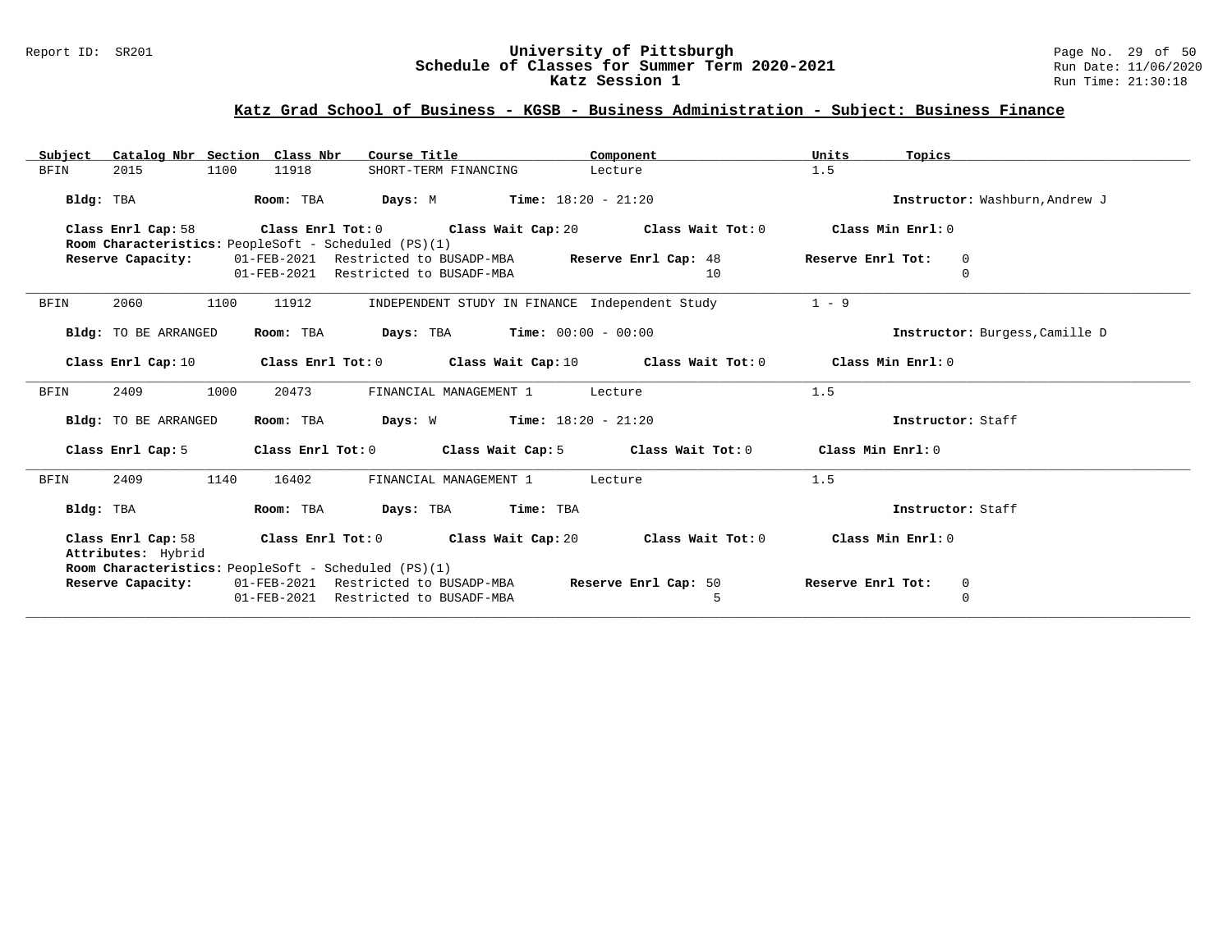# University of Pittsburgh
## Schedule of Classes for Summer Term 2020-2021
## Katz Session 1

Report ID: SR201 | Run Date: 11/06/2020 | Run Time: 21:30:18

### Katz Grad School of Business - KGSB - Business Administration - Subject: Business Finance

| Subject | Catalog Nbr | Section | Class Nbr | Course Title | Component | Units | Topics |
|---|---|---|---|---|---|---|---|
| BFIN | 2015 | 1100 | 11918 | SHORT-TERM FINANCING | Lecture | 1.5 | |

**Bldg:** TBA **Room:** TBA **Days:** M **Time:** 18:20 - 21:20 **Instructor:** Washburn,Andrew J

**Class Enrl Cap:** 58 **Class Enrl Tot:** 0 **Class Wait Cap:** 20 **Class Wait Tot:** 0 **Class Min Enrl:** 0

**Room Characteristics:** PeopleSoft - Scheduled (PS)(1)

**Reserve Capacity:**

| Date | Restriction | Reserve Enrl Cap | Reserve Enrl Tot |
|---|---|---|---|
| 01-FEB-2021 | Restricted to BUSADP-MBA | 48 | 0 |
| 01-FEB-2021 | Restricted to BUSADF-MBA | 10 | 0 |

---

| Subject | Catalog Nbr | Section | Class Nbr | Course Title | Component | Units | Topics |
|---|---|---|---|---|---|---|---|
| BFIN | 2060 | 1100 | 11912 | INDEPENDENT STUDY IN FINANCE | Independent Study | 1 - 9 | |

**Bldg:** TO BE ARRANGED **Room:** TBA **Days:** TBA **Time:** 00:00 - 00:00 **Instructor:** Burgess,Camille D

**Class Enrl Cap:** 10 **Class Enrl Tot:** 0 **Class Wait Cap:** 10 **Class Wait Tot:** 0 **Class Min Enrl:** 0

---

| Subject | Catalog Nbr | Section | Class Nbr | Course Title | Component | Units | Topics |
|---|---|---|---|---|---|---|---|
| BFIN | 2409 | 1000 | 20473 | FINANCIAL MANAGEMENT 1 | Lecture | 1.5 | |

**Bldg:** TO BE ARRANGED **Room:** TBA **Days:** W **Time:** 18:20 - 21:20 **Instructor:** Staff

**Class Enrl Cap:** 5 **Class Enrl Tot:** 0 **Class Wait Cap:** 5 **Class Wait Tot:** 0 **Class Min Enrl:** 0

---

| Subject | Catalog Nbr | Section | Class Nbr | Course Title | Component | Units | Topics |
|---|---|---|---|---|---|---|---|
| BFIN | 2409 | 1140 | 16402 | FINANCIAL MANAGEMENT 1 | Lecture | 1.5 | |

**Bldg:** TBA **Room:** TBA **Days:** TBA **Time:** TBA **Instructor:** Staff

**Class Enrl Cap:** 58 **Class Enrl Tot:** 0 **Class Wait Cap:** 20 **Class Wait Tot:** 0 **Class Min Enrl:** 0

**Attributes:** Hybrid

**Room Characteristics:** PeopleSoft - Scheduled (PS)(1)

**Reserve Capacity:**

| Date | Restriction | Reserve Enrl Cap | Reserve Enrl Tot |
|---|---|---|---|
| 01-FEB-2021 | Restricted to BUSADP-MBA | 50 | 0 |
| 01-FEB-2021 | Restricted to BUSADF-MBA | 5 | 0 |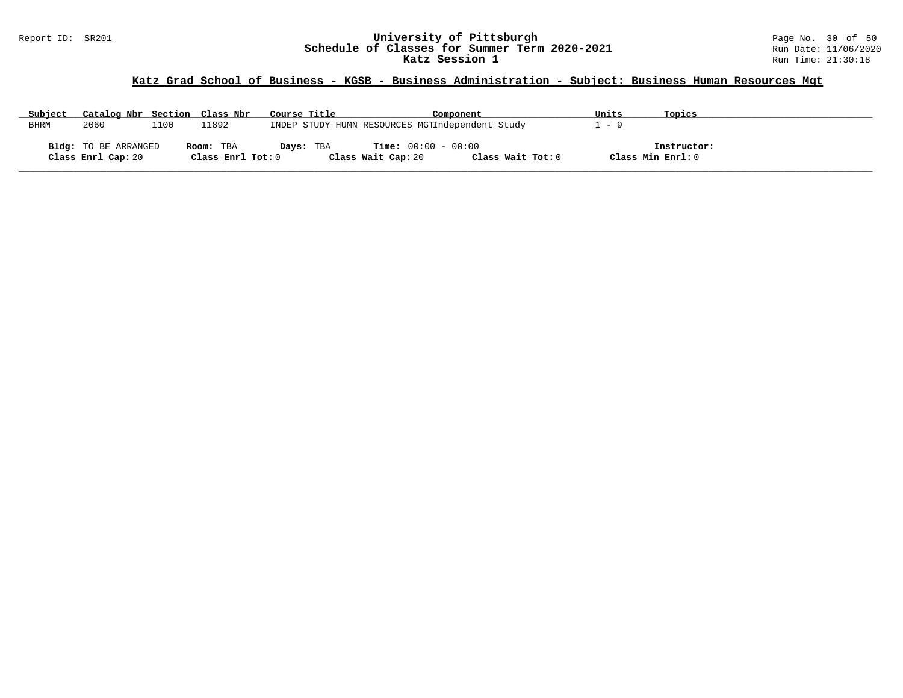Report ID: SR201

# University of Pittsburgh
## Schedule of Classes for Summer Term 2020-2021
### Katz Session 1

Run Date: 11/06/2020
Run Time: 21:30:18

**Katz Grad School of Business - KGSB - Business Administration - Subject: Business Human Resources Mgt**

| Subject | Catalog Nbr | Section | Class Nbr | Course Title | Component | Units | Topics |
|---|---|---|---|---|---|---|---|
| BHRM | 2060 | 1100 | 11892 | INDEP STUDY HUMN RESOURCES MGT | Independent Study | 1 - 9 | |

**Bldg:** TO BE ARRANGED **Room:** TBA **Days:** TBA **Time:** 00:00 - 00:00 **Instructor:**
**Class Enrl Cap:** 20 **Class Enrl Tot:** 0 **Class Wait Cap:** 20 **Class Wait Tot:** 0 **Class Min Enrl:** 0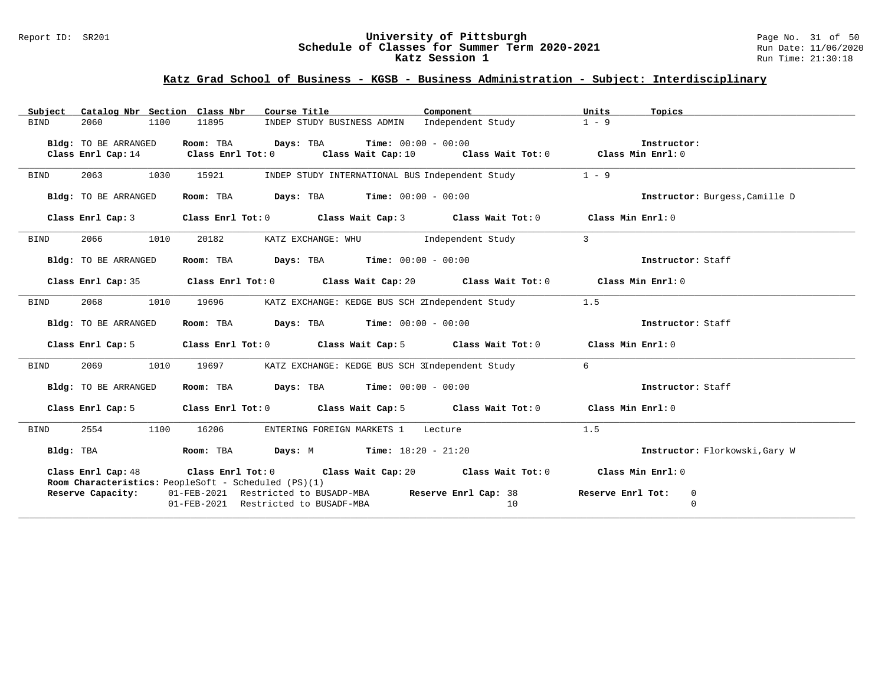## Katz Grad School of Business - KGSB - Business Administration - Subject: Interdisciplinary

| Subject | Catalog Nbr | Section | Class Nbr | Course Title | Component | Units | Topics |
|---|---|---|---|---|---|---|---|
| BIND | 2060 | 1100 | 11895 | INDEP STUDY BUSINESS ADMIN | Independent Study | 1 - 9 | |

**Bldg:** TO BE ARRANGED **Room:** TBA **Days:** TBA **Time:** 00:00 - 00:00 **Instructor:**
**Class Enrl Cap:** 14 **Class Enrl Tot:** 0 **Class Wait Cap:** 10 **Class Wait Tot:** 0 **Class Min Enrl:** 0

---

| Subject | Catalog Nbr | Section | Class Nbr | Course Title | Component | Units | Topics |
|---|---|---|---|---|---|---|---|
| BIND | 2063 | 1030 | 15921 | INDEP STUDY INTERNATIONAL BUS | Independent Study | 1 - 9 | |

**Bldg:** TO BE ARRANGED **Room:** TBA **Days:** TBA **Time:** 00:00 - 00:00 **Instructor:** Burgess,Camille D
**Class Enrl Cap:** 3 **Class Enrl Tot:** 0 **Class Wait Cap:** 3 **Class Wait Tot:** 0 **Class Min Enrl:** 0

---

| Subject | Catalog Nbr | Section | Class Nbr | Course Title | Component | Units | Topics |
|---|---|---|---|---|---|---|---|
| BIND | 2066 | 1010 | 20182 | KATZ EXCHANGE: WHU | Independent Study | 3 | |

**Bldg:** TO BE ARRANGED **Room:** TBA **Days:** TBA **Time:** 00:00 - 00:00 **Instructor:** Staff
**Class Enrl Cap:** 35 **Class Enrl Tot:** 0 **Class Wait Cap:** 20 **Class Wait Tot:** 0 **Class Min Enrl:** 0

---

| Subject | Catalog Nbr | Section | Class Nbr | Course Title | Component | Units | Topics |
|---|---|---|---|---|---|---|---|
| BIND | 2068 | 1010 | 19696 | KATZ EXCHANGE: KEDGE BUS SCH 2 | Independent Study | 1.5 | |

**Bldg:** TO BE ARRANGED **Room:** TBA **Days:** TBA **Time:** 00:00 - 00:00 **Instructor:** Staff
**Class Enrl Cap:** 5 **Class Enrl Tot:** 0 **Class Wait Cap:** 5 **Class Wait Tot:** 0 **Class Min Enrl:** 0

---

| Subject | Catalog Nbr | Section | Class Nbr | Course Title | Component | Units | Topics |
|---|---|---|---|---|---|---|---|
| BIND | 2069 | 1010 | 19697 | KATZ EXCHANGE: KEDGE BUS SCH 3 | Independent Study | 6 | |

**Bldg:** TO BE ARRANGED **Room:** TBA **Days:** TBA **Time:** 00:00 - 00:00 **Instructor:** Staff
**Class Enrl Cap:** 5 **Class Enrl Tot:** 0 **Class Wait Cap:** 5 **Class Wait Tot:** 0 **Class Min Enrl:** 0

---

| Subject | Catalog Nbr | Section | Class Nbr | Course Title | Component | Units | Topics |
|---|---|---|---|---|---|---|---|
| BIND | 2554 | 1100 | 16206 | ENTERING FOREIGN MARKETS 1 | Lecture | 1.5 | |

**Bldg:** TBA **Room:** TBA **Days:** M **Time:** 18:20 - 21:20 **Instructor:** Florkowski,Gary W
**Class Enrl Cap:** 48 **Class Enrl Tot:** 0 **Class Wait Cap:** 20 **Class Wait Tot:** 0 **Class Min Enrl:** 0
**Room Characteristics:** PeopleSoft - Scheduled (PS)(1)

| Reserve Capacity: | Restriction | Reserve Enrl Cap | Reserve Enrl Tot |
|---|---|---|---|
| 01-FEB-2021 | Restricted to BUSADP-MBA | 38 | 0 |
| 01-FEB-2021 | Restricted to BUSADF-MBA | 10 | 0 |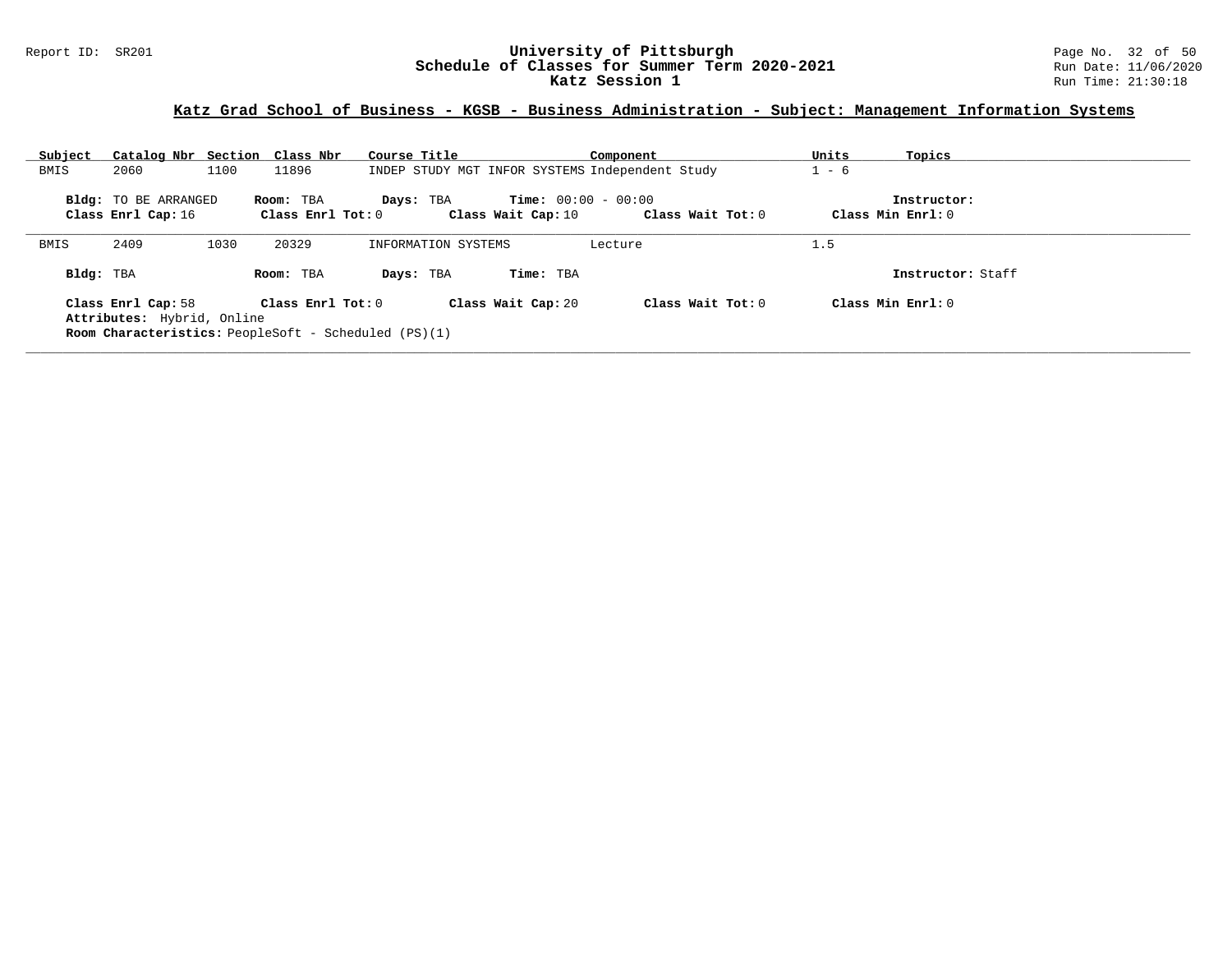**University of Pittsburgh**
**Schedule of Classes for Summer Term 2020-2021**
**Katz Session 1**

Report ID: SR201

Run Date: 11/06/2020
Run Time: 21:30:18

## Katz Grad School of Business - KGSB - Business Administration - Subject: Management Information Systems

| Subject | Catalog Nbr | Section | Class Nbr | Course Title | Component | Units | Topics |
|---|---|---|---|---|---|---|---|
| BMIS | 2060 | 1100 | 11896 | INDEP STUDY MGT INFOR SYSTEMS | Independent Study | 1 - 6 | |

**Bldg:** TO BE ARRANGED **Room:** TBA **Days:** TBA **Time:** 00:00 - 00:00 **Instructor:**
**Class Enrl Cap:** 16 **Class Enrl Tot:** 0 **Class Wait Cap:** 10 **Class Wait Tot:** 0 **Class Min Enrl:** 0

| Subject | Catalog Nbr | Section | Class Nbr | Course Title | Component | Units | Topics |
|---|---|---|---|---|---|---|---|
| BMIS | 2409 | 1030 | 20329 | INFORMATION SYSTEMS | Lecture | 1.5 | |

**Bldg:** TBA **Room:** TBA **Days:** TBA **Time:** TBA **Instructor:** Staff

**Class Enrl Cap:** 58 **Class Enrl Tot:** 0 **Class Wait Cap:** 20 **Class Wait Tot:** 0 **Class Min Enrl:** 0
**Attributes:** Hybrid, Online
**Room Characteristics:** PeopleSoft - Scheduled (PS)(1)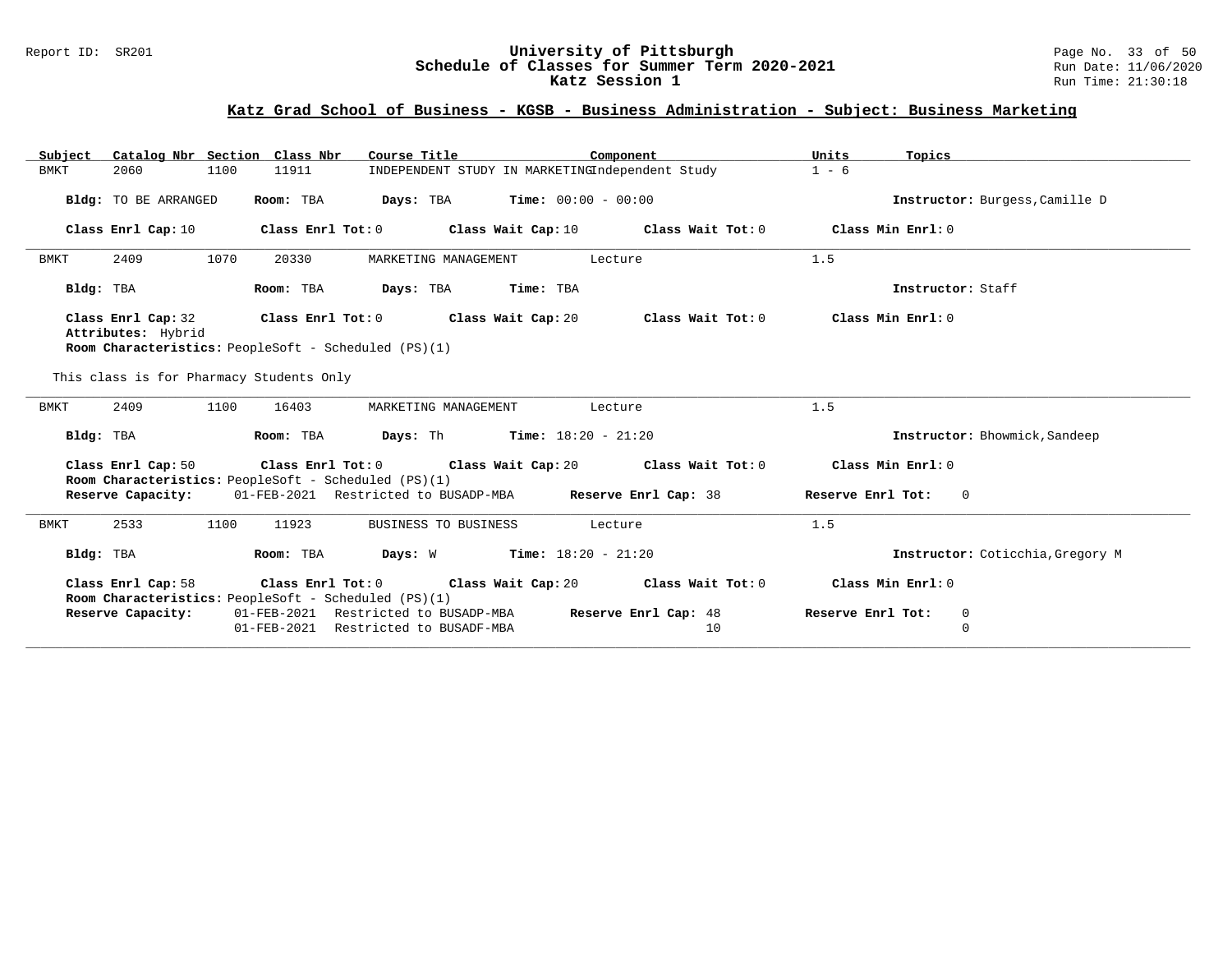Report ID: SR201

# University of Pittsburgh
## Schedule of Classes for Summer Term 2020-2021
## Katz Session 1

Run Date: 11/06/2020
Run Time: 21:30:18

### Katz Grad School of Business - KGSB - Business Administration - Subject: Business Marketing

| Subject | Catalog Nbr | Section | Class Nbr | Course Title | Component | Units | Topics |
|---|---|---|---|---|---|---|---|
| BMKT | 2060 | 1100 | 11911 | INDEPENDENT STUDY IN MARKETING | Independent Study | 1 - 6 | |

**Bldg:** TO BE ARRANGED **Room:** TBA **Days:** TBA **Time:** 00:00 - 00:00 **Instructor:** Burgess,Camille D

**Class Enrl Cap:** 10 **Class Enrl Tot:** 0 **Class Wait Cap:** 10 **Class Wait Tot:** 0 **Class Min Enrl:** 0

---

| Subject | Catalog Nbr | Section | Class Nbr | Course Title | Component | Units | Topics |
|---|---|---|---|---|---|---|---|
| BMKT | 2409 | 1070 | 20330 | MARKETING MANAGEMENT | Lecture | 1.5 | |

**Bldg:** TBA **Room:** TBA **Days:** TBA **Time:** TBA **Instructor:** Staff

**Class Enrl Cap:** 32 **Class Enrl Tot:** 0 **Class Wait Cap:** 20 **Class Wait Tot:** 0 **Class Min Enrl:** 0
**Attributes:** Hybrid
**Room Characteristics:** PeopleSoft - Scheduled (PS)(1)

This class is for Pharmacy Students Only

---

| Subject | Catalog Nbr | Section | Class Nbr | Course Title | Component | Units | Topics |
|---|---|---|---|---|---|---|---|
| BMKT | 2409 | 1100 | 16403 | MARKETING MANAGEMENT | Lecture | 1.5 | |

**Bldg:** TBA **Room:** TBA **Days:** Th **Time:** 18:20 - 21:20 **Instructor:** Bhowmick,Sandeep

**Class Enrl Cap:** 50 **Class Enrl Tot:** 0 **Class Wait Cap:** 20 **Class Wait Tot:** 0 **Class Min Enrl:** 0
**Room Characteristics:** PeopleSoft - Scheduled (PS)(1)

| Reserve Capacity: | Restriction | Reserve Enrl Cap | Reserve Enrl Tot |
|---|---|---|---|
| 01-FEB-2021 | Restricted to BUSADP-MBA | 38 | 0 |

---

| Subject | Catalog Nbr | Section | Class Nbr | Course Title | Component | Units | Topics |
|---|---|---|---|---|---|---|---|
| BMKT | 2533 | 1100 | 11923 | BUSINESS TO BUSINESS | Lecture | 1.5 | |

**Bldg:** TBA **Room:** TBA **Days:** W **Time:** 18:20 - 21:20 **Instructor:** Coticchia,Gregory M

**Class Enrl Cap:** 58 **Class Enrl Tot:** 0 **Class Wait Cap:** 20 **Class Wait Tot:** 0 **Class Min Enrl:** 0
**Room Characteristics:** PeopleSoft - Scheduled (PS)(1)

| Reserve Capacity: | Restriction | Reserve Enrl Cap | Reserve Enrl Tot |
|---|---|---|---|
| 01-FEB-2021 | Restricted to BUSADP-MBA | 48 | 0 |
| 01-FEB-2021 | Restricted to BUSADF-MBA | 10 | 0 |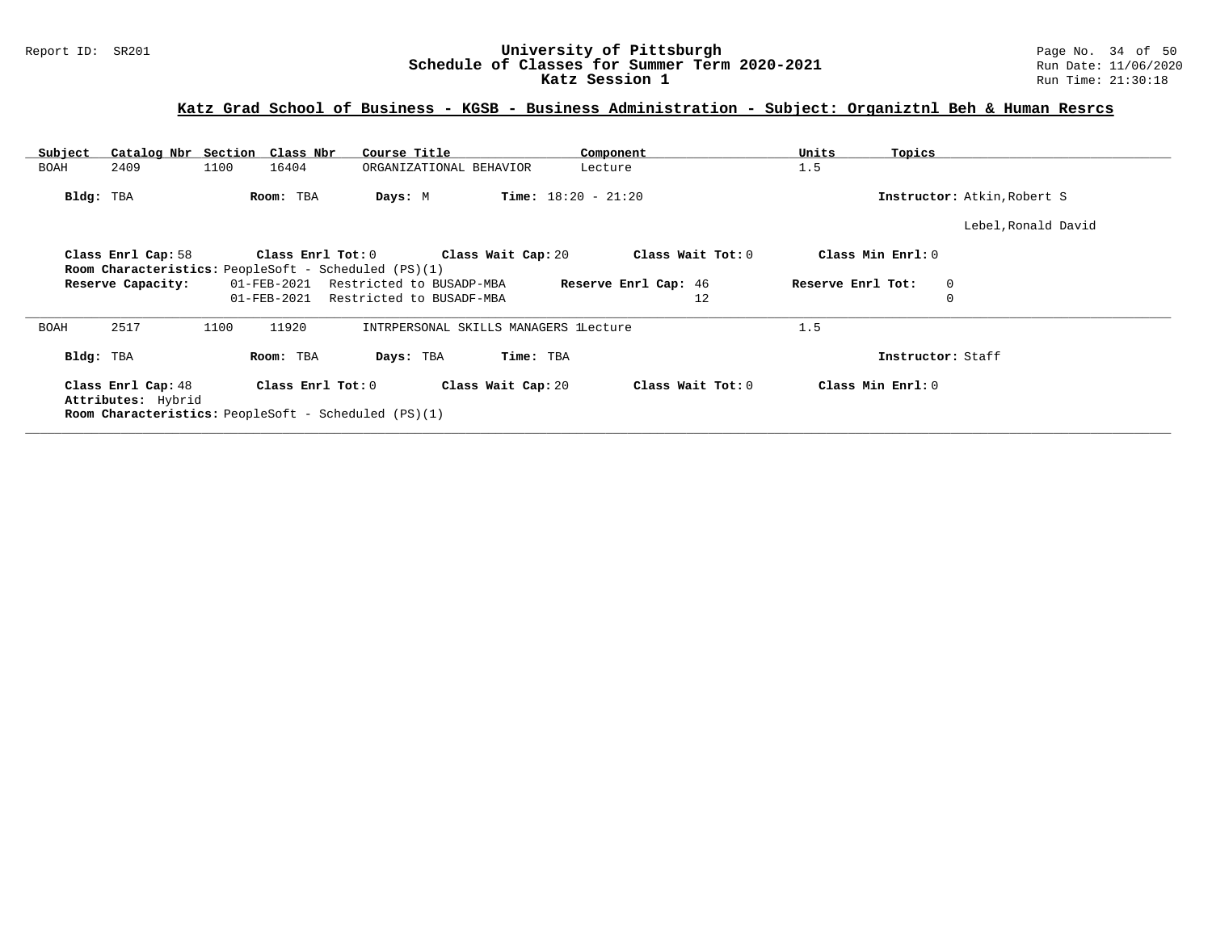Report ID: SR201

# University of Pittsburgh
## Schedule of Classes for Summer Term 2020-2021
### Katz Session 1

Page No. 34 of 50
Run Date: 11/06/2020
Run Time: 21:30:18

## Katz Grad School of Business - KGSB - Business Administration - Subject: Organiztnl Beh & Human Resrcs

| Subject | Catalog Nbr | Section | Class Nbr | Course Title | Component | Units | Topics |
|---|---|---|---|---|---|---|---|
| BOAH | 2409 | 1100 | 16404 | ORGANIZATIONAL BEHAVIOR | Lecture | 1.5 | |

**Bldg:** TBA **Room:** TBA **Days:** M **Time:** 18:20 - 21:20 **Instructor:** Atkin,Robert S
Lebel,Ronald David

**Class Enrl Cap:** 58 **Class Enrl Tot:** 0 **Class Wait Cap:** 20 **Class Wait Tot:** 0 **Class Min Enrl:** 0
**Room Characteristics:** PeopleSoft - Scheduled (PS)(1)

| **Reserve Capacity:** | | **Reserve Enrl Cap:** | **Reserve Enrl Tot:** |
|---|---|---|---|
| 01-FEB-2021 | Restricted to BUSADP-MBA | 46 | 0 |
| 01-FEB-2021 | Restricted to BUSADF-MBA | 12 | 0 |

---

| Subject | Catalog Nbr | Section | Class Nbr | Course Title | Component | Units | Topics |
|---|---|---|---|---|---|---|---|
| BOAH | 2517 | 1100 | 11920 | INTRPERSONAL SKILLS MANAGERS 1 | Lecture | 1.5 | |

**Bldg:** TBA **Room:** TBA **Days:** TBA **Time:** TBA **Instructor:** Staff

**Class Enrl Cap:** 48 **Class Enrl Tot:** 0 **Class Wait Cap:** 20 **Class Wait Tot:** 0 **Class Min Enrl:** 0
**Attributes:** Hybrid
**Room Characteristics:** PeopleSoft - Scheduled (PS)(1)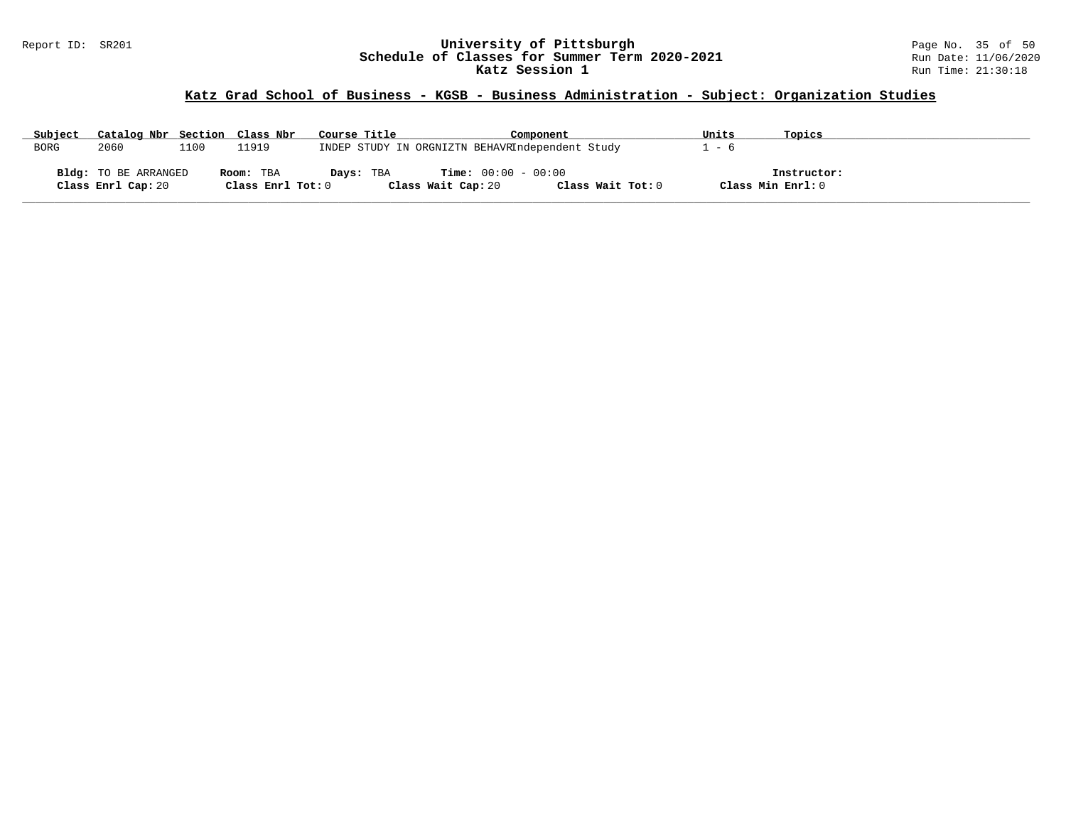## Katz Grad School of Business - KGSB - Business Administration - Subject: Organization Studies

| Subject | Catalog Nbr | Section | Class Nbr | Course Title | Component | Units | Topics |
|---|---|---|---|---|---|---|---|
| BORG | 2060 | 1100 | 11919 | INDEP STUDY IN ORGNIZTN BEHAVR | Independent Study | 1 - 6 | |

**Bldg:** TO BE ARRANGED **Room:** TBA **Days:** TBA **Time:** 00:00 - 00:00 **Instructor:**

**Class Enrl Cap:** 20 **Class Enrl Tot:** 0 **Class Wait Cap:** 20 **Class Wait Tot:** 0 **Class Min Enrl:** 0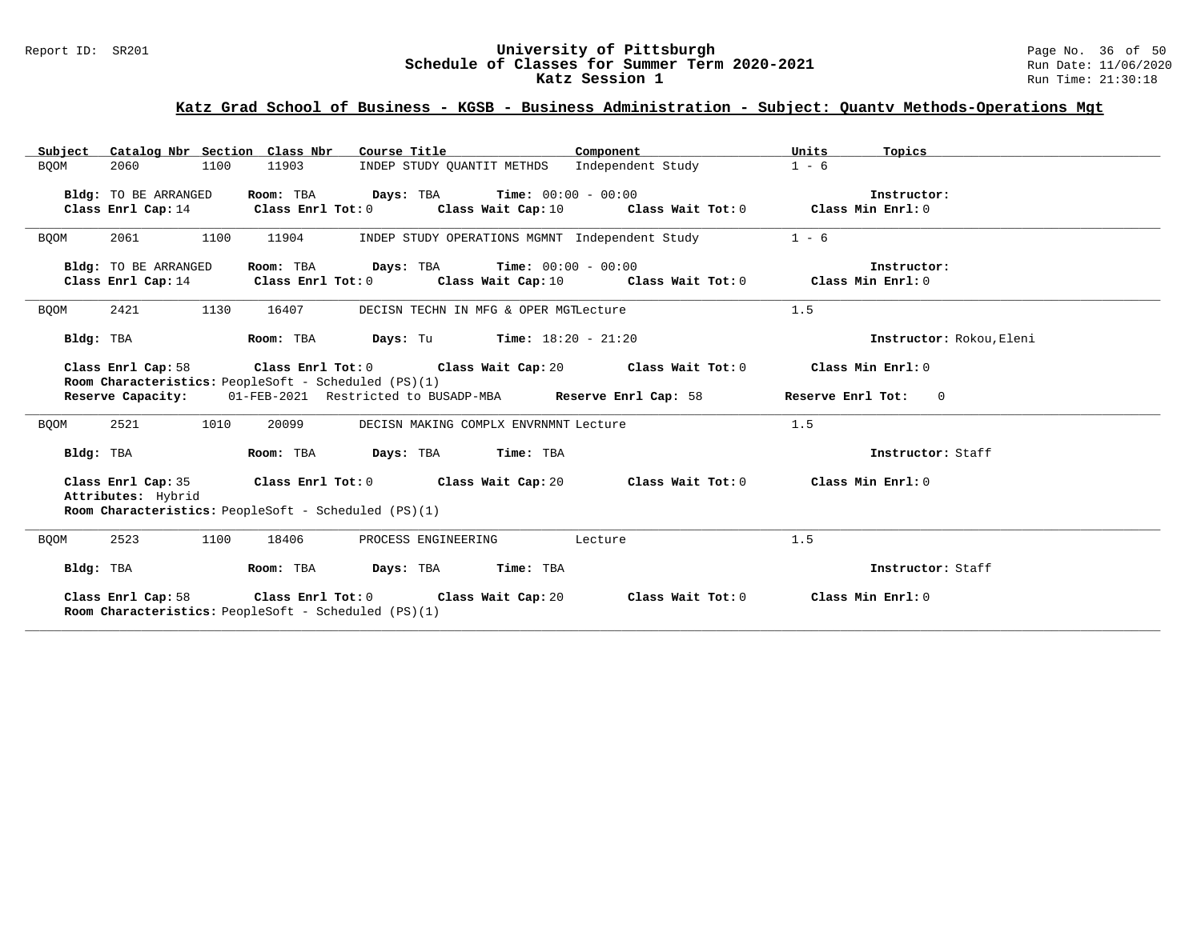## Katz Grad School of Business - KGSB - Business Administration - Subject: Quantv Methods-Operations Mgt

| Subject | Catalog Nbr | Section | Class Nbr | Course Title | Component | Units | Topics |
|---|---|---|---|---|---|---|---|
| BQOM | 2060 | 1100 | 11903 | INDEP STUDY QUANTIT METHDS | Independent Study | 1 - 6 | |

**Bldg:** TO BE ARRANGED **Room:** TBA **Days:** TBA **Time:** 00:00 - 00:00 **Instructor:**
**Class Enrl Cap:** 14 **Class Enrl Tot:** 0 **Class Wait Cap:** 10 **Class Wait Tot:** 0 **Class Min Enrl:** 0

---

| Subject | Catalog Nbr | Section | Class Nbr | Course Title | Component | Units | Topics |
|---|---|---|---|---|---|---|---|
| BQOM | 2061 | 1100 | 11904 | INDEP STUDY OPERATIONS MGMNT | Independent Study | 1 - 6 | |

**Bldg:** TO BE ARRANGED **Room:** TBA **Days:** TBA **Time:** 00:00 - 00:00 **Instructor:**
**Class Enrl Cap:** 14 **Class Enrl Tot:** 0 **Class Wait Cap:** 10 **Class Wait Tot:** 0 **Class Min Enrl:** 0

---

| Subject | Catalog Nbr | Section | Class Nbr | Course Title | Component | Units | Topics |
|---|---|---|---|---|---|---|---|
| BQOM | 2421 | 1130 | 16407 | DECISN TECHN IN MFG & OPER MGT | Lecture | 1.5 | |

**Bldg:** TBA **Room:** TBA **Days:** Tu **Time:** 18:20 - 21:20 **Instructor:** Rokou,Eleni

**Class Enrl Cap:** 58 **Class Enrl Tot:** 0 **Class Wait Cap:** 20 **Class Wait Tot:** 0 **Class Min Enrl:** 0
**Room Characteristics:** PeopleSoft - Scheduled (PS)(1)
**Reserve Capacity:** 01-FEB-2021 Restricted to BUSADP-MBA **Reserve Enrl Cap:** 58 **Reserve Enrl Tot:** 0

---

| Subject | Catalog Nbr | Section | Class Nbr | Course Title | Component | Units | Topics |
|---|---|---|---|---|---|---|---|
| BQOM | 2521 | 1010 | 20099 | DECISN MAKING COMPLX ENVRNMNT | Lecture | 1.5 | |

**Bldg:** TBA **Room:** TBA **Days:** TBA **Time:** TBA **Instructor:** Staff

**Class Enrl Cap:** 35 **Class Enrl Tot:** 0 **Class Wait Cap:** 20 **Class Wait Tot:** 0 **Class Min Enrl:** 0
**Attributes:** Hybrid
**Room Characteristics:** PeopleSoft - Scheduled (PS)(1)

---

| Subject | Catalog Nbr | Section | Class Nbr | Course Title | Component | Units | Topics |
|---|---|---|---|---|---|---|---|
| BQOM | 2523 | 1100 | 18406 | PROCESS ENGINEERING | Lecture | 1.5 | |

**Bldg:** TBA **Room:** TBA **Days:** TBA **Time:** TBA **Instructor:** Staff

**Class Enrl Cap:** 58 **Class Enrl Tot:** 0 **Class Wait Cap:** 20 **Class Wait Tot:** 0 **Class Min Enrl:** 0
**Room Characteristics:** PeopleSoft - Scheduled (PS)(1)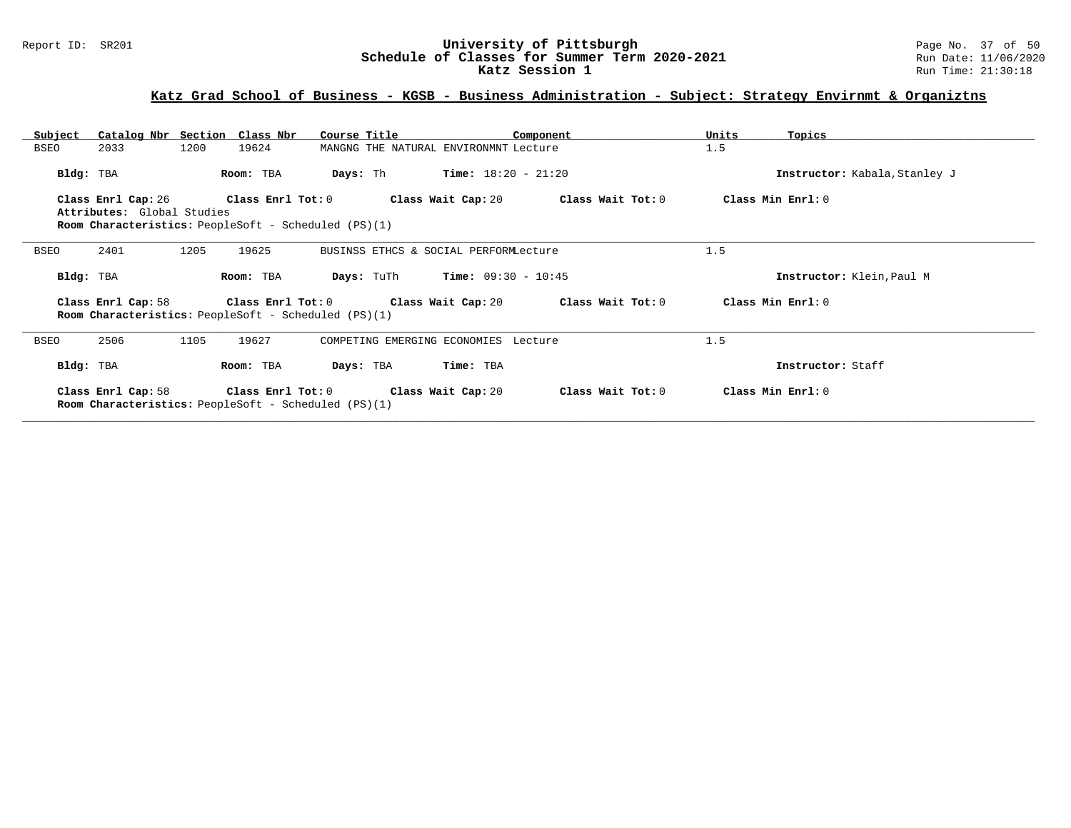## Katz Grad School of Business - KGSB - Business Administration - Subject: Strategy Envirnmt & Organiztns

| Subject | Catalog Nbr | Section | Class Nbr | Course Title | Component | Units | Topics |
|---|---|---|---|---|---|---|---|
| BSEO | 2033 | 1200 | 19624 | MANGNG THE NATURAL ENVIRONMNT | Lecture | 1.5 | |

**Bldg:** TBA **Room:** TBA **Days:** Th **Time:** 18:20 - 21:20 **Instructor:** Kabala,Stanley J

**Class Enrl Cap:** 26 **Class Enrl Tot:** 0 **Class Wait Cap:** 20 **Class Wait Tot:** 0 **Class Min Enrl:** 0

**Attributes:** Global Studies

**Room Characteristics:** PeopleSoft - Scheduled (PS)(1)

---

| Subject | Catalog Nbr | Section | Class Nbr | Course Title | Component | Units | Topics |
|---|---|---|---|---|---|---|---|
| BSEO | 2401 | 1205 | 19625 | BUSINSS ETHCS & SOCIAL PERFORM | Lecture | 1.5 | |

**Bldg:** TBA **Room:** TBA **Days:** TuTh **Time:** 09:30 - 10:45 **Instructor:** Klein,Paul M

**Class Enrl Cap:** 58 **Class Enrl Tot:** 0 **Class Wait Cap:** 20 **Class Wait Tot:** 0 **Class Min Enrl:** 0

**Room Characteristics:** PeopleSoft - Scheduled (PS)(1)

---

| Subject | Catalog Nbr | Section | Class Nbr | Course Title | Component | Units | Topics |
|---|---|---|---|---|---|---|---|
| BSEO | 2506 | 1105 | 19627 | COMPETING EMERGING ECONOMIES | Lecture | 1.5 | |

**Bldg:** TBA **Room:** TBA **Days:** TBA **Time:** TBA **Instructor:** Staff

**Class Enrl Cap:** 58 **Class Enrl Tot:** 0 **Class Wait Cap:** 20 **Class Wait Tot:** 0 **Class Min Enrl:** 0

**Room Characteristics:** PeopleSoft - Scheduled (PS)(1)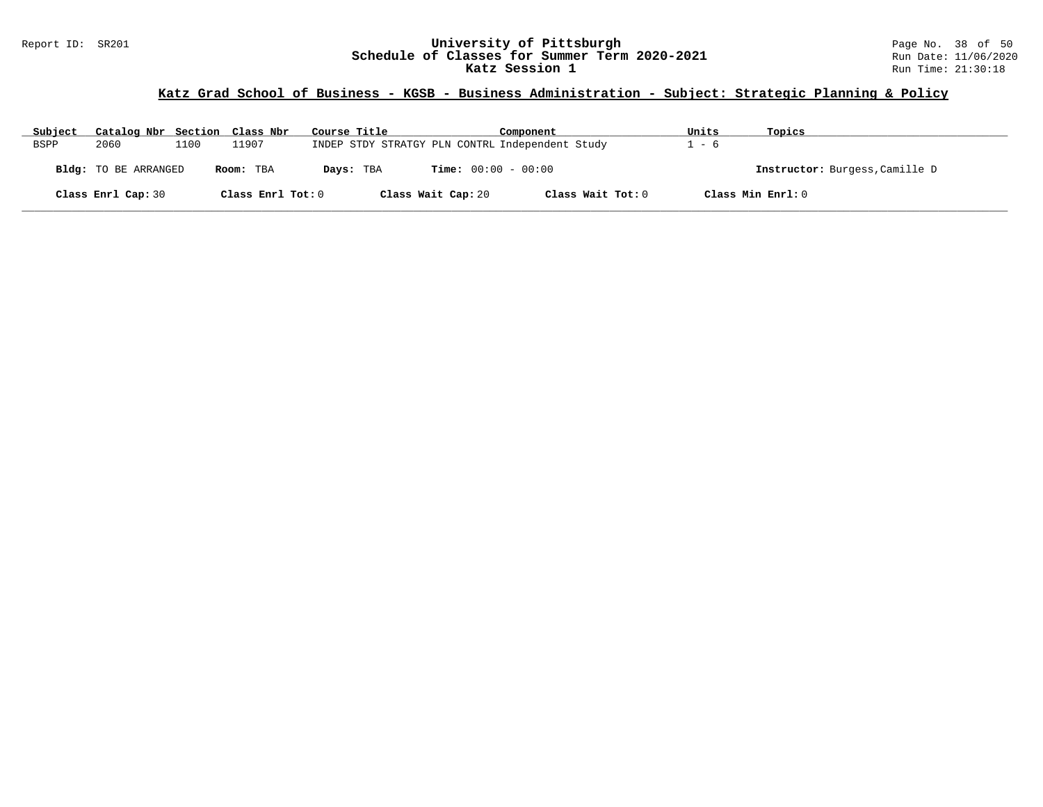Report ID: SR201

# University of Pittsburgh
## Schedule of Classes for Summer Term 2020-2021
## Katz Session 1

Run Date: 11/06/2020
Run Time: 21:30:18

### Katz Grad School of Business - KGSB - Business Administration - Subject: Strategic Planning & Policy

| Subject | Catalog Nbr | Section | Class Nbr | Course Title | Component | Units | Topics |
|---|---|---|---|---|---|---|---|
| BSPP | 2060 | 1100 | 11907 | INDEP STDY STRATGY PLN CONTRL | Independent Study | 1 - 6 | |

**Bldg:** TO BE ARRANGED **Room:** TBA **Days:** TBA **Time:** 00:00 - 00:00 **Instructor:** Burgess,Camille D

**Class Enrl Cap:** 30 **Class Enrl Tot:** 0 **Class Wait Cap:** 20 **Class Wait Tot:** 0 **Class Min Enrl:** 0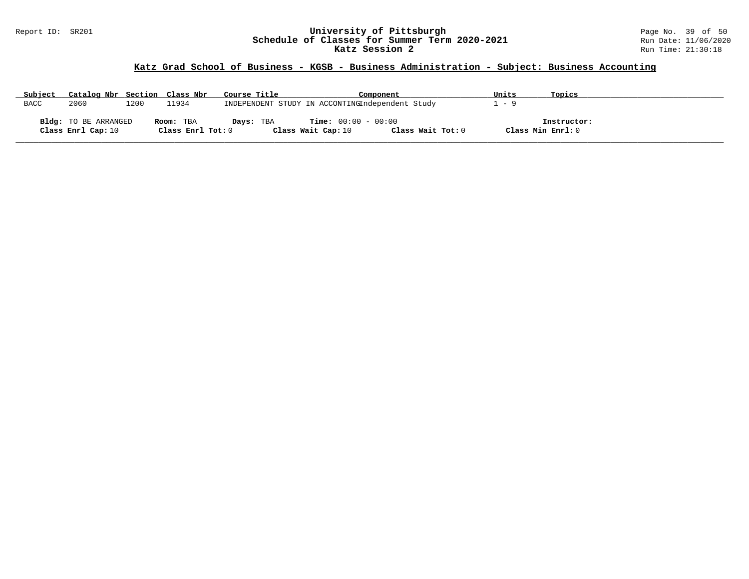# University of Pittsburgh
## Schedule of Classes for Summer Term 2020-2021
## Katz Session 2

Report ID: SR201

Run Date: 11/06/2020
Run Time: 21:30:18

### Katz Grad School of Business - KGSB - Business Administration - Subject: Business Accounting

| Subject | Catalog Nbr | Section | Class Nbr | Course Title | Component | Units | Topics |
|---|---|---|---|---|---|---|---|
| BACC | 2060 | 1200 | 11934 | INDEPENDENT STUDY IN ACCONTING | Independent Study | 1 - 9 | |

**Bldg:** TO BE ARRANGED **Room:** TBA **Days:** TBA **Time:** 00:00 - 00:00 **Instructor:**
**Class Enrl Cap:** 10 **Class Enrl Tot:** 0 **Class Wait Cap:** 10 **Class Wait Tot:** 0 **Class Min Enrl:** 0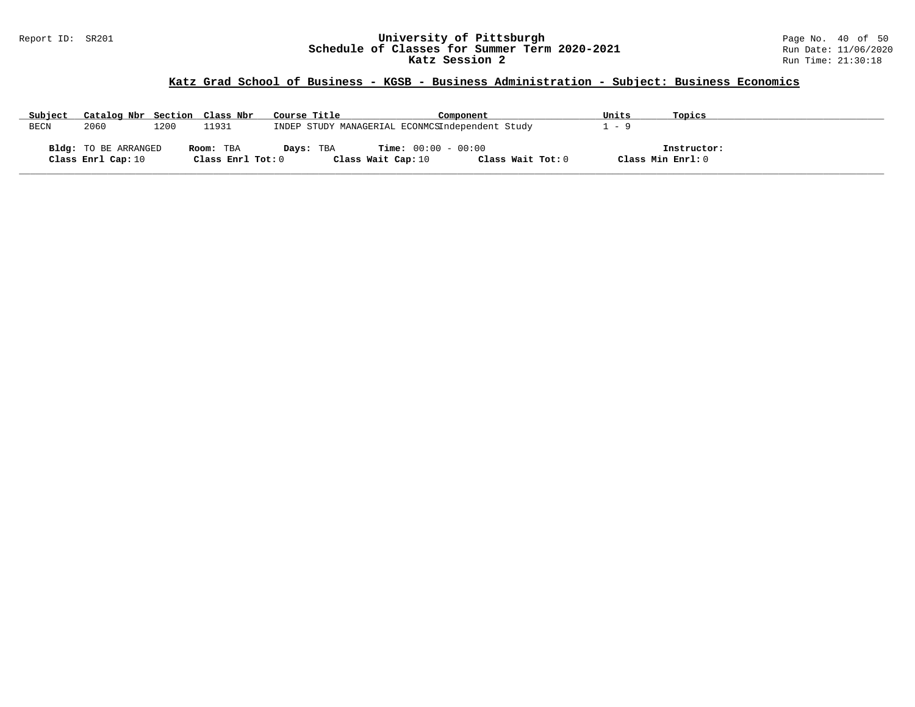## Katz Grad School of Business - KGSB - Business Administration - Subject: Business Economics

| Subject | Catalog Nbr | Section | Class Nbr | Course Title | Component | Units | Topics |
|---|---|---|---|---|---|---|---|
| BECN | 2060 | 1200 | 11931 | INDEP STUDY MANAGERIAL ECONMCS | Independent Study | 1 - 9 | |

**Bldg:** TO BE ARRANGED **Room:** TBA **Days:** TBA **Time:** 00:00 - 00:00 **Instructor:**

**Class Enrl Cap:** 10 **Class Enrl Tot:** 0 **Class Wait Cap:** 10 **Class Wait Tot:** 0 **Class Min Enrl:** 0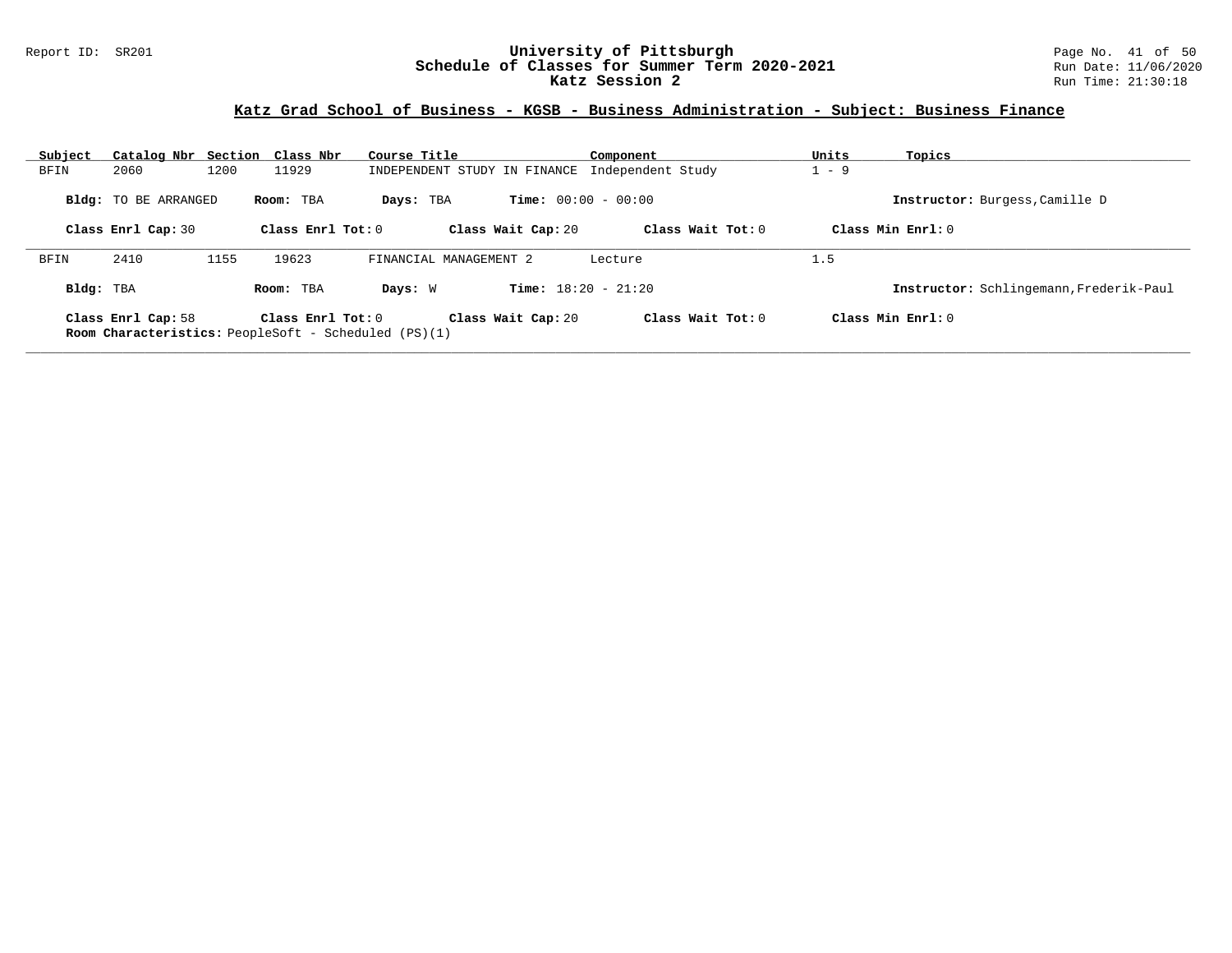# University of Pittsburgh
## Schedule of Classes for Summer Term 2020-2021
### Katz Session 2

Report ID: SR201

Run Date: 11/06/2020
Run Time: 21:30:18

## Katz Grad School of Business - KGSB - Business Administration - Subject: Business Finance

| Subject | Catalog Nbr | Section | Class Nbr | Course Title | Component | Units | Topics |
|---|---|---|---|---|---|---|---|
| BFIN | 2060 | 1200 | 11929 | INDEPENDENT STUDY IN FINANCE | Independent Study | 1 - 9 | |

**Bldg:** TO BE ARRANGED **Room:** TBA **Days:** TBA **Time:** 00:00 - 00:00 **Instructor:** Burgess,Camille D

**Class Enrl Cap:** 30 **Class Enrl Tot:** 0 **Class Wait Cap:** 20 **Class Wait Tot:** 0 **Class Min Enrl:** 0

---

| Subject | Catalog Nbr | Section | Class Nbr | Course Title | Component | Units | Topics |
|---|---|---|---|---|---|---|---|
| BFIN | 2410 | 1155 | 19623 | FINANCIAL MANAGEMENT 2 | Lecture | 1.5 | |

**Bldg:** TBA **Room:** TBA **Days:** W **Time:** 18:20 - 21:20 **Instructor:** Schlingemann,Frederik-Paul

**Class Enrl Cap:** 58 **Class Enrl Tot:** 0 **Class Wait Cap:** 20 **Class Wait Tot:** 0 **Class Min Enrl:** 0

**Room Characteristics:** PeopleSoft - Scheduled (PS)(1)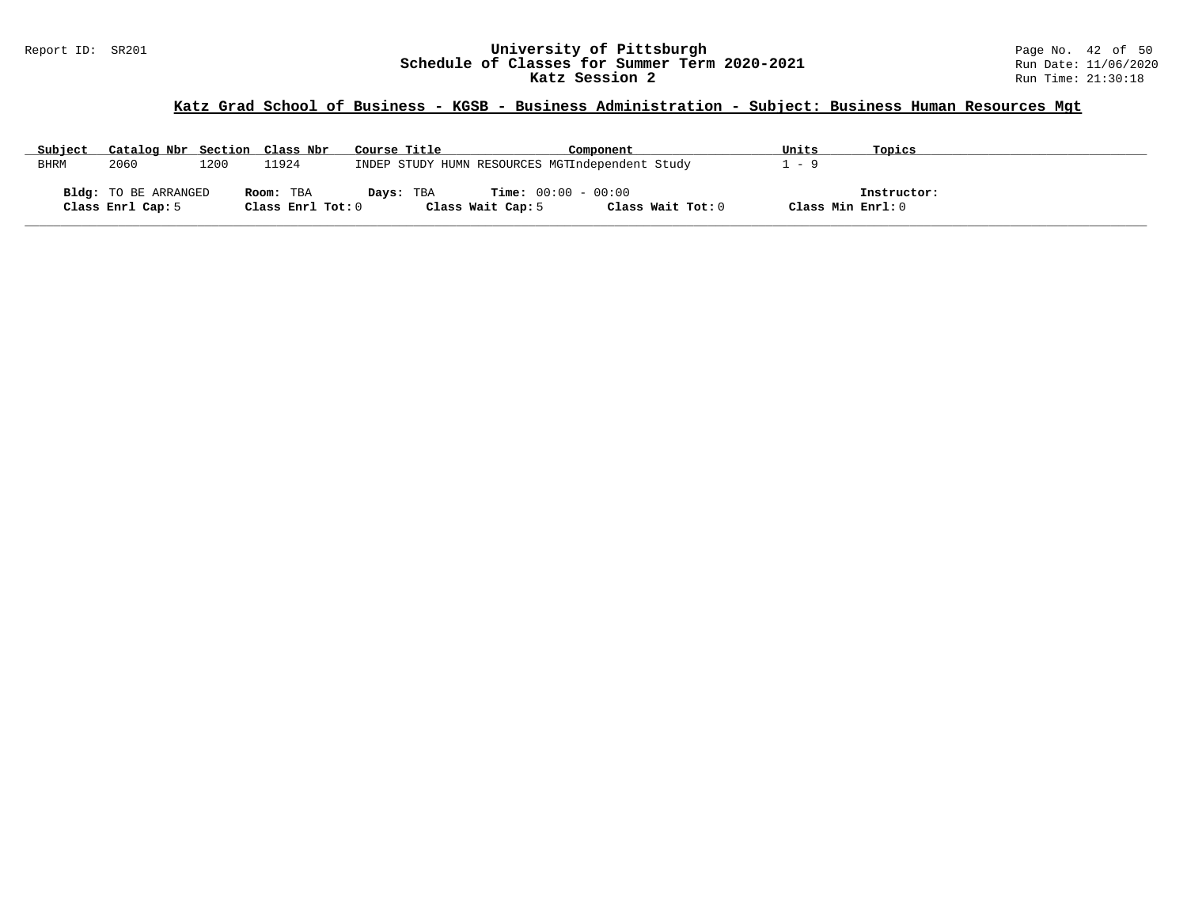## Katz Grad School of Business - KGSB - Business Administration - Subject: Business Human Resources Mgt

| Subject | Catalog Nbr | Section | Class Nbr | Course Title | Component | Units | Topics |
|---|---|---|---|---|---|---|---|
| BHRM | 2060 | 1200 | 11924 | INDEP STUDY HUMN RESOURCES MGT | Independent Study | 1 - 9 | |

**Bldg:** TO BE ARRANGED **Room:** TBA **Days:** TBA **Time:** 00:00 - 00:00 **Instructor:**
**Class Enrl Cap:** 5 **Class Enrl Tot:** 0 **Class Wait Cap:** 5 **Class Wait Tot:** 0 **Class Min Enrl:** 0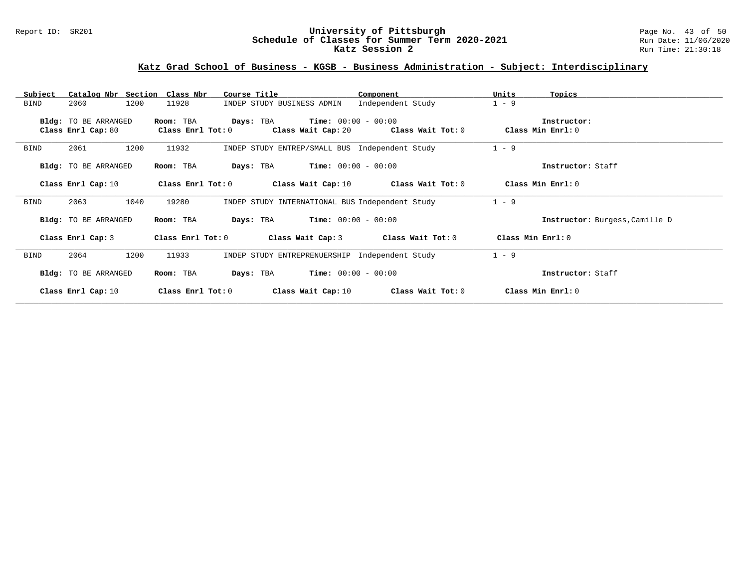# University of Pittsburgh
## Schedule of Classes for Summer Term 2020-2021
## Katz Session 2

Report ID: SR201 | Run Date: 11/06/2020 | Run Time: 21:30:18

### Katz Grad School of Business - KGSB - Business Administration - Subject: Interdisciplinary

| Subject | Catalog Nbr | Section | Class Nbr | Course Title | Component | Units | Topics |
|---|---|---|---|---|---|---|---|
| BIND | 2060 | 1200 | 11928 | INDEP STUDY BUSINESS ADMIN | Independent Study | 1 - 9 | |

**Bldg:** TO BE ARRANGED **Room:** TBA **Days:** TBA **Time:** 00:00 - 00:00 **Instructor:**
**Class Enrl Cap:** 80 **Class Enrl Tot:** 0 **Class Wait Cap:** 20 **Class Wait Tot:** 0 **Class Min Enrl:** 0

| Subject | Catalog Nbr | Section | Class Nbr | Course Title | Component | Units | Topics |
|---|---|---|---|---|---|---|---|
| BIND | 2061 | 1200 | 11932 | INDEP STUDY ENTREP/SMALL BUS | Independent Study | 1 - 9 | |

**Bldg:** TO BE ARRANGED **Room:** TBA **Days:** TBA **Time:** 00:00 - 00:00 **Instructor:** Staff
**Class Enrl Cap:** 10 **Class Enrl Tot:** 0 **Class Wait Cap:** 10 **Class Wait Tot:** 0 **Class Min Enrl:** 0

| Subject | Catalog Nbr | Section | Class Nbr | Course Title | Component | Units | Topics |
|---|---|---|---|---|---|---|---|
| BIND | 2063 | 1040 | 19280 | INDEP STUDY INTERNATIONAL BUS | Independent Study | 1 - 9 | |

**Bldg:** TO BE ARRANGED **Room:** TBA **Days:** TBA **Time:** 00:00 - 00:00 **Instructor:** Burgess,Camille D
**Class Enrl Cap:** 3 **Class Enrl Tot:** 0 **Class Wait Cap:** 3 **Class Wait Tot:** 0 **Class Min Enrl:** 0

| Subject | Catalog Nbr | Section | Class Nbr | Course Title | Component | Units | Topics |
|---|---|---|---|---|---|---|---|
| BIND | 2064 | 1200 | 11933 | INDEP STUDY ENTREPRENUERSHIP | Independent Study | 1 - 9 | |

**Bldg:** TO BE ARRANGED **Room:** TBA **Days:** TBA **Time:** 00:00 - 00:00 **Instructor:** Staff
**Class Enrl Cap:** 10 **Class Enrl Tot:** 0 **Class Wait Cap:** 10 **Class Wait Tot:** 0 **Class Min Enrl:** 0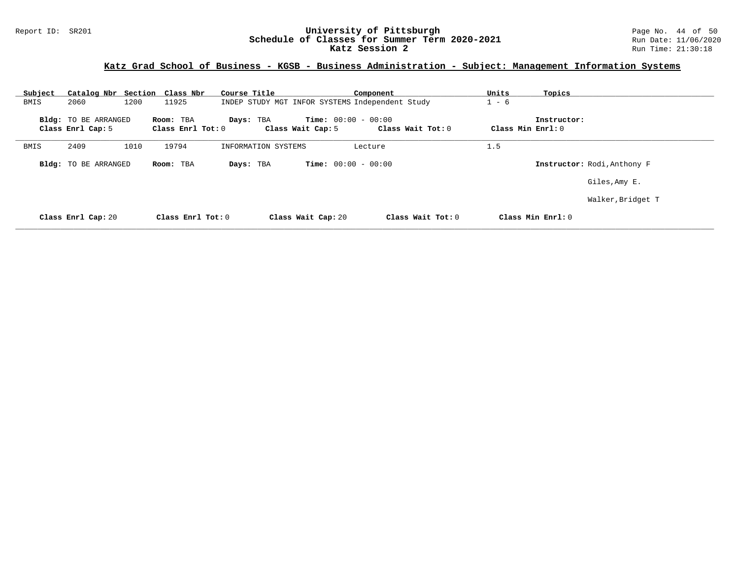University of Pittsburgh
Schedule of Classes for Summer Term 2020-2021
Katz Session 2

## Katz Grad School of Business - KGSB - Business Administration - Subject: Management Information Systems

| Subject | Catalog Nbr | Section | Class Nbr | Course Title | Component | Units | Topics |
|---|---|---|---|---|---|---|---|
| BMIS | 2060 | 1200 | 11925 | INDEP STUDY MGT INFOR SYSTEMS | Independent Study | 1 - 6 | |

**Bldg:** TO BE ARRANGED **Room:** TBA **Days:** TBA **Time:** 00:00 - 00:00 **Instructor:**
**Class Enrl Cap:** 5 **Class Enrl Tot:** 0 **Class Wait Cap:** 5 **Class Wait Tot:** 0 **Class Min Enrl:** 0

| Subject | Catalog Nbr | Section | Class Nbr | Course Title | Component | Units | Topics |
|---|---|---|---|---|---|---|---|
| BMIS | 2409 | 1010 | 19794 | INFORMATION SYSTEMS | Lecture | 1.5 | |

**Bldg:** TO BE ARRANGED **Room:** TBA **Days:** TBA **Time:** 00:00 - 00:00 **Instructor:** Rodi,Anthony F
Giles,Amy E.
Walker,Bridget T

**Class Enrl Cap:** 20 **Class Enrl Tot:** 0 **Class Wait Cap:** 20 **Class Wait Tot:** 0 **Class Min Enrl:** 0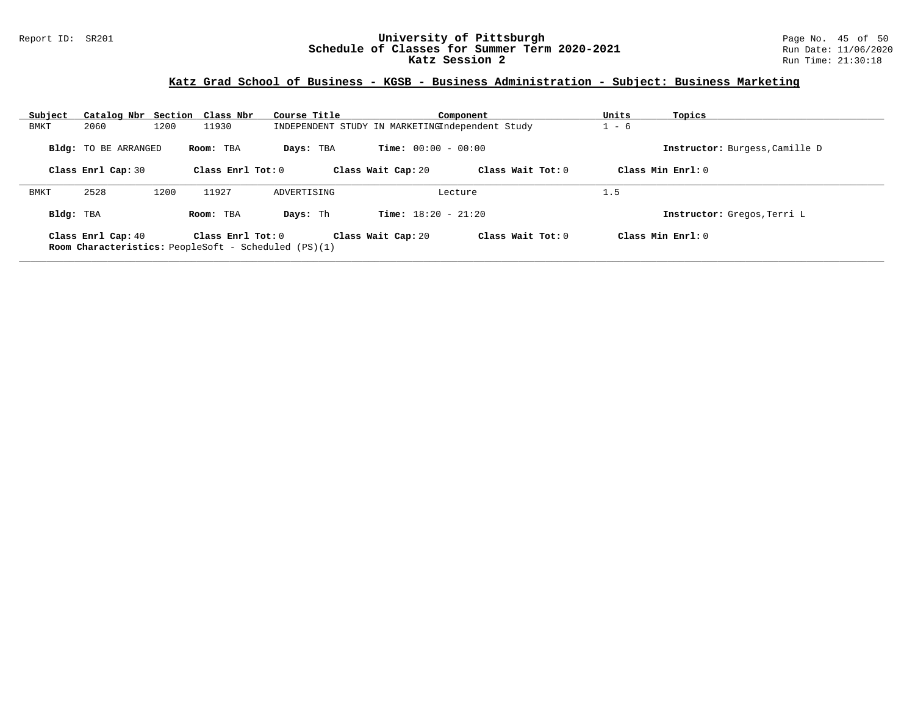## Katz Grad School of Business - KGSB - Business Administration - Subject: Business Marketing

| Subject | Catalog Nbr | Section | Class Nbr | Course Title | Component | Units | Topics |
|---|---|---|---|---|---|---|---|
| BMKT | 2060 | 1200 | 11930 | INDEPENDENT STUDY IN MARKETING | Independent Study | 1 - 6 | |

**Bldg:** TO BE ARRANGED **Room:** TBA **Days:** TBA **Time:** 00:00 - 00:00 **Instructor:** Burgess,Camille D

**Class Enrl Cap:** 30 **Class Enrl Tot:** 0 **Class Wait Cap:** 20 **Class Wait Tot:** 0 **Class Min Enrl:** 0

---

| Subject | Catalog Nbr | Section | Class Nbr | Course Title | Component | Units | Topics |
|---|---|---|---|---|---|---|---|
| BMKT | 2528 | 1200 | 11927 | ADVERTISING | Lecture | 1.5 | |

**Bldg:** TBA **Room:** TBA **Days:** Th **Time:** 18:20 - 21:20 **Instructor:** Gregos,Terri L

**Class Enrl Cap:** 40 **Class Enrl Tot:** 0 **Class Wait Cap:** 20 **Class Wait Tot:** 0 **Class Min Enrl:** 0

**Room Characteristics:** PeopleSoft - Scheduled (PS)(1)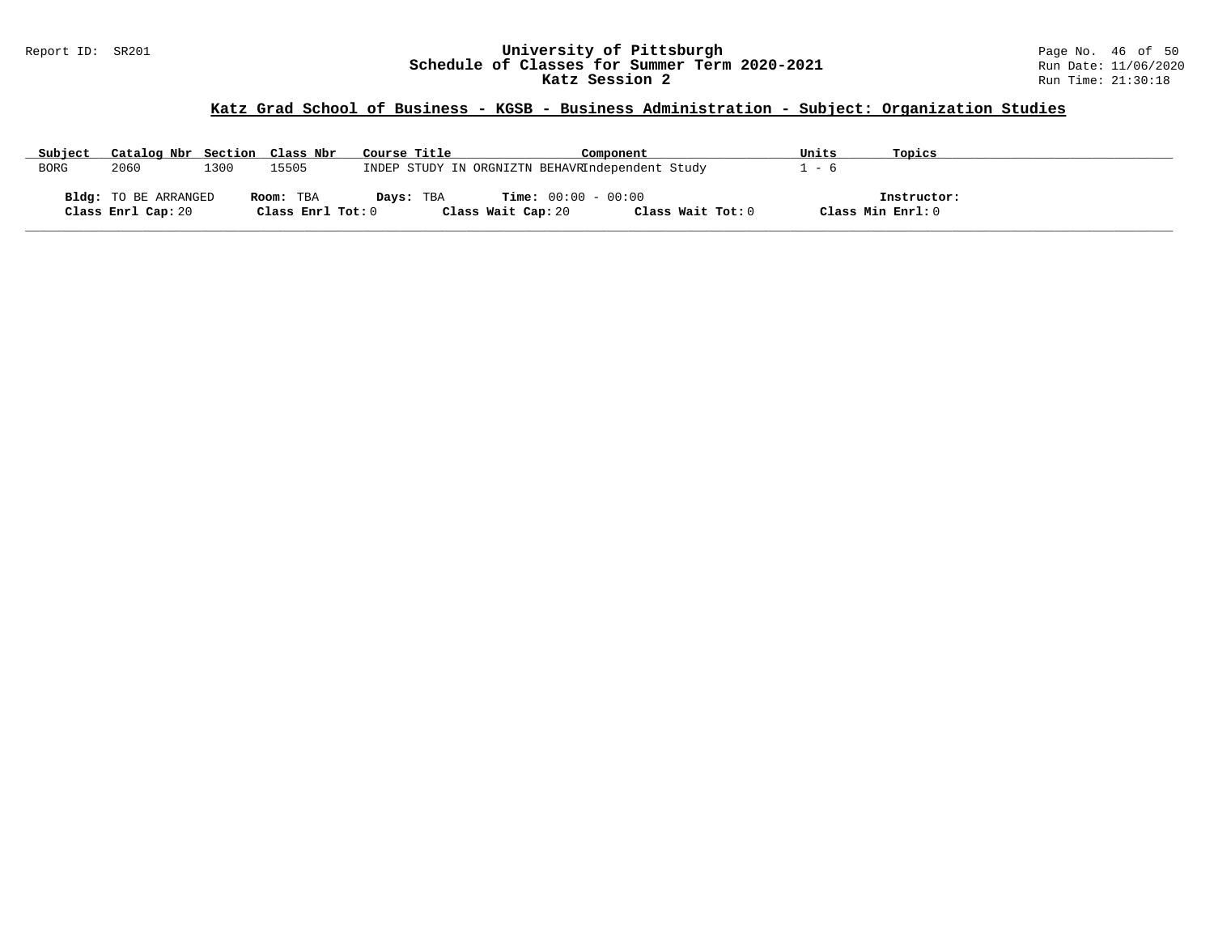## Katz Grad School of Business - KGSB - Business Administration - Subject: Organization Studies

| Subject | Catalog Nbr | Section | Class Nbr | Course Title | Component | Units | Topics |
|---|---|---|---|---|---|---|---|
| BORG | 2060 | 1300 | 15505 | INDEP STUDY IN ORGNIZTN BEHAVR | Independent Study | 1 - 6 | |

**Bldg:** TO BE ARRANGED **Room:** TBA **Days:** TBA **Time:** 00:00 - 00:00 **Instructor:**

**Class Enrl Cap:** 20 **Class Enrl Tot:** 0 **Class Wait Cap:** 20 **Class Wait Tot:** 0 **Class Min Enrl:** 0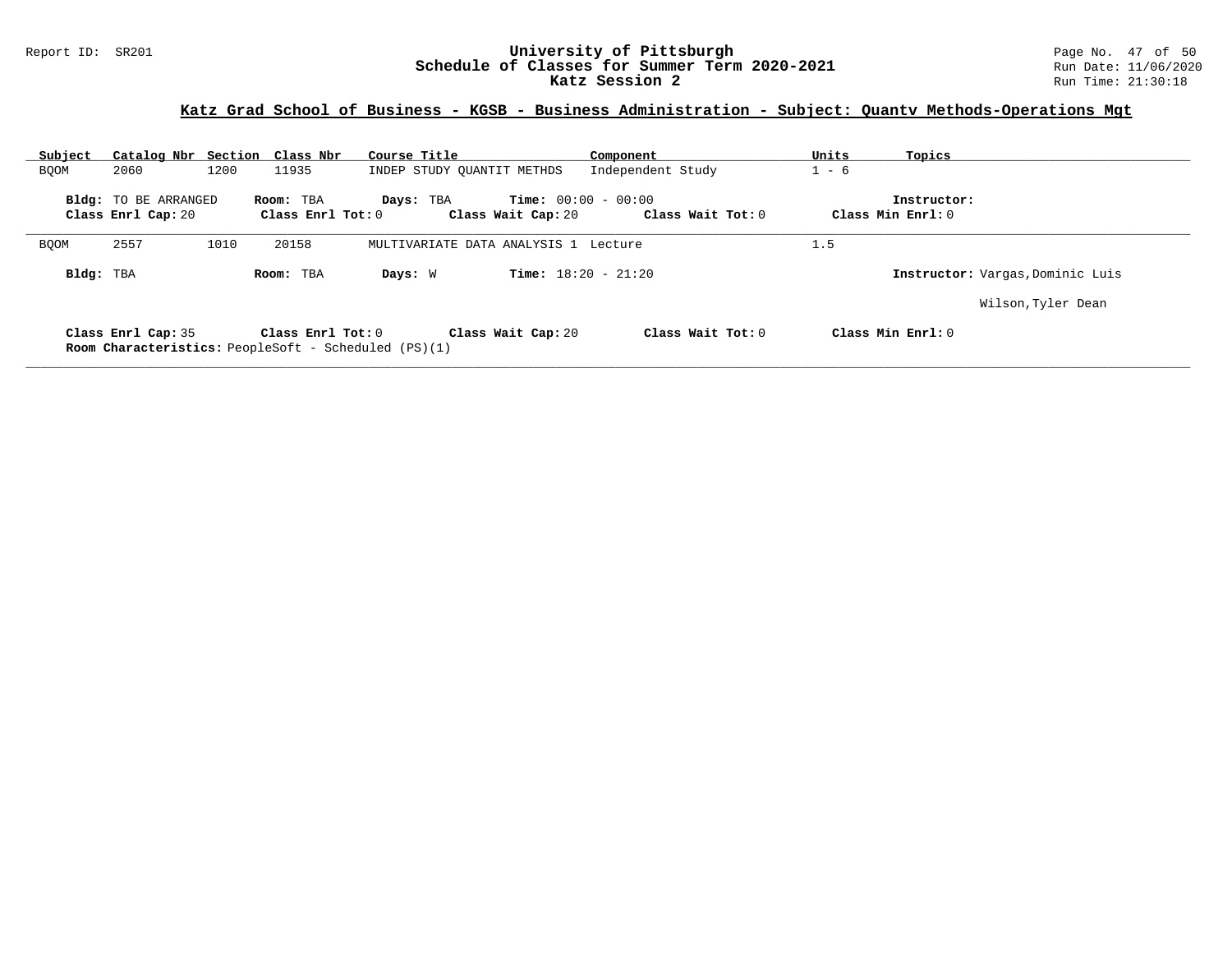# University of Pittsburgh
## Schedule of Classes for Summer Term 2020-2021
## Katz Session 2

Report ID: SR201

Run Date: 11/06/2020
Run Time: 21:30:18

### Katz Grad School of Business - KGSB - Business Administration - Subject: Quantv Methods-Operations Mgt

| Subject | Catalog Nbr | Section | Class Nbr | Course Title | Component | Units | Topics |
|---|---|---|---|---|---|---|---|
| BQOM | 2060 | 1200 | 11935 | INDEP STUDY QUANTIT METHDS | Independent Study | 1 - 6 | |

**Bldg:** TO BE ARRANGED **Room:** TBA **Days:** TBA **Time:** 00:00 - 00:00 **Instructor:**
**Class Enrl Cap:** 20 **Class Enrl Tot:** 0 **Class Wait Cap:** 20 **Class Wait Tot:** 0 **Class Min Enrl:** 0

| Subject | Catalog Nbr | Section | Class Nbr | Course Title | Component | Units | Topics |
|---|---|---|---|---|---|---|---|
| BQOM | 2557 | 1010 | 20158 | MULTIVARIATE DATA ANALYSIS 1 | Lecture | 1.5 | |

**Bldg:** TBA **Room:** TBA **Days:** W **Time:** 18:20 - 21:20 **Instructor:** Vargas,Dominic Luis
Wilson,Tyler Dean

**Class Enrl Cap:** 35 **Class Enrl Tot:** 0 **Class Wait Cap:** 20 **Class Wait Tot:** 0 **Class Min Enrl:** 0
**Room Characteristics:** PeopleSoft - Scheduled (PS)(1)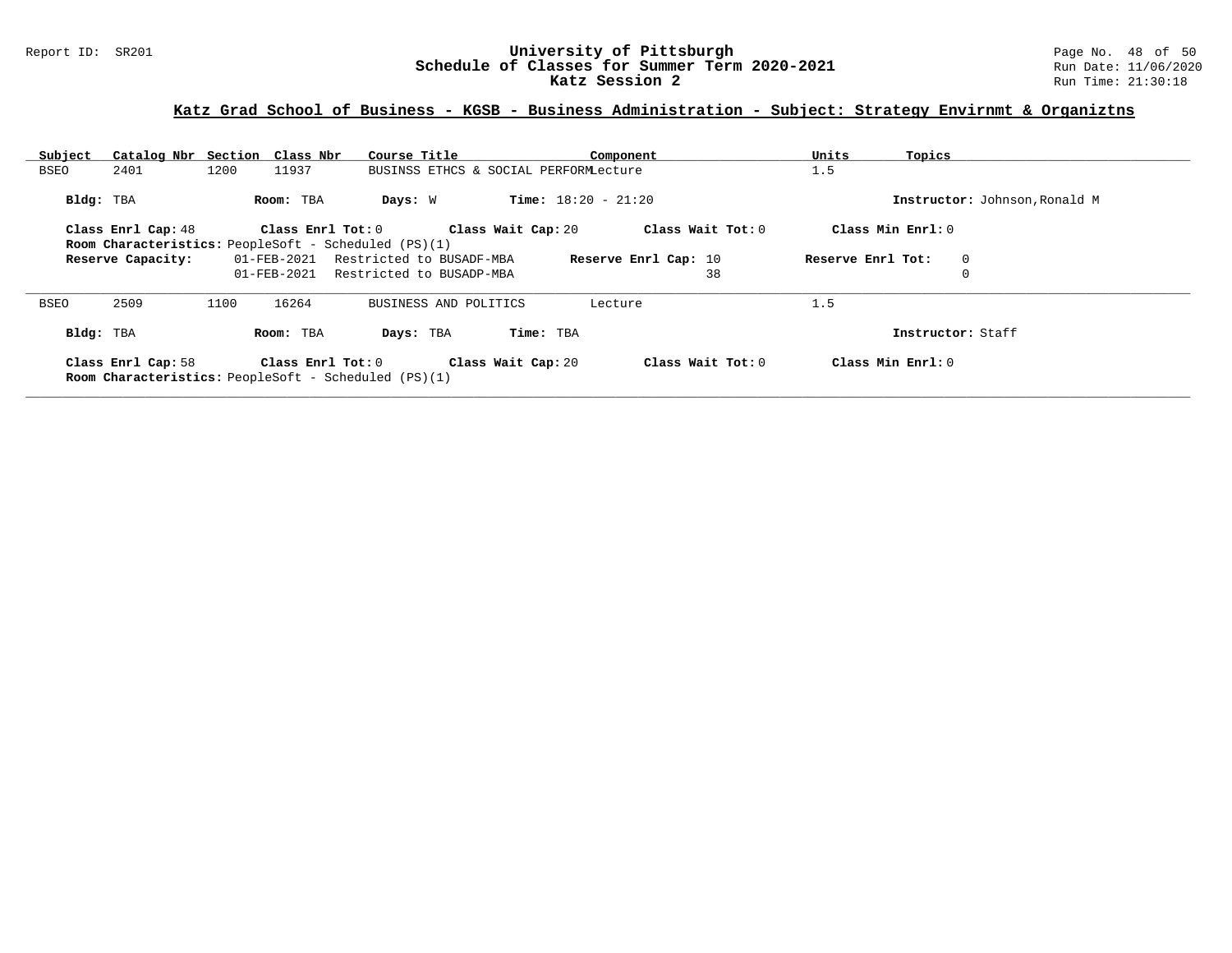## Katz Grad School of Business - KGSB - Business Administration - Subject: Strategy Envirnmt & Organiztns

| Subject | Catalog Nbr | Section | Class Nbr | Course Title | Component | Units | Topics |
|---|---|---|---|---|---|---|---|
| BSEO | 2401 | 1200 | 11937 | BUSINSS ETHCS & SOCIAL PERFORM | Lecture | 1.5 | |

**Bldg:** TBA **Room:** TBA **Days:** W **Time:** 18:20 - 21:20 **Instructor:** Johnson,Ronald M

**Class Enrl Cap:** 48 **Class Enrl Tot:** 0 **Class Wait Cap:** 20 **Class Wait Tot:** 0 **Class Min Enrl:** 0

**Room Characteristics:** PeopleSoft - Scheduled (PS)(1)

| Reserve Capacity: | Date | Restriction | Reserve Enrl Cap | Reserve Enrl Tot |
|---|---|---|---|---|
| | 01-FEB-2021 | Restricted to BUSADF-MBA | 10 | 0 |
| | 01-FEB-2021 | Restricted to BUSADP-MBA | 38 | 0 |

---

| Subject | Catalog Nbr | Section | Class Nbr | Course Title | Component | Units | Topics |
|---|---|---|---|---|---|---|---|
| BSEO | 2509 | 1100 | 16264 | BUSINESS AND POLITICS | Lecture | 1.5 | |

**Bldg:** TBA **Room:** TBA **Days:** TBA **Time:** TBA **Instructor:** Staff

**Class Enrl Cap:** 58 **Class Enrl Tot:** 0 **Class Wait Cap:** 20 **Class Wait Tot:** 0 **Class Min Enrl:** 0

**Room Characteristics:** PeopleSoft - Scheduled (PS)(1)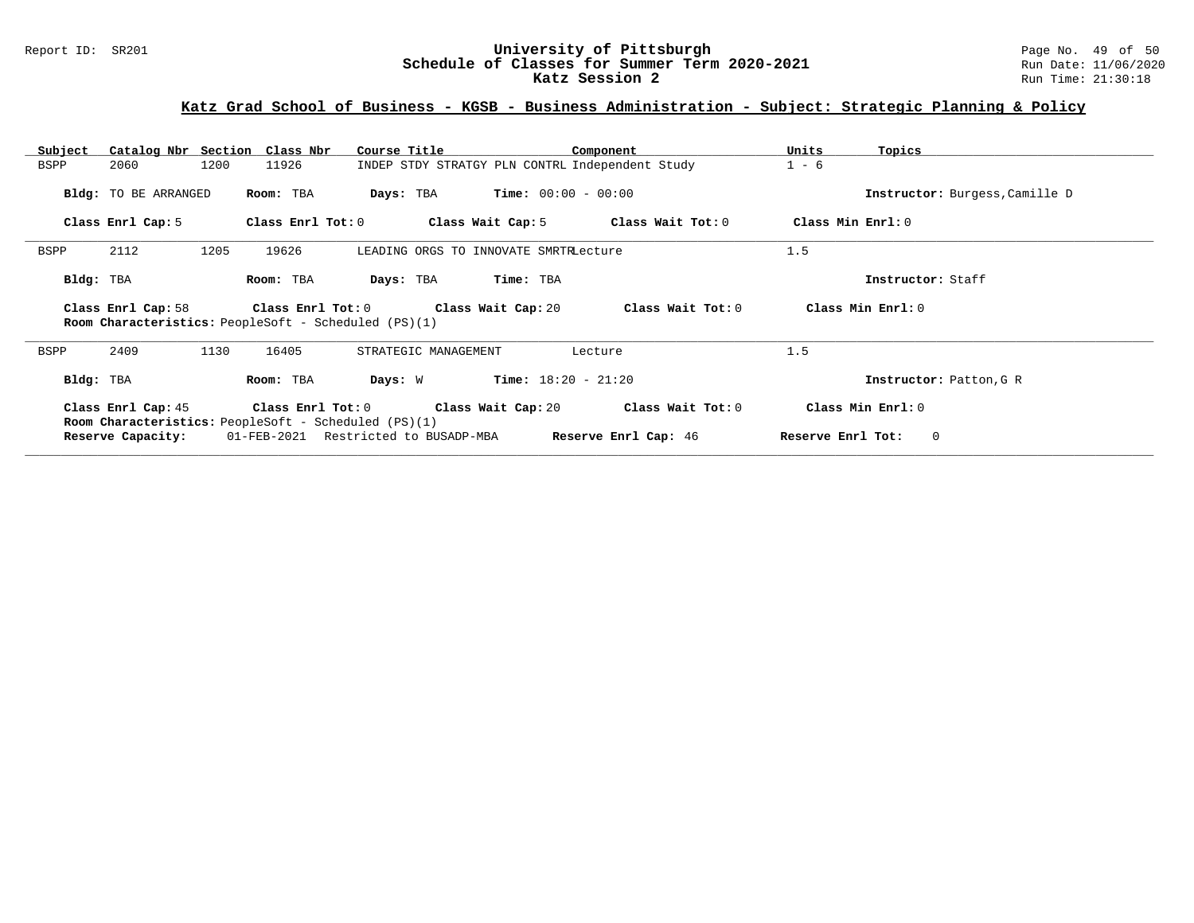# Katz Grad School of Business - KGSB - Business Administration - Subject: Strategic Planning & Policy

| Subject | Catalog Nbr | Section | Class Nbr | Course Title | Component | Units | Topics |
|---|---|---|---|---|---|---|---|
| BSPP | 2060 | 1200 | 11926 | INDEP STDY STRATGY PLN CONTRL | Independent Study | 1 - 6 | |

**Bldg:** TO BE ARRANGED **Room:** TBA **Days:** TBA **Time:** 00:00 - 00:00 **Instructor:** Burgess,Camille D

**Class Enrl Cap:** 5 **Class Enrl Tot:** 0 **Class Wait Cap:** 5 **Class Wait Tot:** 0 **Class Min Enrl:** 0

---

| Subject | Catalog Nbr | Section | Class Nbr | Course Title | Component | Units | Topics |
|---|---|---|---|---|---|---|---|
| BSPP | 2112 | 1205 | 19626 | LEADING ORGS TO INNOVATE SMRTR | Lecture | 1.5 | |

**Bldg:** TBA **Room:** TBA **Days:** TBA **Time:** TBA **Instructor:** Staff

**Class Enrl Cap:** 58 **Class Enrl Tot:** 0 **Class Wait Cap:** 20 **Class Wait Tot:** 0 **Class Min Enrl:** 0

**Room Characteristics:** PeopleSoft - Scheduled (PS)(1)

---

| Subject | Catalog Nbr | Section | Class Nbr | Course Title | Component | Units | Topics |
|---|---|---|---|---|---|---|---|
| BSPP | 2409 | 1130 | 16405 | STRATEGIC MANAGEMENT | Lecture | 1.5 | |

**Bldg:** TBA **Room:** TBA **Days:** W **Time:** 18:20 - 21:20 **Instructor:** Patton,G R

**Class Enrl Cap:** 45 **Class Enrl Tot:** 0 **Class Wait Cap:** 20 **Class Wait Tot:** 0 **Class Min Enrl:** 0

**Room Characteristics:** PeopleSoft - Scheduled (PS)(1)

**Reserve Capacity:** 01-FEB-2021 Restricted to BUSADP-MBA **Reserve Enrl Cap:** 46 **Reserve Enrl Tot:** 0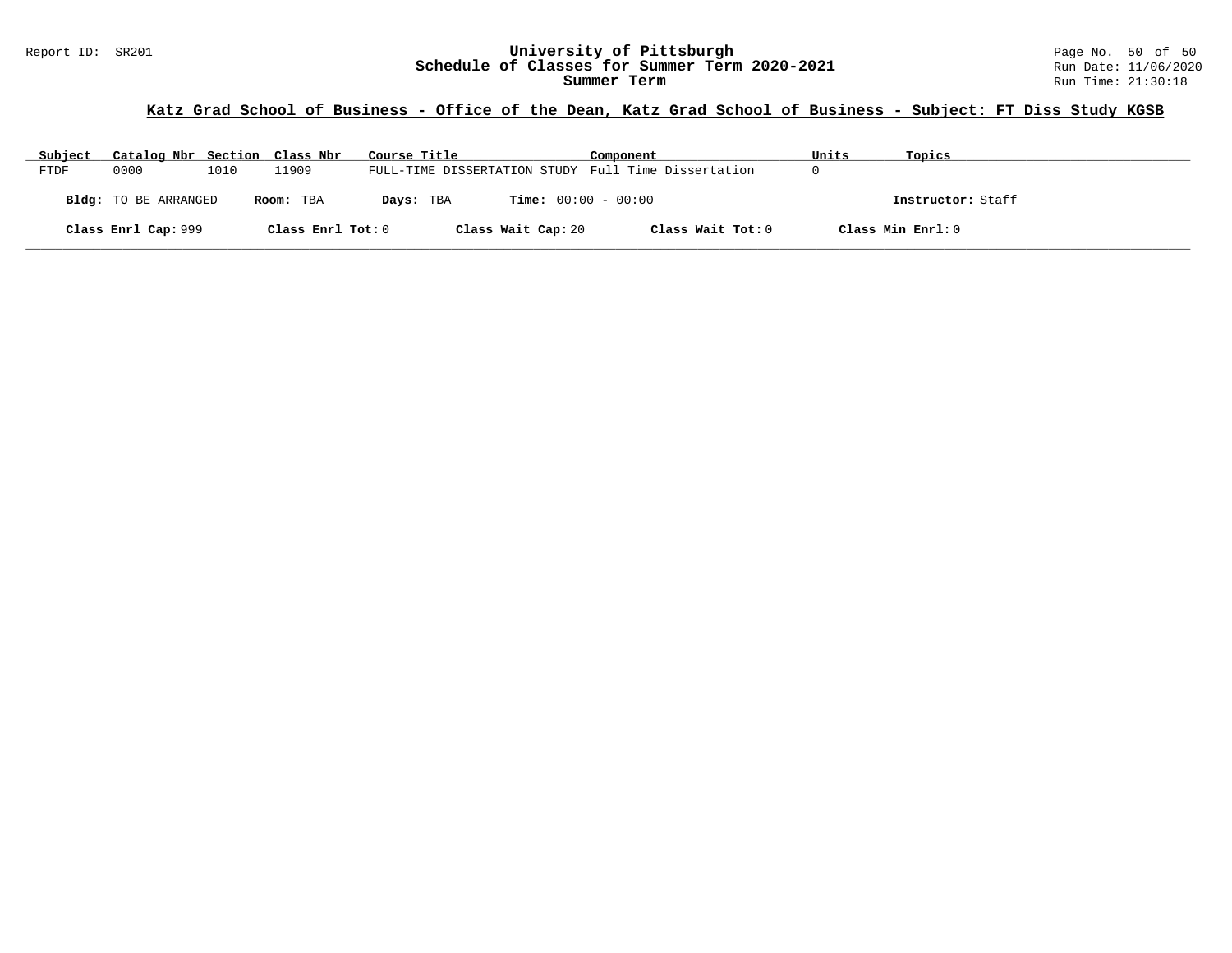## Katz Grad School of Business - Office of the Dean, Katz Grad School of Business - Subject: FT Diss Study KGSB

| Subject | Catalog Nbr | Section | Class Nbr | Course Title | Component | Units | Topics |
|---|---|---|---|---|---|---|---|
| FTDF | 0000 | 1010 | 11909 | FULL-TIME DISSERTATION STUDY | Full Time Dissertation | 0 | |

**Bldg:** TO BE ARRANGED **Room:** TBA **Days:** TBA **Time:** 00:00 - 00:00 **Instructor:** Staff

**Class Enrl Cap:** 999 **Class Enrl Tot:** 0 **Class Wait Cap:** 20 **Class Wait Tot:** 0 **Class Min Enrl:** 0